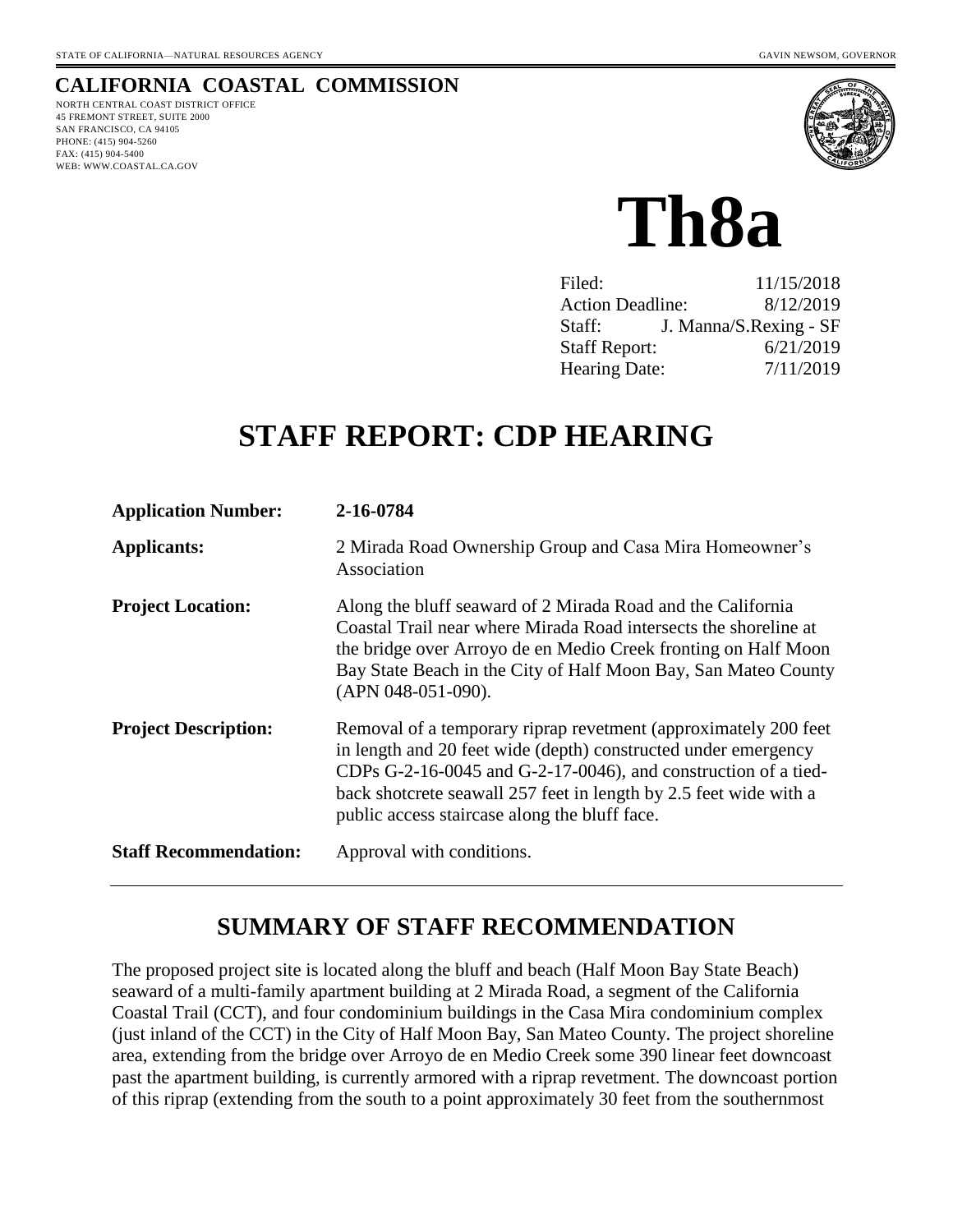STATE OF CALIFORNIA—NATURAL RESOURCES AGENCY GAVIN NEWSOM, GOVERNOR

**CALIFORNIA COASTAL COMMISSION**

NORTH CENTRAL COAST DISTRICT OFFICE
45 FREMONT STREET, SUITE 2000
SAN FRANCISCO, CA 94105
PHONE: (415) 904-5260
FAX: (415) 904-5400
WEB: WWW.COASTAL.CA.GOV

# Th8a

| | |
|---|---|
| Filed: | 11/15/2018 |
| Action Deadline: | 8/12/2019 |
| Staff: | J. Manna/S.Rexing - SF |
| Staff Report: | 6/21/2019 |
| Hearing Date: | 7/11/2019 |

# STAFF REPORT: CDP HEARING

| | |
|---|---|
| **Application Number:** | **2-16-0784** |
| **Applicants:** | 2 Mirada Road Ownership Group and Casa Mira Homeowner's Association |
| **Project Location:** | Along the bluff seaward of 2 Mirada Road and the California Coastal Trail near where Mirada Road intersects the shoreline at the bridge over Arroyo de en Medio Creek fronting on Half Moon Bay State Beach in the City of Half Moon Bay, San Mateo County (APN 048-051-090). |
| **Project Description:** | Removal of a temporary riprap revetment (approximately 200 feet in length and 20 feet wide (depth) constructed under emergency CDPs G-2-16-0045 and G-2-17-0046), and construction of a tied-back shotcrete seawall 257 feet in length by 2.5 feet wide with a public access staircase along the bluff face. |
| **Staff Recommendation:** | Approval with conditions. |

## SUMMARY OF STAFF RECOMMENDATION

The proposed project site is located along the bluff and beach (Half Moon Bay State Beach) seaward of a multi-family apartment building at 2 Mirada Road, a segment of the California Coastal Trail (CCT), and four condominium buildings in the Casa Mira condominium complex (just inland of the CCT) in the City of Half Moon Bay, San Mateo County. The project shoreline area, extending from the bridge over Arroyo de en Medio Creek some 390 linear feet downcoast past the apartment building, is currently armored with a riprap revetment. The downcoast portion of this riprap (extending from the south to a point approximately 30 feet from the southernmost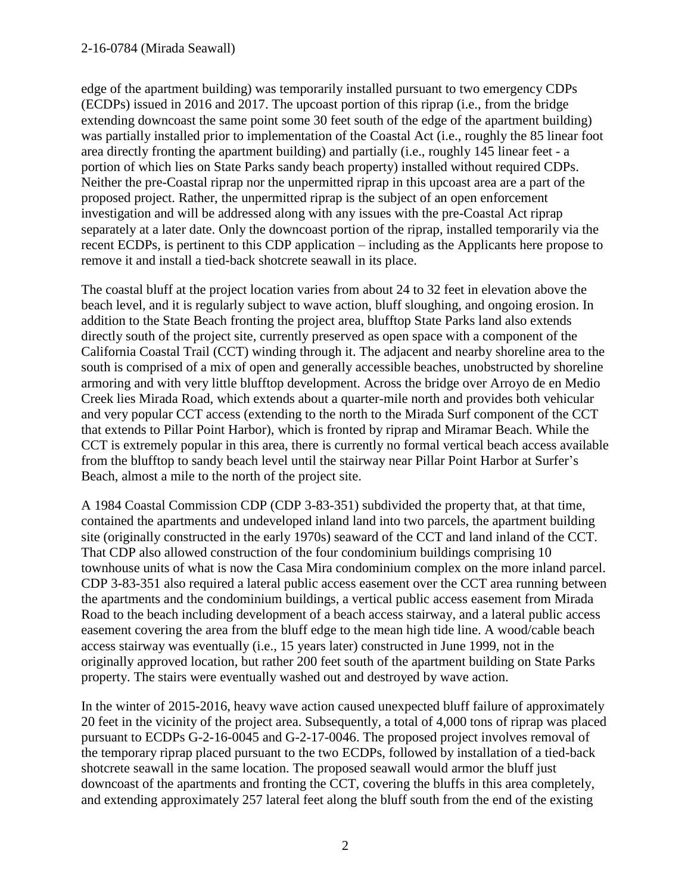edge of the apartment building) was temporarily installed pursuant to two emergency CDPs (ECDPs) issued in 2016 and 2017. The upcoast portion of this riprap (i.e., from the bridge extending downcoast the same point some 30 feet south of the edge of the apartment building) was partially installed prior to implementation of the Coastal Act (i.e., roughly the 85 linear foot area directly fronting the apartment building) and partially (i.e., roughly 145 linear feet - a portion of which lies on State Parks sandy beach property) installed without required CDPs. Neither the pre-Coastal riprap nor the unpermitted riprap in this upcoast area are a part of the proposed project. Rather, the unpermitted riprap is the subject of an open enforcement investigation and will be addressed along with any issues with the pre-Coastal Act riprap separately at a later date. Only the downcoast portion of the riprap, installed temporarily via the recent ECDPs, is pertinent to this CDP application – including as the Applicants here propose to remove it and install a tied-back shotcrete seawall in its place.

The coastal bluff at the project location varies from about 24 to 32 feet in elevation above the beach level, and it is regularly subject to wave action, bluff sloughing, and ongoing erosion. In addition to the State Beach fronting the project area, blufftop State Parks land also extends directly south of the project site, currently preserved as open space with a component of the California Coastal Trail (CCT) winding through it. The adjacent and nearby shoreline area to the south is comprised of a mix of open and generally accessible beaches, unobstructed by shoreline armoring and with very little blufftop development. Across the bridge over Arroyo de en Medio Creek lies Mirada Road, which extends about a quarter-mile north and provides both vehicular and very popular CCT access (extending to the north to the Mirada Surf component of the CCT that extends to Pillar Point Harbor), which is fronted by riprap and Miramar Beach. While the CCT is extremely popular in this area, there is currently no formal vertical beach access available from the blufftop to sandy beach level until the stairway near Pillar Point Harbor at Surfer's Beach, almost a mile to the north of the project site.

A 1984 Coastal Commission CDP (CDP 3-83-351) subdivided the property that, at that time, contained the apartments and undeveloped inland land into two parcels, the apartment building site (originally constructed in the early 1970s) seaward of the CCT and land inland of the CCT. That CDP also allowed construction of the four condominium buildings comprising 10 townhouse units of what is now the Casa Mira condominium complex on the more inland parcel. CDP 3-83-351 also required a lateral public access easement over the CCT area running between the apartments and the condominium buildings, a vertical public access easement from Mirada Road to the beach including development of a beach access stairway, and a lateral public access easement covering the area from the bluff edge to the mean high tide line. A wood/cable beach access stairway was eventually (i.e., 15 years later) constructed in June 1999, not in the originally approved location, but rather 200 feet south of the apartment building on State Parks property. The stairs were eventually washed out and destroyed by wave action.

In the winter of 2015-2016, heavy wave action caused unexpected bluff failure of approximately 20 feet in the vicinity of the project area. Subsequently, a total of 4,000 tons of riprap was placed pursuant to ECDPs G-2-16-0045 and G-2-17-0046. The proposed project involves removal of the temporary riprap placed pursuant to the two ECDPs, followed by installation of a tied-back shotcrete seawall in the same location. The proposed seawall would armor the bluff just downcoast of the apartments and fronting the CCT, covering the bluffs in this area completely, and extending approximately 257 lateral feet along the bluff south from the end of the existing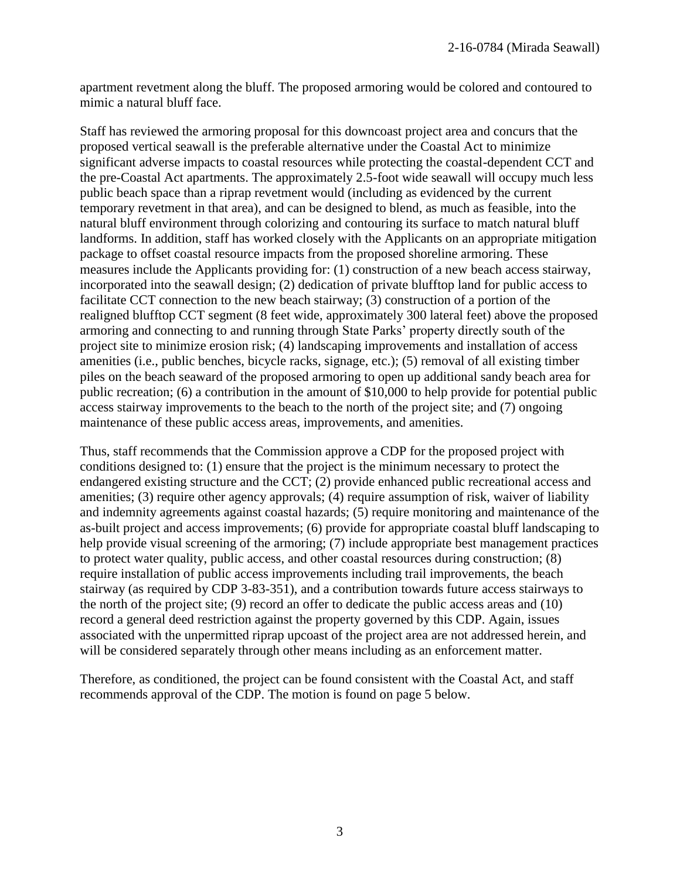apartment revetment along the bluff. The proposed armoring would be colored and contoured to mimic a natural bluff face.

Staff has reviewed the armoring proposal for this downcoast project area and concurs that the proposed vertical seawall is the preferable alternative under the Coastal Act to minimize significant adverse impacts to coastal resources while protecting the coastal-dependent CCT and the pre-Coastal Act apartments. The approximately 2.5-foot wide seawall will occupy much less public beach space than a riprap revetment would (including as evidenced by the current temporary revetment in that area), and can be designed to blend, as much as feasible, into the natural bluff environment through colorizing and contouring its surface to match natural bluff landforms. In addition, staff has worked closely with the Applicants on an appropriate mitigation package to offset coastal resource impacts from the proposed shoreline armoring. These measures include the Applicants providing for: (1) construction of a new beach access stairway, incorporated into the seawall design; (2) dedication of private blufftop land for public access to facilitate CCT connection to the new beach stairway; (3) construction of a portion of the realigned blufftop CCT segment (8 feet wide, approximately 300 lateral feet) above the proposed armoring and connecting to and running through State Parks' property directly south of the project site to minimize erosion risk; (4) landscaping improvements and installation of access amenities (i.e., public benches, bicycle racks, signage, etc.); (5) removal of all existing timber piles on the beach seaward of the proposed armoring to open up additional sandy beach area for public recreation; (6) a contribution in the amount of $10,000 to help provide for potential public access stairway improvements to the beach to the north of the project site; and (7) ongoing maintenance of these public access areas, improvements, and amenities.

Thus, staff recommends that the Commission approve a CDP for the proposed project with conditions designed to: (1) ensure that the project is the minimum necessary to protect the endangered existing structure and the CCT; (2) provide enhanced public recreational access and amenities; (3) require other agency approvals; (4) require assumption of risk, waiver of liability and indemnity agreements against coastal hazards; (5) require monitoring and maintenance of the as-built project and access improvements; (6) provide for appropriate coastal bluff landscaping to help provide visual screening of the armoring; (7) include appropriate best management practices to protect water quality, public access, and other coastal resources during construction; (8) require installation of public access improvements including trail improvements, the beach stairway (as required by CDP 3-83-351), and a contribution towards future access stairways to the north of the project site; (9) record an offer to dedicate the public access areas and (10) record a general deed restriction against the property governed by this CDP. Again, issues associated with the unpermitted riprap upcoast of the project area are not addressed herein, and will be considered separately through other means including as an enforcement matter.

Therefore, as conditioned, the project can be found consistent with the Coastal Act, and staff recommends approval of the CDP. The motion is found on page 5 below.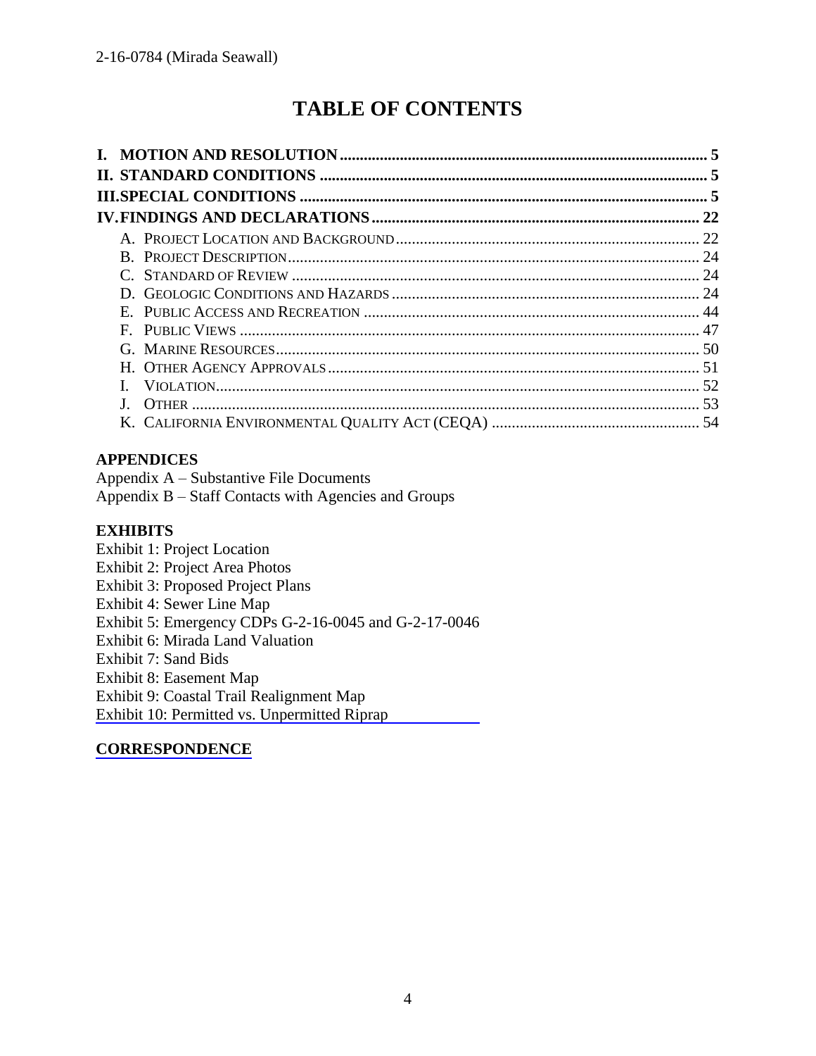# TABLE OF CONTENTS

**I. MOTION AND RESOLUTION** ........................................ **5**
**II. STANDARD CONDITIONS** ........................................ **5**
**III. SPECIAL CONDITIONS** ........................................ **5**
**IV. FINDINGS AND DECLARATIONS** ........................................ **22**

- A. PROJECT LOCATION AND BACKGROUND ........................................ 22
- B. PROJECT DESCRIPTION ........................................ 24
- C. STANDARD OF REVIEW ........................................ 24
- D. GEOLOGIC CONDITIONS AND HAZARDS ........................................ 24
- E. PUBLIC ACCESS AND RECREATION ........................................ 44
- F. PUBLIC VIEWS ........................................ 47
- G. MARINE RESOURCES ........................................ 50
- H. OTHER AGENCY APPROVALS ........................................ 51
- I. VIOLATION ........................................ 52
- J. OTHER ........................................ 53
- K. CALIFORNIA ENVIRONMENTAL QUALITY ACT (CEQA) ........................................ 54

**APPENDICES**

Appendix A – Substantive File Documents
Appendix B – Staff Contacts with Agencies and Groups

**EXHIBITS**

Exhibit 1: Project Location
Exhibit 2: Project Area Photos
Exhibit 3: Proposed Project Plans
Exhibit 4: Sewer Line Map
Exhibit 5: Emergency CDPs G-2-16-0045 and G-2-17-0046
Exhibit 6: Mirada Land Valuation
Exhibit 7: Sand Bids
Exhibit 8: Easement Map
Exhibit 9: Coastal Trail Realignment Map
Exhibit 10: Permitted vs. Unpermitted Riprap

**CORRESPONDENCE**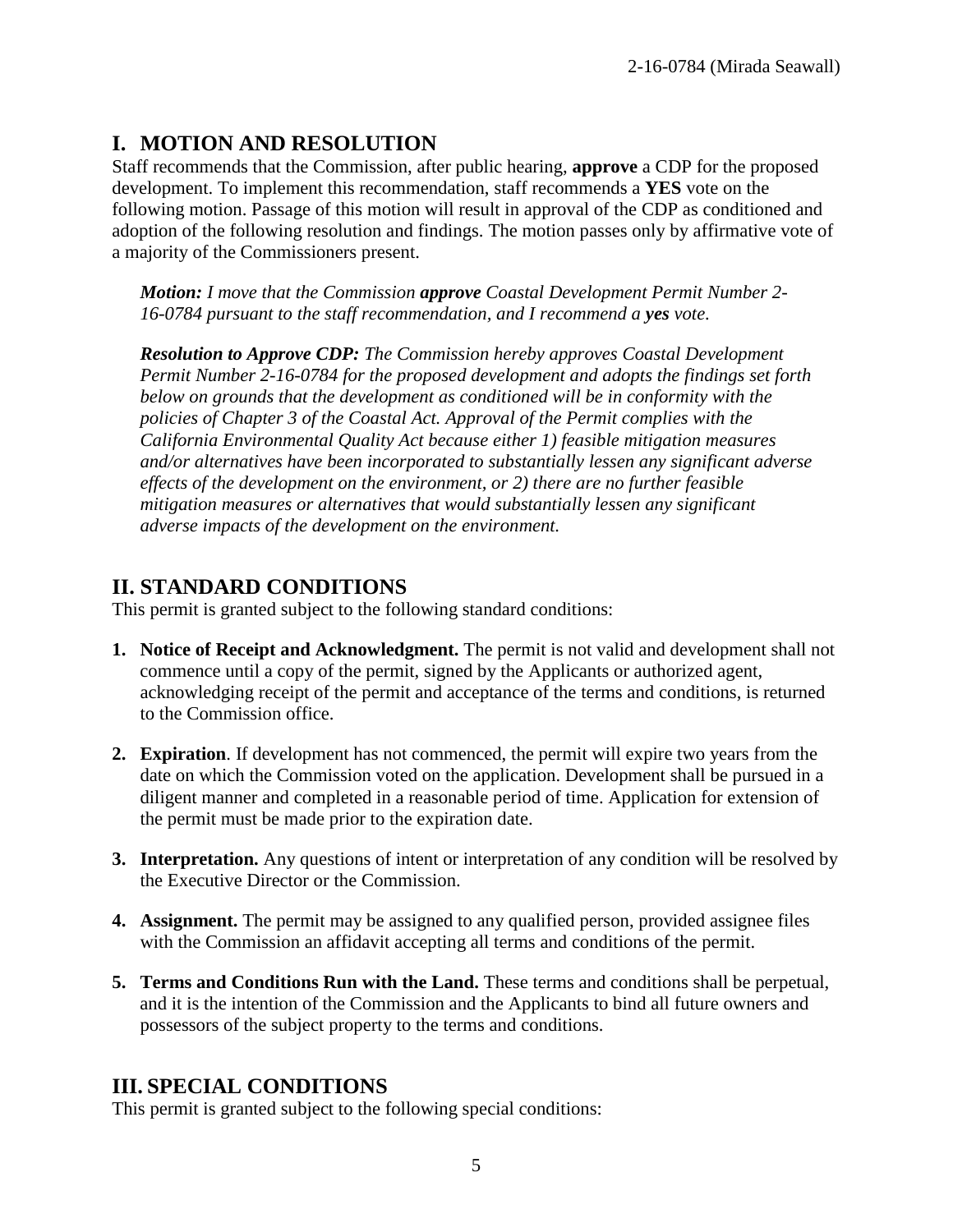## I. MOTION AND RESOLUTION

Staff recommends that the Commission, after public hearing, **approve** a CDP for the proposed development. To implement this recommendation, staff recommends a **YES** vote on the following motion. Passage of this motion will result in approval of the CDP as conditioned and adoption of the following resolution and findings. The motion passes only by affirmative vote of a majority of the Commissioners present.

> ***Motion:*** *I move that the Commission **approve** Coastal Development Permit Number 2-16-0784 pursuant to the staff recommendation, and I recommend a **yes** vote.*
>
> ***Resolution to Approve CDP:*** *The Commission hereby approves Coastal Development Permit Number 2-16-0784 for the proposed development and adopts the findings set forth below on grounds that the development as conditioned will be in conformity with the policies of Chapter 3 of the Coastal Act. Approval of the Permit complies with the California Environmental Quality Act because either 1) feasible mitigation measures and/or alternatives have been incorporated to substantially lessen any significant adverse effects of the development on the environment, or 2) there are no further feasible mitigation measures or alternatives that would substantially lessen any significant adverse impacts of the development on the environment.*

## II. STANDARD CONDITIONS

This permit is granted subject to the following standard conditions:

1. **Notice of Receipt and Acknowledgment.** The permit is not valid and development shall not commence until a copy of the permit, signed by the Applicants or authorized agent, acknowledging receipt of the permit and acceptance of the terms and conditions, is returned to the Commission office.

2. **Expiration**. If development has not commenced, the permit will expire two years from the date on which the Commission voted on the application. Development shall be pursued in a diligent manner and completed in a reasonable period of time. Application for extension of the permit must be made prior to the expiration date.

3. **Interpretation.** Any questions of intent or interpretation of any condition will be resolved by the Executive Director or the Commission.

4. **Assignment.** The permit may be assigned to any qualified person, provided assignee files with the Commission an affidavit accepting all terms and conditions of the permit.

5. **Terms and Conditions Run with the Land.** These terms and conditions shall be perpetual, and it is the intention of the Commission and the Applicants to bind all future owners and possessors of the subject property to the terms and conditions.

## III. SPECIAL CONDITIONS

This permit is granted subject to the following special conditions: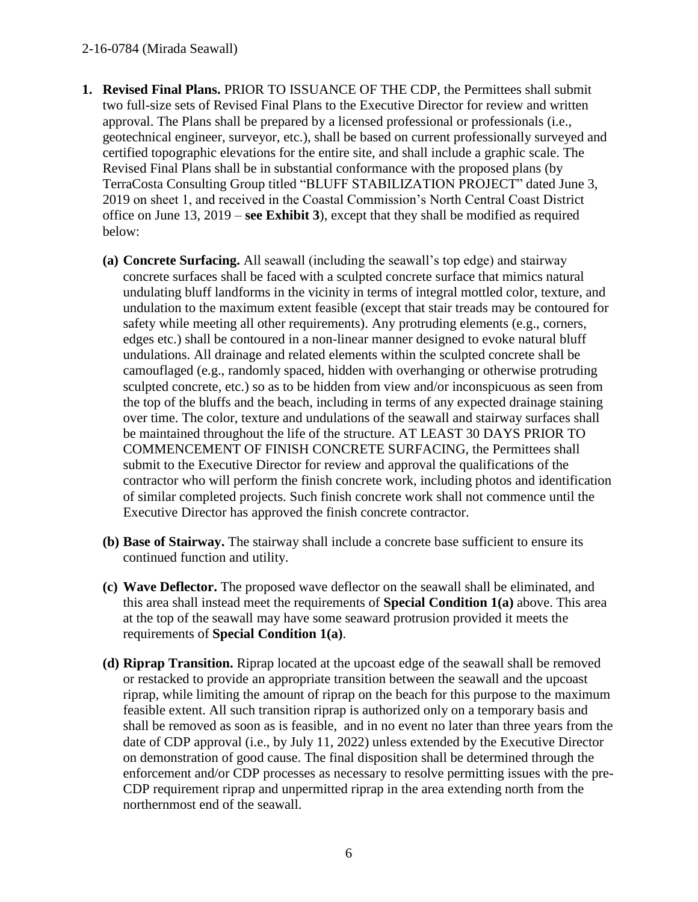1. **Revised Final Plans.** PRIOR TO ISSUANCE OF THE CDP, the Permittees shall submit two full-size sets of Revised Final Plans to the Executive Director for review and written approval. The Plans shall be prepared by a licensed professional or professionals (i.e., geotechnical engineer, surveyor, etc.), shall be based on current professionally surveyed and certified topographic elevations for the entire site, and shall include a graphic scale. The Revised Final Plans shall be in substantial conformance with the proposed plans (by TerraCosta Consulting Group titled "BLUFF STABILIZATION PROJECT" dated June 3, 2019 on sheet 1, and received in the Coastal Commission's North Central Coast District office on June 13, 2019 – **see Exhibit 3**), except that they shall be modified as required below:

   **(a) Concrete Surfacing.** All seawall (including the seawall's top edge) and stairway concrete surfaces shall be faced with a sculpted concrete surface that mimics natural undulating bluff landforms in the vicinity in terms of integral mottled color, texture, and undulation to the maximum extent feasible (except that stair treads may be contoured for safety while meeting all other requirements). Any protruding elements (e.g., corners, edges etc.) shall be contoured in a non-linear manner designed to evoke natural bluff undulations. All drainage and related elements within the sculpted concrete shall be camouflaged (e.g., randomly spaced, hidden with overhanging or otherwise protruding sculpted concrete, etc.) so as to be hidden from view and/or inconspicuous as seen from the top of the bluffs and the beach, including in terms of any expected drainage staining over time. The color, texture and undulations of the seawall and stairway surfaces shall be maintained throughout the life of the structure. AT LEAST 30 DAYS PRIOR TO COMMENCEMENT OF FINISH CONCRETE SURFACING, the Permittees shall submit to the Executive Director for review and approval the qualifications of the contractor who will perform the finish concrete work, including photos and identification of similar completed projects. Such finish concrete work shall not commence until the Executive Director has approved the finish concrete contractor.

   **(b) Base of Stairway.** The stairway shall include a concrete base sufficient to ensure its continued function and utility.

   **(c) Wave Deflector.** The proposed wave deflector on the seawall shall be eliminated, and this area shall instead meet the requirements of **Special Condition 1(a)** above. This area at the top of the seawall may have some seaward protrusion provided it meets the requirements of **Special Condition 1(a)**.

   **(d) Riprap Transition.** Riprap located at the upcoast edge of the seawall shall be removed or restacked to provide an appropriate transition between the seawall and the upcoast riprap, while limiting the amount of riprap on the beach for this purpose to the maximum feasible extent. All such transition riprap is authorized only on a temporary basis and shall be removed as soon as is feasible, and in no event no later than three years from the date of CDP approval (i.e., by July 11, 2022) unless extended by the Executive Director on demonstration of good cause. The final disposition shall be determined through the enforcement and/or CDP processes as necessary to resolve permitting issues with the pre-CDP requirement riprap and unpermitted riprap in the area extending north from the northernmost end of the seawall.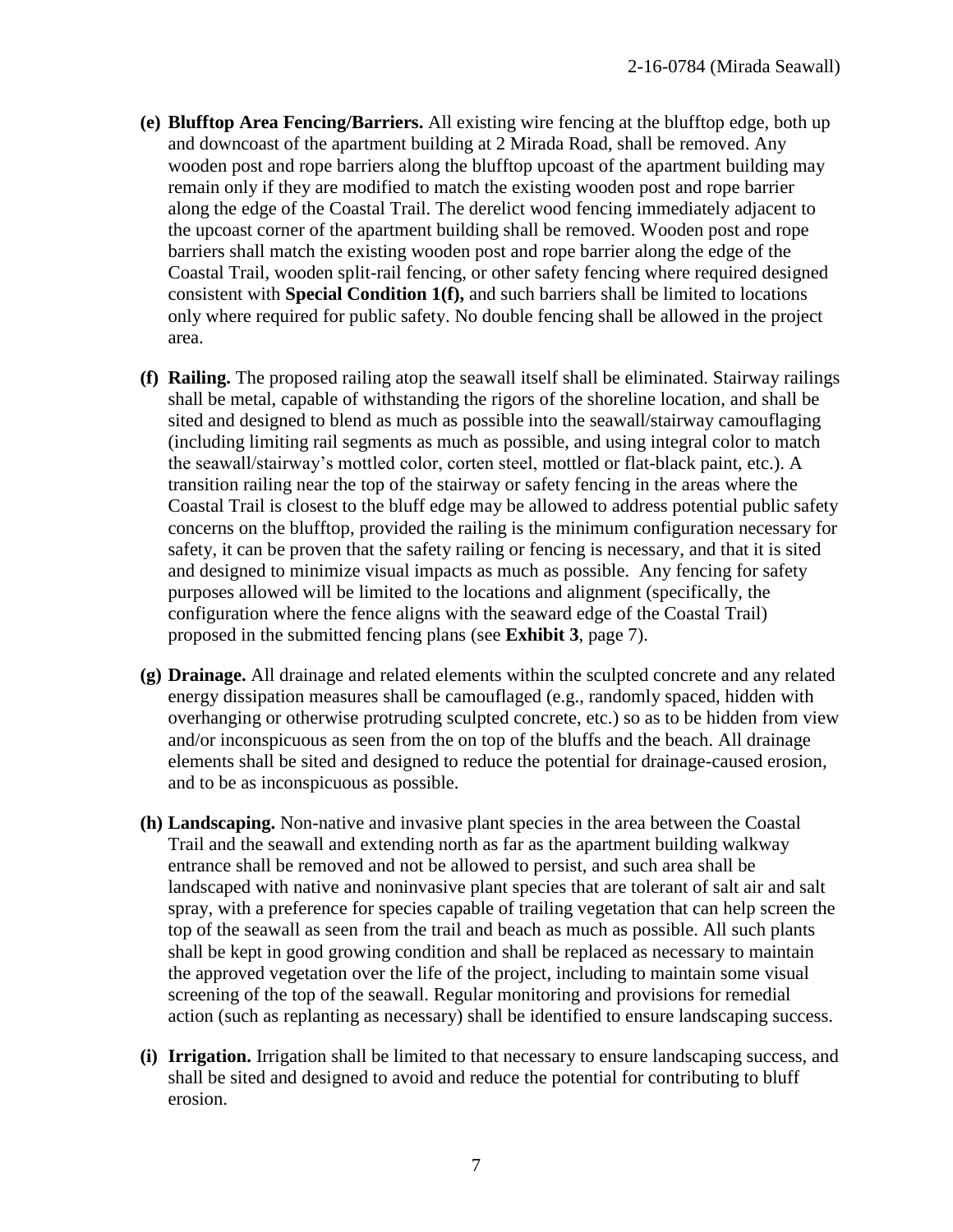- **(e) Blufftop Area Fencing/Barriers.** All existing wire fencing at the blufftop edge, both up and downcoast of the apartment building at 2 Mirada Road, shall be removed. Any wooden post and rope barriers along the blufftop upcoast of the apartment building may remain only if they are modified to match the existing wooden post and rope barrier along the edge of the Coastal Trail. The derelict wood fencing immediately adjacent to the upcoast corner of the apartment building shall be removed. Wooden post and rope barriers shall match the existing wooden post and rope barrier along the edge of the Coastal Trail, wooden split-rail fencing, or other safety fencing where required designed consistent with **Special Condition 1(f),** and such barriers shall be limited to locations only where required for public safety. No double fencing shall be allowed in the project area.

- **(f) Railing.** The proposed railing atop the seawall itself shall be eliminated. Stairway railings shall be metal, capable of withstanding the rigors of the shoreline location, and shall be sited and designed to blend as much as possible into the seawall/stairway camouflaging (including limiting rail segments as much as possible, and using integral color to match the seawall/stairway's mottled color, corten steel, mottled or flat-black paint, etc.). A transition railing near the top of the stairway or safety fencing in the areas where the Coastal Trail is closest to the bluff edge may be allowed to address potential public safety concerns on the blufftop, provided the railing is the minimum configuration necessary for safety, it can be proven that the safety railing or fencing is necessary, and that it is sited and designed to minimize visual impacts as much as possible. Any fencing for safety purposes allowed will be limited to the locations and alignment (specifically, the configuration where the fence aligns with the seaward edge of the Coastal Trail) proposed in the submitted fencing plans (see **Exhibit 3**, page 7).

- **(g) Drainage.** All drainage and related elements within the sculpted concrete and any related energy dissipation measures shall be camouflaged (e.g., randomly spaced, hidden with overhanging or otherwise protruding sculpted concrete, etc.) so as to be hidden from view and/or inconspicuous as seen from the on top of the bluffs and the beach. All drainage elements shall be sited and designed to reduce the potential for drainage-caused erosion, and to be as inconspicuous as possible.

- **(h) Landscaping.** Non-native and invasive plant species in the area between the Coastal Trail and the seawall and extending north as far as the apartment building walkway entrance shall be removed and not be allowed to persist, and such area shall be landscaped with native and noninvasive plant species that are tolerant of salt air and salt spray, with a preference for species capable of trailing vegetation that can help screen the top of the seawall as seen from the trail and beach as much as possible. All such plants shall be kept in good growing condition and shall be replaced as necessary to maintain the approved vegetation over the life of the project, including to maintain some visual screening of the top of the seawall. Regular monitoring and provisions for remedial action (such as replanting as necessary) shall be identified to ensure landscaping success.

- **(i) Irrigation.** Irrigation shall be limited to that necessary to ensure landscaping success, and shall be sited and designed to avoid and reduce the potential for contributing to bluff erosion.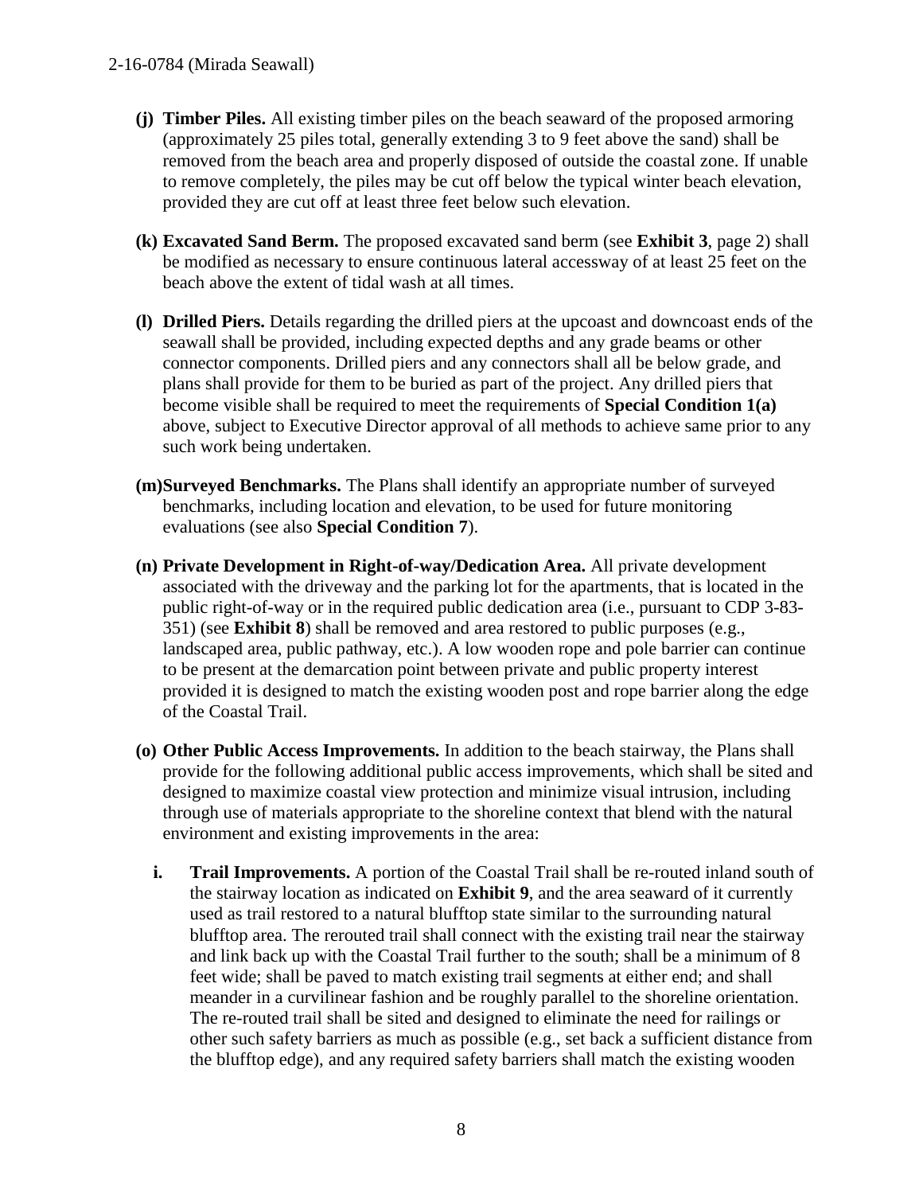- **(j) Timber Piles.** All existing timber piles on the beach seaward of the proposed armoring (approximately 25 piles total, generally extending 3 to 9 feet above the sand) shall be removed from the beach area and properly disposed of outside the coastal zone. If unable to remove completely, the piles may be cut off below the typical winter beach elevation, provided they are cut off at least three feet below such elevation.

- **(k) Excavated Sand Berm.** The proposed excavated sand berm (see **Exhibit 3**, page 2) shall be modified as necessary to ensure continuous lateral accessway of at least 25 feet on the beach above the extent of tidal wash at all times.

- **(l) Drilled Piers.** Details regarding the drilled piers at the upcoast and downcoast ends of the seawall shall be provided, including expected depths and any grade beams or other connector components. Drilled piers and any connectors shall all be below grade, and plans shall provide for them to be buried as part of the project. Any drilled piers that become visible shall be required to meet the requirements of **Special Condition 1(a)** above, subject to Executive Director approval of all methods to achieve same prior to any such work being undertaken.

- **(m) Surveyed Benchmarks.** The Plans shall identify an appropriate number of surveyed benchmarks, including location and elevation, to be used for future monitoring evaluations (see also **Special Condition 7**).

- **(n) Private Development in Right-of-way/Dedication Area.** All private development associated with the driveway and the parking lot for the apartments, that is located in the public right-of-way or in the required public dedication area (i.e., pursuant to CDP 3-83-351) (see **Exhibit 8**) shall be removed and area restored to public purposes (e.g., landscaped area, public pathway, etc.). A low wooden rope and pole barrier can continue to be present at the demarcation point between private and public property interest provided it is designed to match the existing wooden post and rope barrier along the edge of the Coastal Trail.

- **(o) Other Public Access Improvements.** In addition to the beach stairway, the Plans shall provide for the following additional public access improvements, which shall be sited and designed to maximize coastal view protection and minimize visual intrusion, including through use of materials appropriate to the shoreline context that blend with the natural environment and existing improvements in the area:

  - **i. Trail Improvements.** A portion of the Coastal Trail shall be re-routed inland south of the stairway location as indicated on **Exhibit 9**, and the area seaward of it currently used as trail restored to a natural blufftop state similar to the surrounding natural blufftop area. The rerouted trail shall connect with the existing trail near the stairway and link back up with the Coastal Trail further to the south; shall be a minimum of 8 feet wide; shall be paved to match existing trail segments at either end; and shall meander in a curvilinear fashion and be roughly parallel to the shoreline orientation. The re-routed trail shall be sited and designed to eliminate the need for railings or other such safety barriers as much as possible (e.g., set back a sufficient distance from the blufftop edge), and any required safety barriers shall match the existing wooden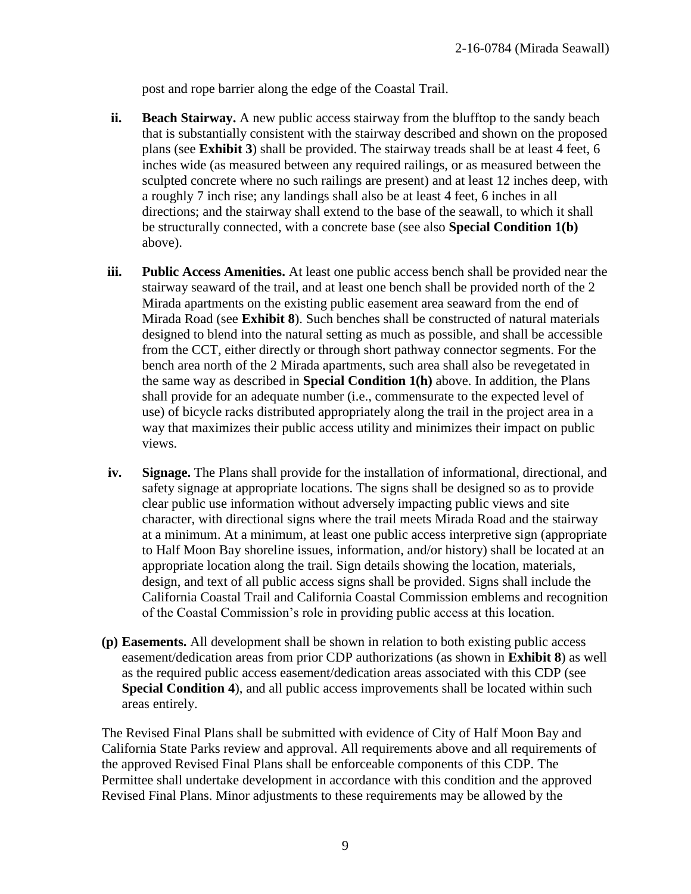post and rope barrier along the edge of the Coastal Trail.

- **ii. Beach Stairway.** A new public access stairway from the blufftop to the sandy beach that is substantially consistent with the stairway described and shown on the proposed plans (see **Exhibit 3**) shall be provided. The stairway treads shall be at least 4 feet, 6 inches wide (as measured between any required railings, or as measured between the sculpted concrete where no such railings are present) and at least 12 inches deep, with a roughly 7 inch rise; any landings shall also be at least 4 feet, 6 inches in all directions; and the stairway shall extend to the base of the seawall, to which it shall be structurally connected, with a concrete base (see also **Special Condition 1(b)** above).

- **iii. Public Access Amenities.** At least one public access bench shall be provided near the stairway seaward of the trail, and at least one bench shall be provided north of the 2 Mirada apartments on the existing public easement area seaward from the end of Mirada Road (see **Exhibit 8**). Such benches shall be constructed of natural materials designed to blend into the natural setting as much as possible, and shall be accessible from the CCT, either directly or through short pathway connector segments. For the bench area north of the 2 Mirada apartments, such area shall also be revegetated in the same way as described in **Special Condition 1(h)** above. In addition, the Plans shall provide for an adequate number (i.e., commensurate to the expected level of use) of bicycle racks distributed appropriately along the trail in the project area in a way that maximizes their public access utility and minimizes their impact on public views.

- **iv. Signage.** The Plans shall provide for the installation of informational, directional, and safety signage at appropriate locations. The signs shall be designed so as to provide clear public use information without adversely impacting public views and site character, with directional signs where the trail meets Mirada Road and the stairway at a minimum. At a minimum, at least one public access interpretive sign (appropriate to Half Moon Bay shoreline issues, information, and/or history) shall be located at an appropriate location along the trail. Sign details showing the location, materials, design, and text of all public access signs shall be provided. Signs shall include the California Coastal Trail and California Coastal Commission emblems and recognition of the Coastal Commission's role in providing public access at this location.

**(p) Easements.** All development shall be shown in relation to both existing public access easement/dedication areas from prior CDP authorizations (as shown in **Exhibit 8**) as well as the required public access easement/dedication areas associated with this CDP (see **Special Condition 4**), and all public access improvements shall be located within such areas entirely.

The Revised Final Plans shall be submitted with evidence of City of Half Moon Bay and California State Parks review and approval. All requirements above and all requirements of the approved Revised Final Plans shall be enforceable components of this CDP. The Permittee shall undertake development in accordance with this condition and the approved Revised Final Plans. Minor adjustments to these requirements may be allowed by the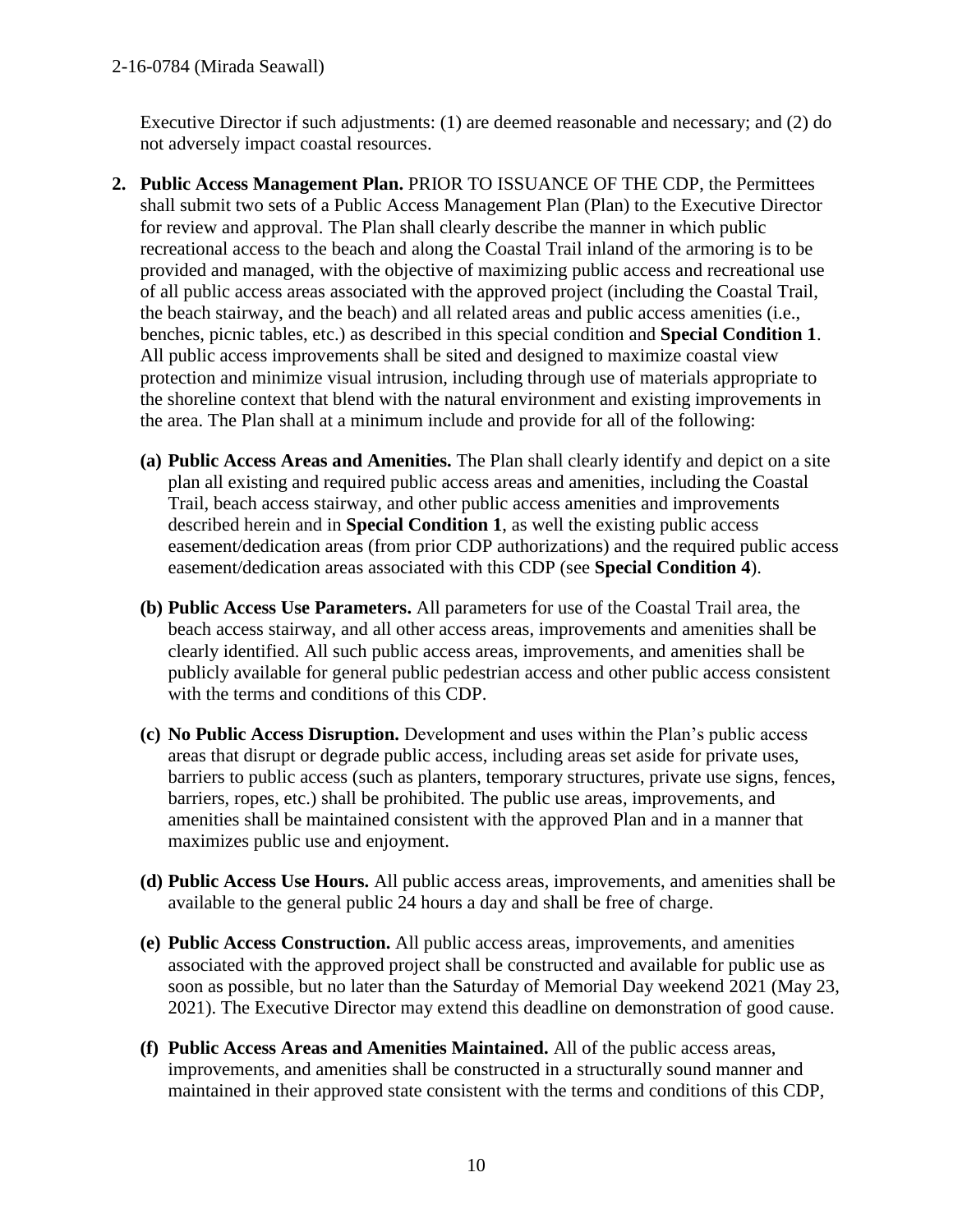Executive Director if such adjustments: (1) are deemed reasonable and necessary; and (2) do not adversely impact coastal resources.

2. **Public Access Management Plan.** PRIOR TO ISSUANCE OF THE CDP, the Permittees shall submit two sets of a Public Access Management Plan (Plan) to the Executive Director for review and approval. The Plan shall clearly describe the manner in which public recreational access to the beach and along the Coastal Trail inland of the armoring is to be provided and managed, with the objective of maximizing public access and recreational use of all public access areas associated with the approved project (including the Coastal Trail, the beach stairway, and the beach) and all related areas and public access amenities (i.e., benches, picnic tables, etc.) as described in this special condition and **Special Condition 1**. All public access improvements shall be sited and designed to maximize coastal view protection and minimize visual intrusion, including through use of materials appropriate to the shoreline context that blend with the natural environment and existing improvements in the area. The Plan shall at a minimum include and provide for all of the following:

   **(a) Public Access Areas and Amenities.** The Plan shall clearly identify and depict on a site plan all existing and required public access areas and amenities, including the Coastal Trail, beach access stairway, and other public access amenities and improvements described herein and in **Special Condition 1**, as well the existing public access easement/dedication areas (from prior CDP authorizations) and the required public access easement/dedication areas associated with this CDP (see **Special Condition 4**).

   **(b) Public Access Use Parameters.** All parameters for use of the Coastal Trail area, the beach access stairway, and all other access areas, improvements and amenities shall be clearly identified. All such public access areas, improvements, and amenities shall be publicly available for general public pedestrian access and other public access consistent with the terms and conditions of this CDP.

   **(c) No Public Access Disruption.** Development and uses within the Plan's public access areas that disrupt or degrade public access, including areas set aside for private uses, barriers to public access (such as planters, temporary structures, private use signs, fences, barriers, ropes, etc.) shall be prohibited. The public use areas, improvements, and amenities shall be maintained consistent with the approved Plan and in a manner that maximizes public use and enjoyment.

   **(d) Public Access Use Hours.** All public access areas, improvements, and amenities shall be available to the general public 24 hours a day and shall be free of charge.

   **(e) Public Access Construction.** All public access areas, improvements, and amenities associated with the approved project shall be constructed and available for public use as soon as possible, but no later than the Saturday of Memorial Day weekend 2021 (May 23, 2021). The Executive Director may extend this deadline on demonstration of good cause.

   **(f) Public Access Areas and Amenities Maintained.** All of the public access areas, improvements, and amenities shall be constructed in a structurally sound manner and maintained in their approved state consistent with the terms and conditions of this CDP,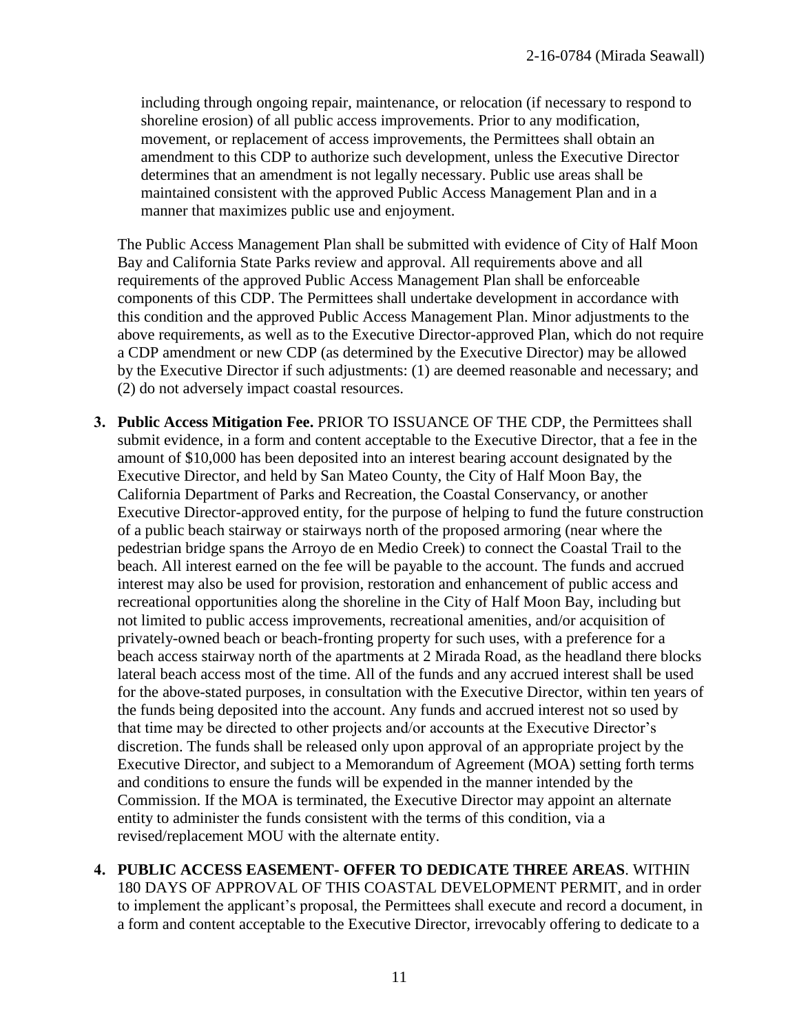including through ongoing repair, maintenance, or relocation (if necessary to respond to shoreline erosion) of all public access improvements. Prior to any modification, movement, or replacement of access improvements, the Permittees shall obtain an amendment to this CDP to authorize such development, unless the Executive Director determines that an amendment is not legally necessary. Public use areas shall be maintained consistent with the approved Public Access Management Plan and in a manner that maximizes public use and enjoyment.

The Public Access Management Plan shall be submitted with evidence of City of Half Moon Bay and California State Parks review and approval. All requirements above and all requirements of the approved Public Access Management Plan shall be enforceable components of this CDP. The Permittees shall undertake development in accordance with this condition and the approved Public Access Management Plan. Minor adjustments to the above requirements, as well as to the Executive Director-approved Plan, which do not require a CDP amendment or new CDP (as determined by the Executive Director) may be allowed by the Executive Director if such adjustments: (1) are deemed reasonable and necessary; and (2) do not adversely impact coastal resources.

3. **Public Access Mitigation Fee.** PRIOR TO ISSUANCE OF THE CDP, the Permittees shall submit evidence, in a form and content acceptable to the Executive Director, that a fee in the amount of $10,000 has been deposited into an interest bearing account designated by the Executive Director, and held by San Mateo County, the City of Half Moon Bay, the California Department of Parks and Recreation, the Coastal Conservancy, or another Executive Director-approved entity, for the purpose of helping to fund the future construction of a public beach stairway or stairways north of the proposed armoring (near where the pedestrian bridge spans the Arroyo de en Medio Creek) to connect the Coastal Trail to the beach. All interest earned on the fee will be payable to the account. The funds and accrued interest may also be used for provision, restoration and enhancement of public access and recreational opportunities along the shoreline in the City of Half Moon Bay, including but not limited to public access improvements, recreational amenities, and/or acquisition of privately-owned beach or beach-fronting property for such uses, with a preference for a beach access stairway north of the apartments at 2 Mirada Road, as the headland there blocks lateral beach access most of the time. All of the funds and any accrued interest shall be used for the above-stated purposes, in consultation with the Executive Director, within ten years of the funds being deposited into the account. Any funds and accrued interest not so used by that time may be directed to other projects and/or accounts at the Executive Director's discretion. The funds shall be released only upon approval of an appropriate project by the Executive Director, and subject to a Memorandum of Agreement (MOA) setting forth terms and conditions to ensure the funds will be expended in the manner intended by the Commission. If the MOA is terminated, the Executive Director may appoint an alternate entity to administer the funds consistent with the terms of this condition, via a revised/replacement MOU with the alternate entity.

4. **PUBLIC ACCESS EASEMENT- OFFER TO DEDICATE THREE AREAS**. WITHIN 180 DAYS OF APPROVAL OF THIS COASTAL DEVELOPMENT PERMIT, and in order to implement the applicant's proposal, the Permittees shall execute and record a document, in a form and content acceptable to the Executive Director, irrevocably offering to dedicate to a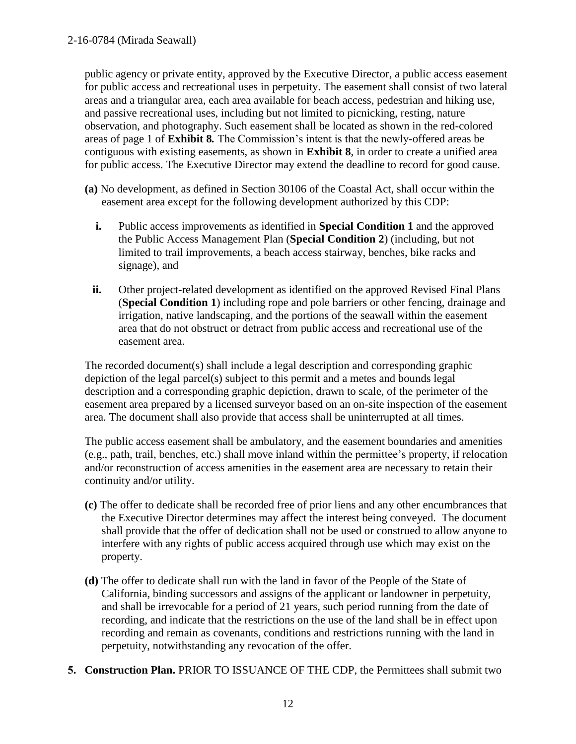public agency or private entity, approved by the Executive Director, a public access easement for public access and recreational uses in perpetuity. The easement shall consist of two lateral areas and a triangular area, each area available for beach access, pedestrian and hiking use, and passive recreational uses, including but not limited to picnicking, resting, nature observation, and photography. Such easement shall be located as shown in the red-colored areas of page 1 of **Exhibit 8.** The Commission's intent is that the newly-offered areas be contiguous with existing easements, as shown in **Exhibit 8**, in order to create a unified area for public access. The Executive Director may extend the deadline to record for good cause.

**(a)** No development, as defined in Section 30106 of the Coastal Act, shall occur within the easement area except for the following development authorized by this CDP:

**i.** Public access improvements as identified in **Special Condition 1** and the approved the Public Access Management Plan (**Special Condition 2**) (including, but not limited to trail improvements, a beach access stairway, benches, bike racks and signage), and

**ii.** Other project-related development as identified on the approved Revised Final Plans (**Special Condition 1**) including rope and pole barriers or other fencing, drainage and irrigation, native landscaping, and the portions of the seawall within the easement area that do not obstruct or detract from public access and recreational use of the easement area.

The recorded document(s) shall include a legal description and corresponding graphic depiction of the legal parcel(s) subject to this permit and a metes and bounds legal description and a corresponding graphic depiction, drawn to scale, of the perimeter of the easement area prepared by a licensed surveyor based on an on-site inspection of the easement area. The document shall also provide that access shall be uninterrupted at all times.

The public access easement shall be ambulatory, and the easement boundaries and amenities (e.g., path, trail, benches, etc.) shall move inland within the permittee's property, if relocation and/or reconstruction of access amenities in the easement area are necessary to retain their continuity and/or utility.

**(c)** The offer to dedicate shall be recorded free of prior liens and any other encumbrances that the Executive Director determines may affect the interest being conveyed. The document shall provide that the offer of dedication shall not be used or construed to allow anyone to interfere with any rights of public access acquired through use which may exist on the property.

**(d)** The offer to dedicate shall run with the land in favor of the People of the State of California, binding successors and assigns of the applicant or landowner in perpetuity, and shall be irrevocable for a period of 21 years, such period running from the date of recording, and indicate that the restrictions on the use of the land shall be in effect upon recording and remain as covenants, conditions and restrictions running with the land in perpetuity, notwithstanding any revocation of the offer.

**5. Construction Plan.** PRIOR TO ISSUANCE OF THE CDP, the Permittees shall submit two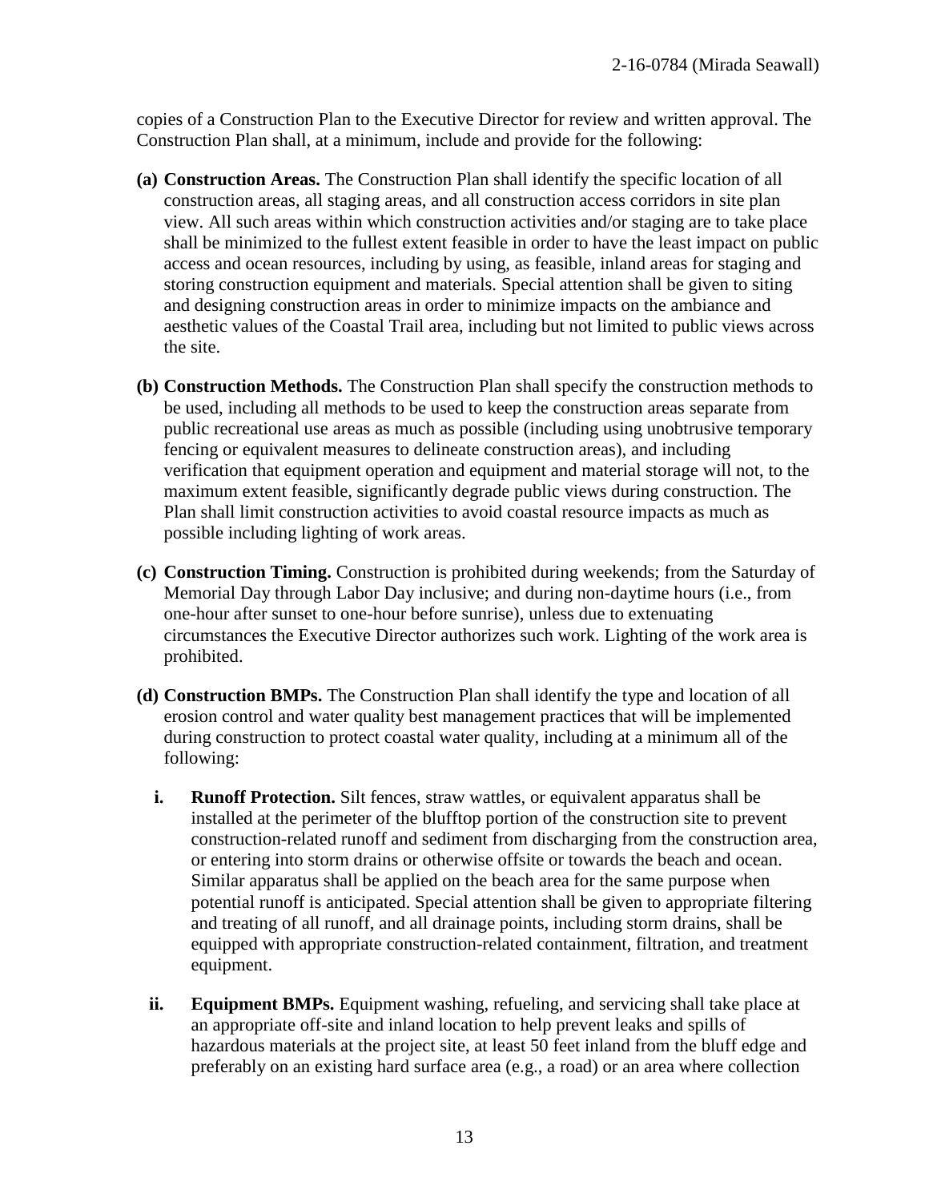copies of a Construction Plan to the Executive Director for review and written approval. The Construction Plan shall, at a minimum, include and provide for the following:

**(a) Construction Areas.** The Construction Plan shall identify the specific location of all construction areas, all staging areas, and all construction access corridors in site plan view. All such areas within which construction activities and/or staging are to take place shall be minimized to the fullest extent feasible in order to have the least impact on public access and ocean resources, including by using, as feasible, inland areas for staging and storing construction equipment and materials. Special attention shall be given to siting and designing construction areas in order to minimize impacts on the ambiance and aesthetic values of the Coastal Trail area, including but not limited to public views across the site.

**(b) Construction Methods.** The Construction Plan shall specify the construction methods to be used, including all methods to be used to keep the construction areas separate from public recreational use areas as much as possible (including using unobtrusive temporary fencing or equivalent measures to delineate construction areas), and including verification that equipment operation and equipment and material storage will not, to the maximum extent feasible, significantly degrade public views during construction. The Plan shall limit construction activities to avoid coastal resource impacts as much as possible including lighting of work areas.

**(c) Construction Timing.** Construction is prohibited during weekends; from the Saturday of Memorial Day through Labor Day inclusive; and during non-daytime hours (i.e., from one-hour after sunset to one-hour before sunrise), unless due to extenuating circumstances the Executive Director authorizes such work. Lighting of the work area is prohibited.

**(d) Construction BMPs.** The Construction Plan shall identify the type and location of all erosion control and water quality best management practices that will be implemented during construction to protect coastal water quality, including at a minimum all of the following:

   **i. Runoff Protection.** Silt fences, straw wattles, or equivalent apparatus shall be installed at the perimeter of the blufftop portion of the construction site to prevent construction-related runoff and sediment from discharging from the construction area, or entering into storm drains or otherwise offsite or towards the beach and ocean. Similar apparatus shall be applied on the beach area for the same purpose when potential runoff is anticipated. Special attention shall be given to appropriate filtering and treating of all runoff, and all drainage points, including storm drains, shall be equipped with appropriate construction-related containment, filtration, and treatment equipment.

   **ii. Equipment BMPs.** Equipment washing, refueling, and servicing shall take place at an appropriate off-site and inland location to help prevent leaks and spills of hazardous materials at the project site, at least 50 feet inland from the bluff edge and preferably on an existing hard surface area (e.g., a road) or an area where collection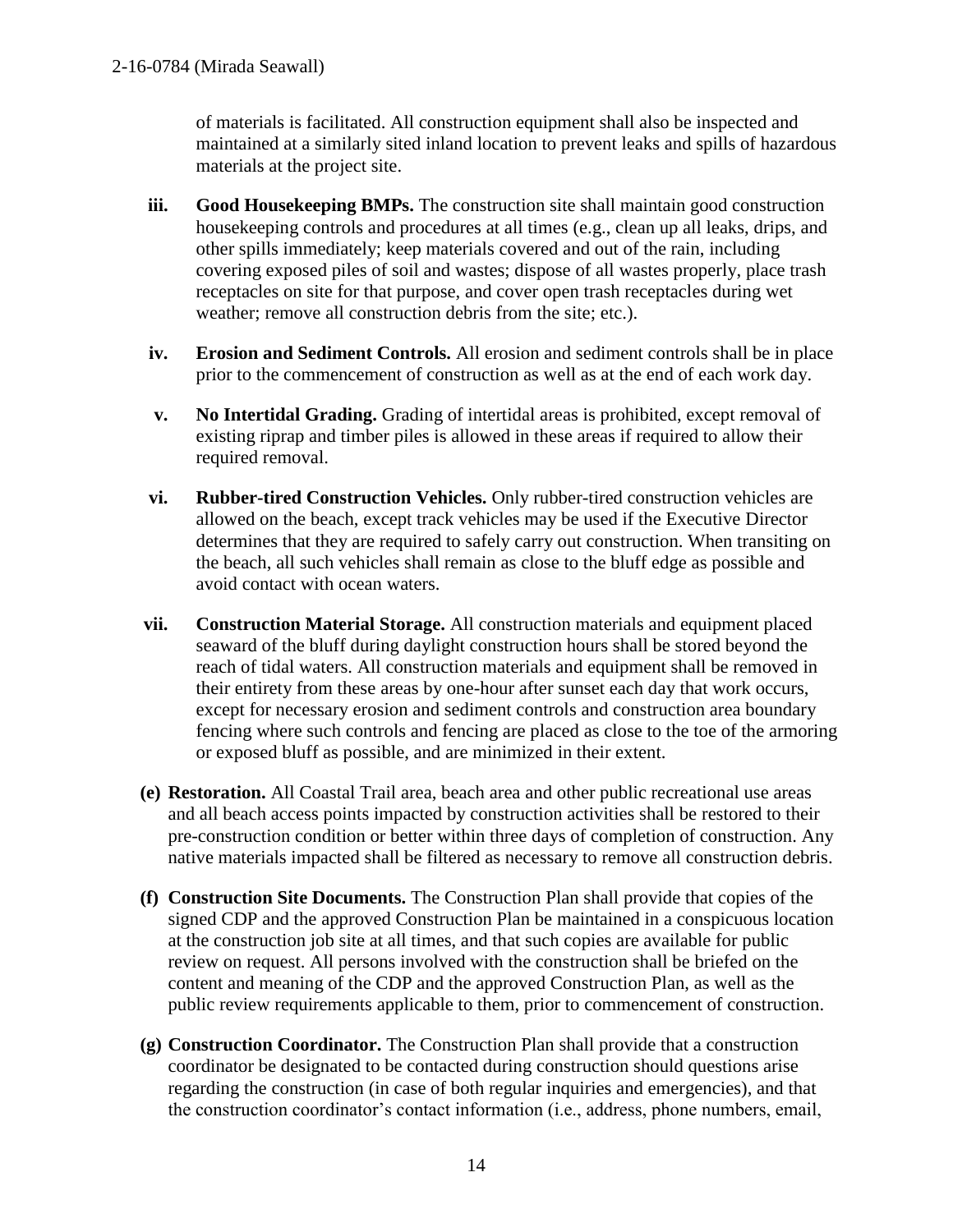of materials is facilitated. All construction equipment shall also be inspected and maintained at a similarly sited inland location to prevent leaks and spills of hazardous materials at the project site.

- **iii. Good Housekeeping BMPs.** The construction site shall maintain good construction housekeeping controls and procedures at all times (e.g., clean up all leaks, drips, and other spills immediately; keep materials covered and out of the rain, including covering exposed piles of soil and wastes; dispose of all wastes properly, place trash receptacles on site for that purpose, and cover open trash receptacles during wet weather; remove all construction debris from the site; etc.).

- **iv. Erosion and Sediment Controls.** All erosion and sediment controls shall be in place prior to the commencement of construction as well as at the end of each work day.

- **v. No Intertidal Grading.** Grading of intertidal areas is prohibited, except removal of existing riprap and timber piles is allowed in these areas if required to allow their required removal.

- **vi. Rubber-tired Construction Vehicles.** Only rubber-tired construction vehicles are allowed on the beach, except track vehicles may be used if the Executive Director determines that they are required to safely carry out construction. When transiting on the beach, all such vehicles shall remain as close to the bluff edge as possible and avoid contact with ocean waters.

- **vii. Construction Material Storage.** All construction materials and equipment placed seaward of the bluff during daylight construction hours shall be stored beyond the reach of tidal waters. All construction materials and equipment shall be removed in their entirety from these areas by one-hour after sunset each day that work occurs, except for necessary erosion and sediment controls and construction area boundary fencing where such controls and fencing are placed as close to the toe of the armoring or exposed bluff as possible, and are minimized in their extent.

**(e) Restoration.** All Coastal Trail area, beach area and other public recreational use areas and all beach access points impacted by construction activities shall be restored to their pre-construction condition or better within three days of completion of construction. Any native materials impacted shall be filtered as necessary to remove all construction debris.

**(f) Construction Site Documents.** The Construction Plan shall provide that copies of the signed CDP and the approved Construction Plan be maintained in a conspicuous location at the construction job site at all times, and that such copies are available for public review on request. All persons involved with the construction shall be briefed on the content and meaning of the CDP and the approved Construction Plan, as well as the public review requirements applicable to them, prior to commencement of construction.

**(g) Construction Coordinator.** The Construction Plan shall provide that a construction coordinator be designated to be contacted during construction should questions arise regarding the construction (in case of both regular inquiries and emergencies), and that the construction coordinator's contact information (i.e., address, phone numbers, email,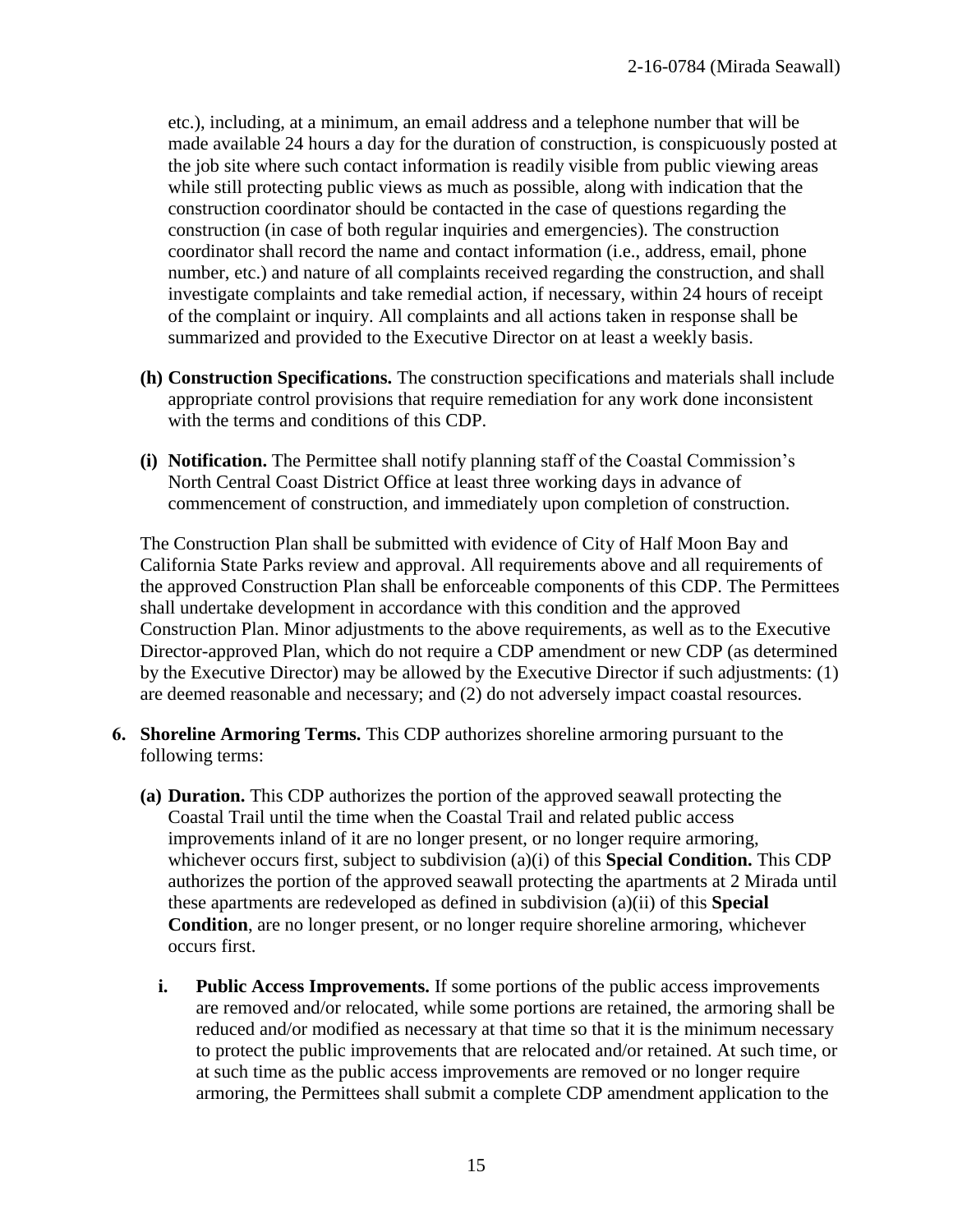etc.), including, at a minimum, an email address and a telephone number that will be made available 24 hours a day for the duration of construction, is conspicuously posted at the job site where such contact information is readily visible from public viewing areas while still protecting public views as much as possible, along with indication that the construction coordinator should be contacted in the case of questions regarding the construction (in case of both regular inquiries and emergencies). The construction coordinator shall record the name and contact information (i.e., address, email, phone number, etc.) and nature of all complaints received regarding the construction, and shall investigate complaints and take remedial action, if necessary, within 24 hours of receipt of the complaint or inquiry. All complaints and all actions taken in response shall be summarized and provided to the Executive Director on at least a weekly basis.

**(h) Construction Specifications.** The construction specifications and materials shall include appropriate control provisions that require remediation for any work done inconsistent with the terms and conditions of this CDP.

**(i) Notification.** The Permittee shall notify planning staff of the Coastal Commission's North Central Coast District Office at least three working days in advance of commencement of construction, and immediately upon completion of construction.

The Construction Plan shall be submitted with evidence of City of Half Moon Bay and California State Parks review and approval. All requirements above and all requirements of the approved Construction Plan shall be enforceable components of this CDP. The Permittees shall undertake development in accordance with this condition and the approved Construction Plan. Minor adjustments to the above requirements, as well as to the Executive Director-approved Plan, which do not require a CDP amendment or new CDP (as determined by the Executive Director) may be allowed by the Executive Director if such adjustments: (1) are deemed reasonable and necessary; and (2) do not adversely impact coastal resources.

**6. Shoreline Armoring Terms.** This CDP authorizes shoreline armoring pursuant to the following terms:

**(a) Duration.** This CDP authorizes the portion of the approved seawall protecting the Coastal Trail until the time when the Coastal Trail and related public access improvements inland of it are no longer present, or no longer require armoring, whichever occurs first, subject to subdivision (a)(i) of this **Special Condition.** This CDP authorizes the portion of the approved seawall protecting the apartments at 2 Mirada until these apartments are redeveloped as defined in subdivision (a)(ii) of this **Special Condition**, are no longer present, or no longer require shoreline armoring, whichever occurs first.

**i. Public Access Improvements.** If some portions of the public access improvements are removed and/or relocated, while some portions are retained, the armoring shall be reduced and/or modified as necessary at that time so that it is the minimum necessary to protect the public improvements that are relocated and/or retained. At such time, or at such time as the public access improvements are removed or no longer require armoring, the Permittees shall submit a complete CDP amendment application to the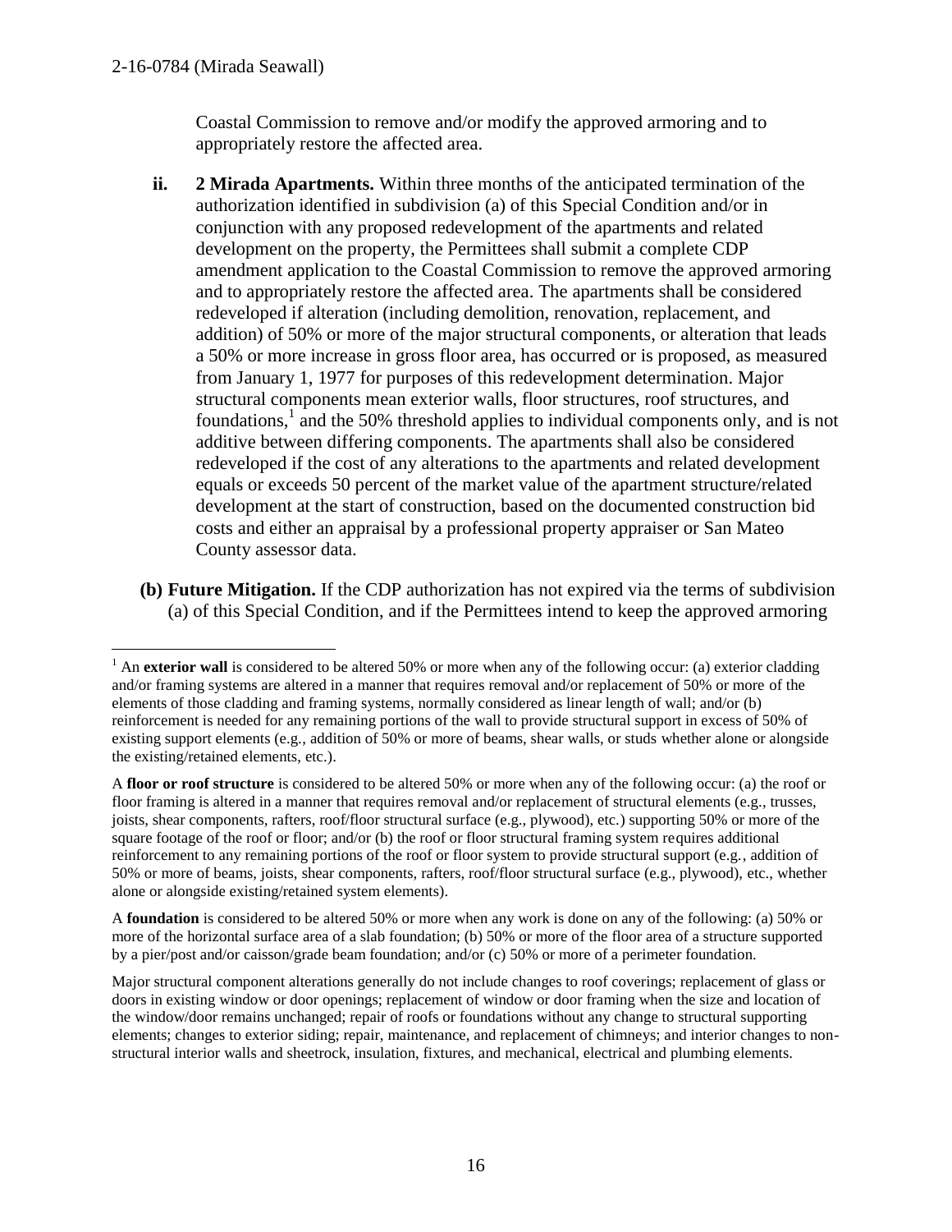Coastal Commission to remove and/or modify the approved armoring and to appropriately restore the affected area.

**ii. 2 Mirada Apartments.** Within three months of the anticipated termination of the authorization identified in subdivision (a) of this Special Condition and/or in conjunction with any proposed redevelopment of the apartments and related development on the property, the Permittees shall submit a complete CDP amendment application to the Coastal Commission to remove the approved armoring and to appropriately restore the affected area. The apartments shall be considered redeveloped if alteration (including demolition, renovation, replacement, and addition) of 50% or more of the major structural components, or alteration that leads a 50% or more increase in gross floor area, has occurred or is proposed, as measured from January 1, 1977 for purposes of this redevelopment determination. Major structural components mean exterior walls, floor structures, roof structures, and foundations,[1] and the 50% threshold applies to individual components only, and is not additive between differing components. The apartments shall also be considered redeveloped if the cost of any alterations to the apartments and related development equals or exceeds 50 percent of the market value of the apartment structure/related development at the start of construction, based on the documented construction bid costs and either an appraisal by a professional property appraiser or San Mateo County assessor data.

**(b) Future Mitigation.** If the CDP authorization has not expired via the terms of subdivision (a) of this Special Condition, and if the Permittees intend to keep the approved armoring

---

[1] An **exterior wall** is considered to be altered 50% or more when any of the following occur: (a) exterior cladding and/or framing systems are altered in a manner that requires removal and/or replacement of 50% or more of the elements of those cladding and framing systems, normally considered as linear length of wall; and/or (b) reinforcement is needed for any remaining portions of the wall to provide structural support in excess of 50% of existing support elements (e.g., addition of 50% or more of beams, shear walls, or studs whether alone or alongside the existing/retained elements, etc.).

A **floor or roof structure** is considered to be altered 50% or more when any of the following occur: (a) the roof or floor framing is altered in a manner that requires removal and/or replacement of structural elements (e.g., trusses, joists, shear components, rafters, roof/floor structural surface (e.g., plywood), etc.) supporting 50% or more of the square footage of the roof or floor; and/or (b) the roof or floor structural framing system requires additional reinforcement to any remaining portions of the roof or floor system to provide structural support (e.g., addition of 50% or more of beams, joists, shear components, rafters, roof/floor structural surface (e.g., plywood), etc., whether alone or alongside existing/retained system elements).

A **foundation** is considered to be altered 50% or more when any work is done on any of the following: (a) 50% or more of the horizontal surface area of a slab foundation; (b) 50% or more of the floor area of a structure supported by a pier/post and/or caisson/grade beam foundation; and/or (c) 50% or more of a perimeter foundation.

Major structural component alterations generally do not include changes to roof coverings; replacement of glass or doors in existing window or door openings; replacement of window or door framing when the size and location of the window/door remains unchanged; repair of roofs or foundations without any change to structural supporting elements; changes to exterior siding; repair, maintenance, and replacement of chimneys; and interior changes to non-structural interior walls and sheetrock, insulation, fixtures, and mechanical, electrical and plumbing elements.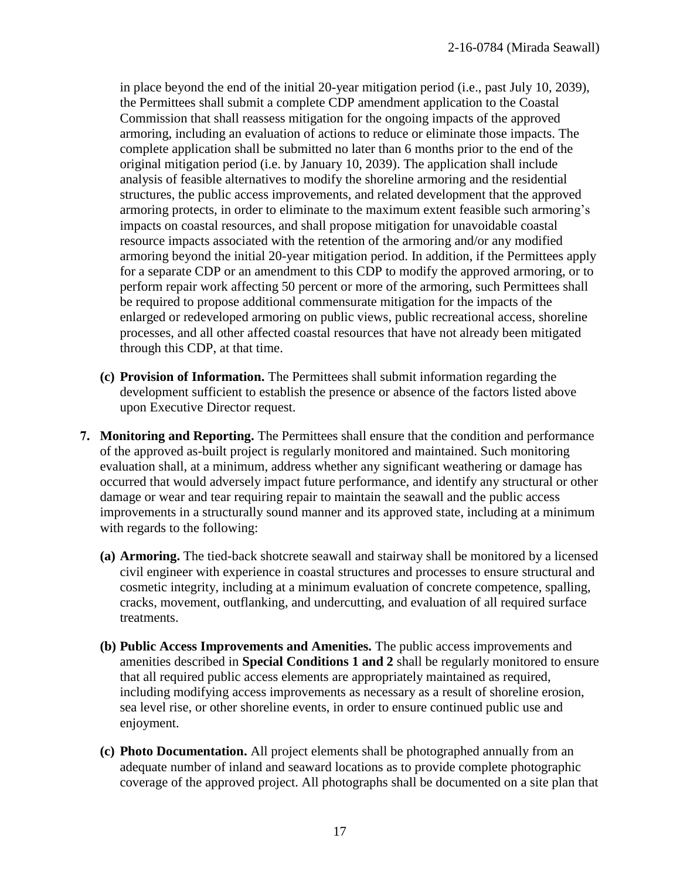in place beyond the end of the initial 20-year mitigation period (i.e., past July 10, 2039), the Permittees shall submit a complete CDP amendment application to the Coastal Commission that shall reassess mitigation for the ongoing impacts of the approved armoring, including an evaluation of actions to reduce or eliminate those impacts. The complete application shall be submitted no later than 6 months prior to the end of the original mitigation period (i.e. by January 10, 2039). The application shall include analysis of feasible alternatives to modify the shoreline armoring and the residential structures, the public access improvements, and related development that the approved armoring protects, in order to eliminate to the maximum extent feasible such armoring's impacts on coastal resources, and shall propose mitigation for unavoidable coastal resource impacts associated with the retention of the armoring and/or any modified armoring beyond the initial 20-year mitigation period. In addition, if the Permittees apply for a separate CDP or an amendment to this CDP to modify the approved armoring, or to perform repair work affecting 50 percent or more of the armoring, such Permittees shall be required to propose additional commensurate mitigation for the impacts of the enlarged or redeveloped armoring on public views, public recreational access, shoreline processes, and all other affected coastal resources that have not already been mitigated through this CDP, at that time.

**(c) Provision of Information.** The Permittees shall submit information regarding the development sufficient to establish the presence or absence of the factors listed above upon Executive Director request.

**7. Monitoring and Reporting.** The Permittees shall ensure that the condition and performance of the approved as-built project is regularly monitored and maintained. Such monitoring evaluation shall, at a minimum, address whether any significant weathering or damage has occurred that would adversely impact future performance, and identify any structural or other damage or wear and tear requiring repair to maintain the seawall and the public access improvements in a structurally sound manner and its approved state, including at a minimum with regards to the following:

**(a) Armoring.** The tied-back shotcrete seawall and stairway shall be monitored by a licensed civil engineer with experience in coastal structures and processes to ensure structural and cosmetic integrity, including at a minimum evaluation of concrete competence, spalling, cracks, movement, outflanking, and undercutting, and evaluation of all required surface treatments.

**(b) Public Access Improvements and Amenities.** The public access improvements and amenities described in **Special Conditions 1 and 2** shall be regularly monitored to ensure that all required public access elements are appropriately maintained as required, including modifying access improvements as necessary as a result of shoreline erosion, sea level rise, or other shoreline events, in order to ensure continued public use and enjoyment.

**(c) Photo Documentation.** All project elements shall be photographed annually from an adequate number of inland and seaward locations as to provide complete photographic coverage of the approved project. All photographs shall be documented on a site plan that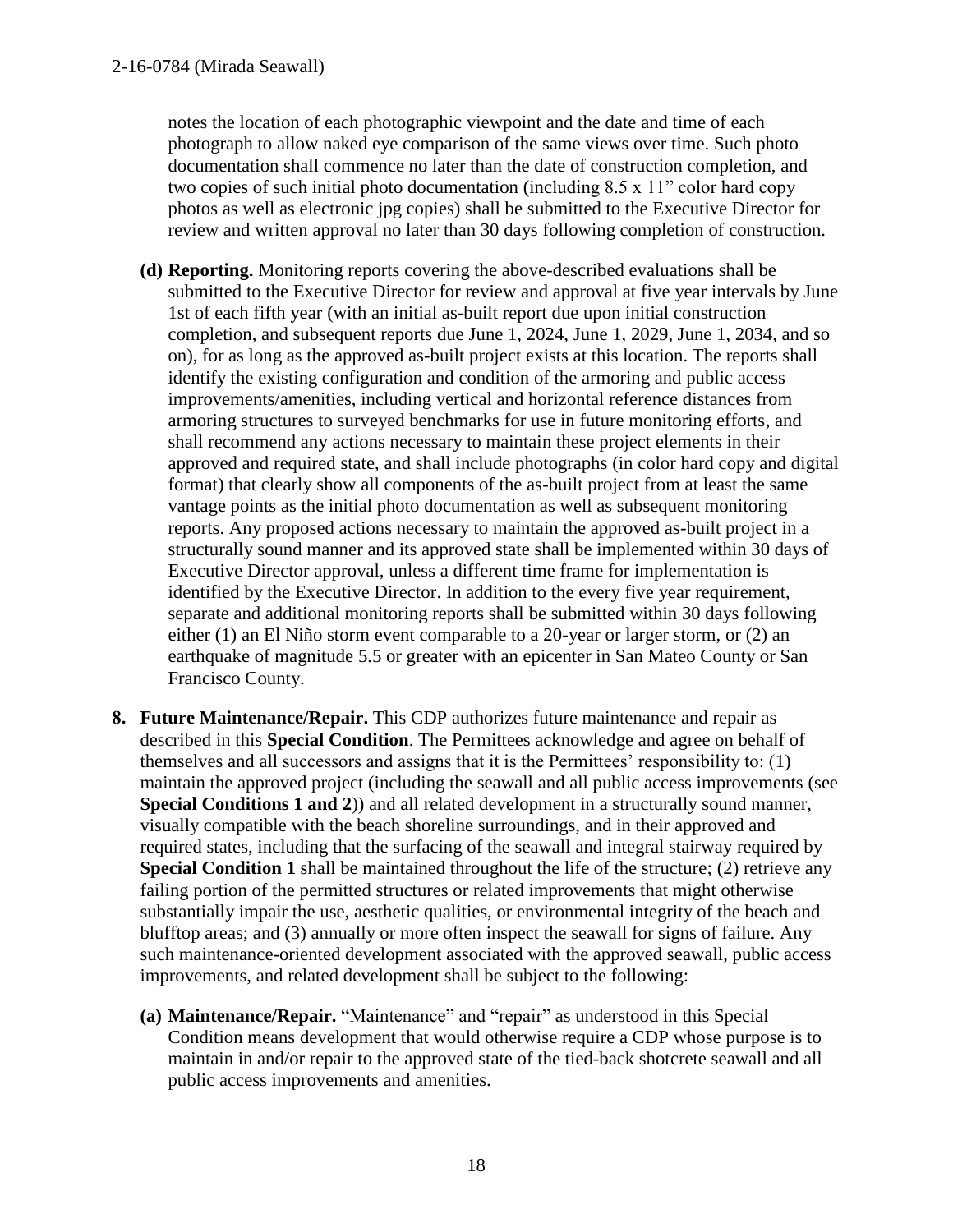notes the location of each photographic viewpoint and the date and time of each photograph to allow naked eye comparison of the same views over time. Such photo documentation shall commence no later than the date of construction completion, and two copies of such initial photo documentation (including 8.5 x 11" color hard copy photos as well as electronic jpg copies) shall be submitted to the Executive Director for review and written approval no later than 30 days following completion of construction.

**(d) Reporting.** Monitoring reports covering the above-described evaluations shall be submitted to the Executive Director for review and approval at five year intervals by June 1st of each fifth year (with an initial as-built report due upon initial construction completion, and subsequent reports due June 1, 2024, June 1, 2029, June 1, 2034, and so on), for as long as the approved as-built project exists at this location. The reports shall identify the existing configuration and condition of the armoring and public access improvements/amenities, including vertical and horizontal reference distances from armoring structures to surveyed benchmarks for use in future monitoring efforts, and shall recommend any actions necessary to maintain these project elements in their approved and required state, and shall include photographs (in color hard copy and digital format) that clearly show all components of the as-built project from at least the same vantage points as the initial photo documentation as well as subsequent monitoring reports. Any proposed actions necessary to maintain the approved as-built project in a structurally sound manner and its approved state shall be implemented within 30 days of Executive Director approval, unless a different time frame for implementation is identified by the Executive Director. In addition to the every five year requirement, separate and additional monitoring reports shall be submitted within 30 days following either (1) an El Niño storm event comparable to a 20-year or larger storm, or (2) an earthquake of magnitude 5.5 or greater with an epicenter in San Mateo County or San Francisco County.

**8. Future Maintenance/Repair.** This CDP authorizes future maintenance and repair as described in this **Special Condition**. The Permittees acknowledge and agree on behalf of themselves and all successors and assigns that it is the Permittees' responsibility to: (1) maintain the approved project (including the seawall and all public access improvements (see **Special Conditions 1 and 2**)) and all related development in a structurally sound manner, visually compatible with the beach shoreline surroundings, and in their approved and required states, including that the surfacing of the seawall and integral stairway required by **Special Condition 1** shall be maintained throughout the life of the structure; (2) retrieve any failing portion of the permitted structures or related improvements that might otherwise substantially impair the use, aesthetic qualities, or environmental integrity of the beach and blufftop areas; and (3) annually or more often inspect the seawall for signs of failure. Any such maintenance-oriented development associated with the approved seawall, public access improvements, and related development shall be subject to the following:

**(a) Maintenance/Repair.** "Maintenance" and "repair" as understood in this Special Condition means development that would otherwise require a CDP whose purpose is to maintain in and/or repair to the approved state of the tied-back shotcrete seawall and all public access improvements and amenities.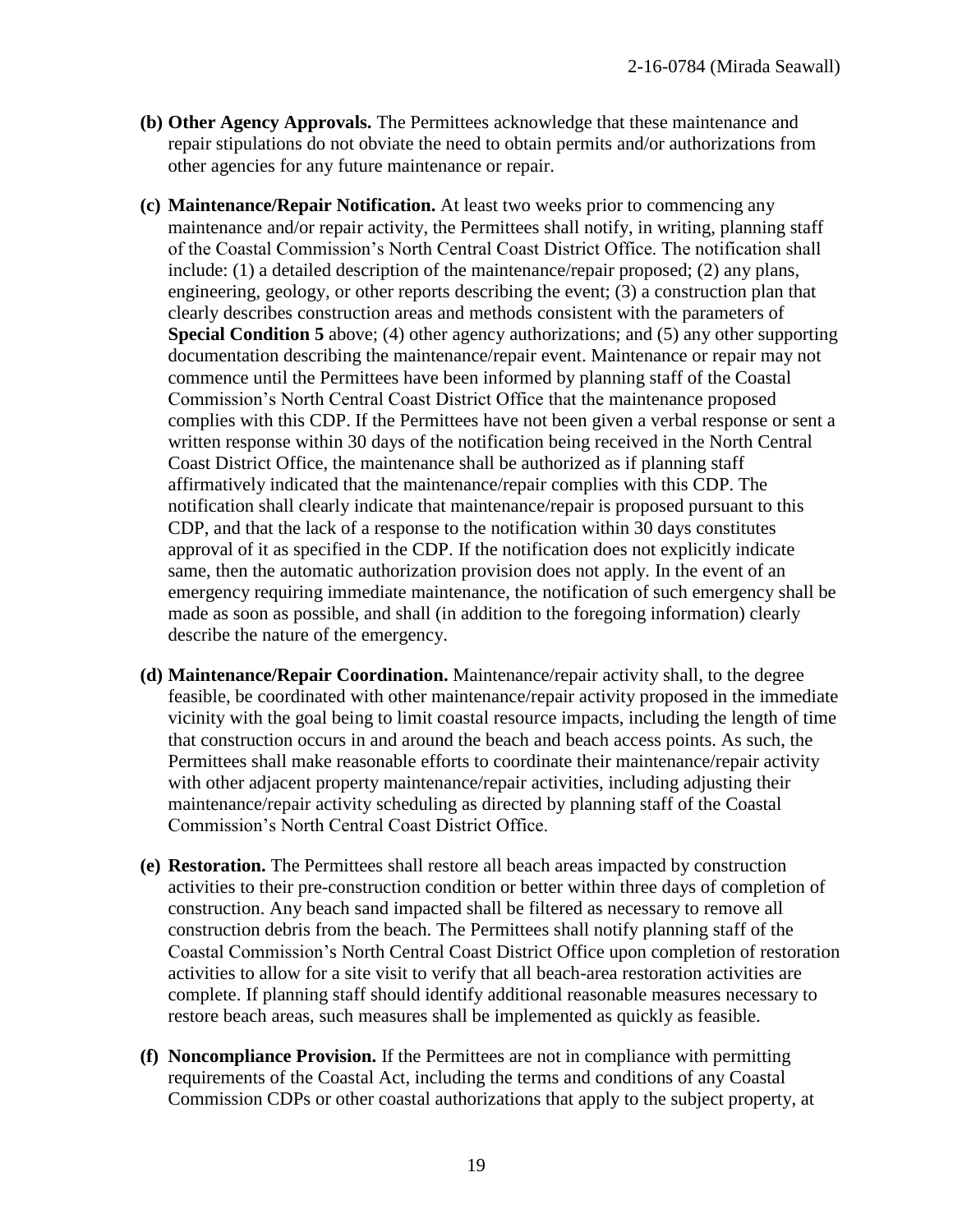**(b) Other Agency Approvals.** The Permittees acknowledge that these maintenance and repair stipulations do not obviate the need to obtain permits and/or authorizations from other agencies for any future maintenance or repair.

**(c) Maintenance/Repair Notification.** At least two weeks prior to commencing any maintenance and/or repair activity, the Permittees shall notify, in writing, planning staff of the Coastal Commission's North Central Coast District Office. The notification shall include: (1) a detailed description of the maintenance/repair proposed; (2) any plans, engineering, geology, or other reports describing the event; (3) a construction plan that clearly describes construction areas and methods consistent with the parameters of **Special Condition 5** above; (4) other agency authorizations; and (5) any other supporting documentation describing the maintenance/repair event. Maintenance or repair may not commence until the Permittees have been informed by planning staff of the Coastal Commission's North Central Coast District Office that the maintenance proposed complies with this CDP. If the Permittees have not been given a verbal response or sent a written response within 30 days of the notification being received in the North Central Coast District Office, the maintenance shall be authorized as if planning staff affirmatively indicated that the maintenance/repair complies with this CDP. The notification shall clearly indicate that maintenance/repair is proposed pursuant to this CDP, and that the lack of a response to the notification within 30 days constitutes approval of it as specified in the CDP. If the notification does not explicitly indicate same, then the automatic authorization provision does not apply. In the event of an emergency requiring immediate maintenance, the notification of such emergency shall be made as soon as possible, and shall (in addition to the foregoing information) clearly describe the nature of the emergency.

**(d) Maintenance/Repair Coordination.** Maintenance/repair activity shall, to the degree feasible, be coordinated with other maintenance/repair activity proposed in the immediate vicinity with the goal being to limit coastal resource impacts, including the length of time that construction occurs in and around the beach and beach access points. As such, the Permittees shall make reasonable efforts to coordinate their maintenance/repair activity with other adjacent property maintenance/repair activities, including adjusting their maintenance/repair activity scheduling as directed by planning staff of the Coastal Commission's North Central Coast District Office.

**(e) Restoration.** The Permittees shall restore all beach areas impacted by construction activities to their pre-construction condition or better within three days of completion of construction. Any beach sand impacted shall be filtered as necessary to remove all construction debris from the beach. The Permittees shall notify planning staff of the Coastal Commission's North Central Coast District Office upon completion of restoration activities to allow for a site visit to verify that all beach-area restoration activities are complete. If planning staff should identify additional reasonable measures necessary to restore beach areas, such measures shall be implemented as quickly as feasible.

**(f) Noncompliance Provision.** If the Permittees are not in compliance with permitting requirements of the Coastal Act, including the terms and conditions of any Coastal Commission CDPs or other coastal authorizations that apply to the subject property, at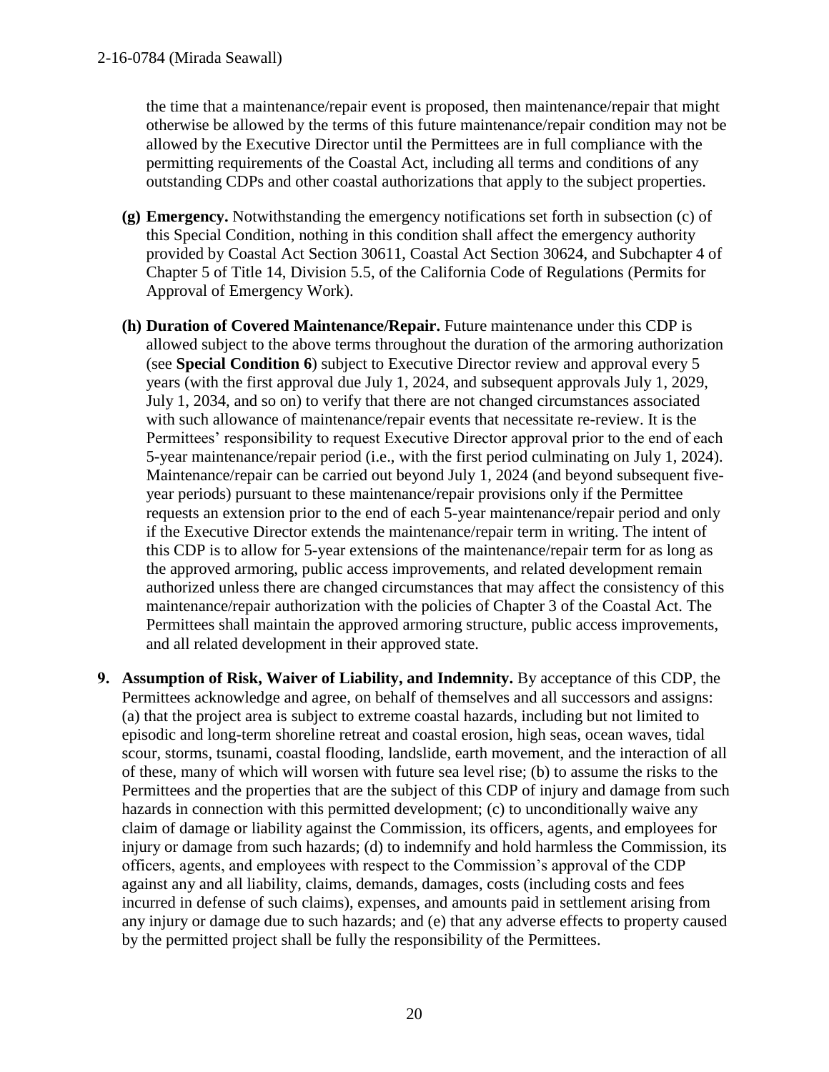the time that a maintenance/repair event is proposed, then maintenance/repair that might otherwise be allowed by the terms of this future maintenance/repair condition may not be allowed by the Executive Director until the Permittees are in full compliance with the permitting requirements of the Coastal Act, including all terms and conditions of any outstanding CDPs and other coastal authorizations that apply to the subject properties.

**(g) Emergency.** Notwithstanding the emergency notifications set forth in subsection (c) of this Special Condition, nothing in this condition shall affect the emergency authority provided by Coastal Act Section 30611, Coastal Act Section 30624, and Subchapter 4 of Chapter 5 of Title 14, Division 5.5, of the California Code of Regulations (Permits for Approval of Emergency Work).

**(h) Duration of Covered Maintenance/Repair.** Future maintenance under this CDP is allowed subject to the above terms throughout the duration of the armoring authorization (see **Special Condition 6**) subject to Executive Director review and approval every 5 years (with the first approval due July 1, 2024, and subsequent approvals July 1, 2029, July 1, 2034, and so on) to verify that there are not changed circumstances associated with such allowance of maintenance/repair events that necessitate re-review. It is the Permittees' responsibility to request Executive Director approval prior to the end of each 5-year maintenance/repair period (i.e., with the first period culminating on July 1, 2024). Maintenance/repair can be carried out beyond July 1, 2024 (and beyond subsequent five-year periods) pursuant to these maintenance/repair provisions only if the Permittee requests an extension prior to the end of each 5-year maintenance/repair period and only if the Executive Director extends the maintenance/repair term in writing. The intent of this CDP is to allow for 5-year extensions of the maintenance/repair term for as long as the approved armoring, public access improvements, and related development remain authorized unless there are changed circumstances that may affect the consistency of this maintenance/repair authorization with the policies of Chapter 3 of the Coastal Act. The Permittees shall maintain the approved armoring structure, public access improvements, and all related development in their approved state.

**9. Assumption of Risk, Waiver of Liability, and Indemnity.** By acceptance of this CDP, the Permittees acknowledge and agree, on behalf of themselves and all successors and assigns: (a) that the project area is subject to extreme coastal hazards, including but not limited to episodic and long-term shoreline retreat and coastal erosion, high seas, ocean waves, tidal scour, storms, tsunami, coastal flooding, landslide, earth movement, and the interaction of all of these, many of which will worsen with future sea level rise; (b) to assume the risks to the Permittees and the properties that are the subject of this CDP of injury and damage from such hazards in connection with this permitted development; (c) to unconditionally waive any claim of damage or liability against the Commission, its officers, agents, and employees for injury or damage from such hazards; (d) to indemnify and hold harmless the Commission, its officers, agents, and employees with respect to the Commission's approval of the CDP against any and all liability, claims, demands, damages, costs (including costs and fees incurred in defense of such claims), expenses, and amounts paid in settlement arising from any injury or damage due to such hazards; and (e) that any adverse effects to property caused by the permitted project shall be fully the responsibility of the Permittees.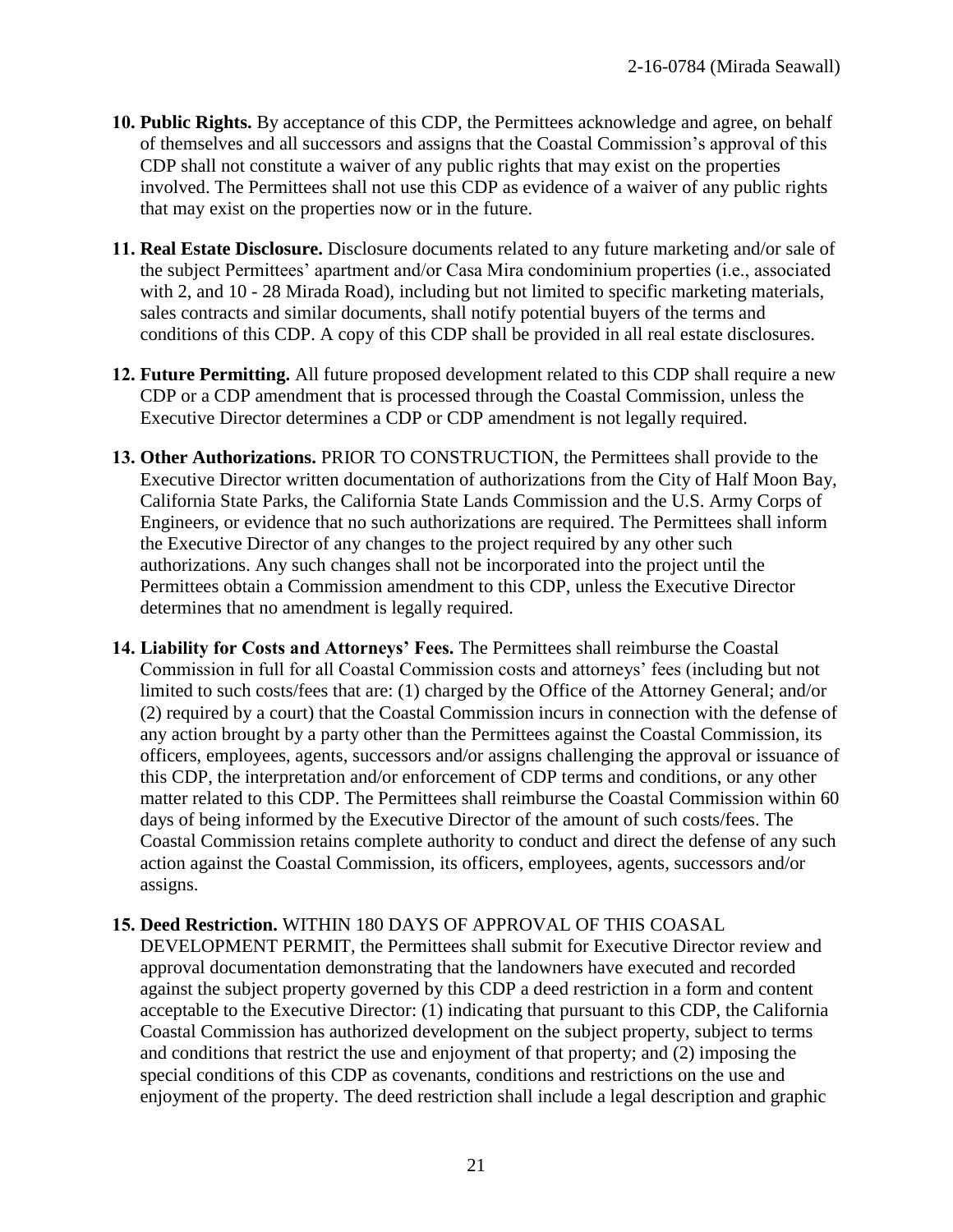10. **Public Rights.** By acceptance of this CDP, the Permittees acknowledge and agree, on behalf of themselves and all successors and assigns that the Coastal Commission's approval of this CDP shall not constitute a waiver of any public rights that may exist on the properties involved. The Permittees shall not use this CDP as evidence of a waiver of any public rights that may exist on the properties now or in the future.

11. **Real Estate Disclosure.** Disclosure documents related to any future marketing and/or sale of the subject Permittees' apartment and/or Casa Mira condominium properties (i.e., associated with 2, and 10 - 28 Mirada Road), including but not limited to specific marketing materials, sales contracts and similar documents, shall notify potential buyers of the terms and conditions of this CDP. A copy of this CDP shall be provided in all real estate disclosures.

12. **Future Permitting.** All future proposed development related to this CDP shall require a new CDP or a CDP amendment that is processed through the Coastal Commission, unless the Executive Director determines a CDP or CDP amendment is not legally required.

13. **Other Authorizations.** PRIOR TO CONSTRUCTION, the Permittees shall provide to the Executive Director written documentation of authorizations from the City of Half Moon Bay, California State Parks, the California State Lands Commission and the U.S. Army Corps of Engineers, or evidence that no such authorizations are required. The Permittees shall inform the Executive Director of any changes to the project required by any other such authorizations. Any such changes shall not be incorporated into the project until the Permittees obtain a Commission amendment to this CDP, unless the Executive Director determines that no amendment is legally required.

14. **Liability for Costs and Attorneys' Fees.** The Permittees shall reimburse the Coastal Commission in full for all Coastal Commission costs and attorneys' fees (including but not limited to such costs/fees that are: (1) charged by the Office of the Attorney General; and/or (2) required by a court) that the Coastal Commission incurs in connection with the defense of any action brought by a party other than the Permittees against the Coastal Commission, its officers, employees, agents, successors and/or assigns challenging the approval or issuance of this CDP, the interpretation and/or enforcement of CDP terms and conditions, or any other matter related to this CDP. The Permittees shall reimburse the Coastal Commission within 60 days of being informed by the Executive Director of the amount of such costs/fees. The Coastal Commission retains complete authority to conduct and direct the defense of any such action against the Coastal Commission, its officers, employees, agents, successors and/or assigns.

15. **Deed Restriction.** WITHIN 180 DAYS OF APPROVAL OF THIS COASAL DEVELOPMENT PERMIT, the Permittees shall submit for Executive Director review and approval documentation demonstrating that the landowners have executed and recorded against the subject property governed by this CDP a deed restriction in a form and content acceptable to the Executive Director: (1) indicating that pursuant to this CDP, the California Coastal Commission has authorized development on the subject property, subject to terms and conditions that restrict the use and enjoyment of that property; and (2) imposing the special conditions of this CDP as covenants, conditions and restrictions on the use and enjoyment of the property. The deed restriction shall include a legal description and graphic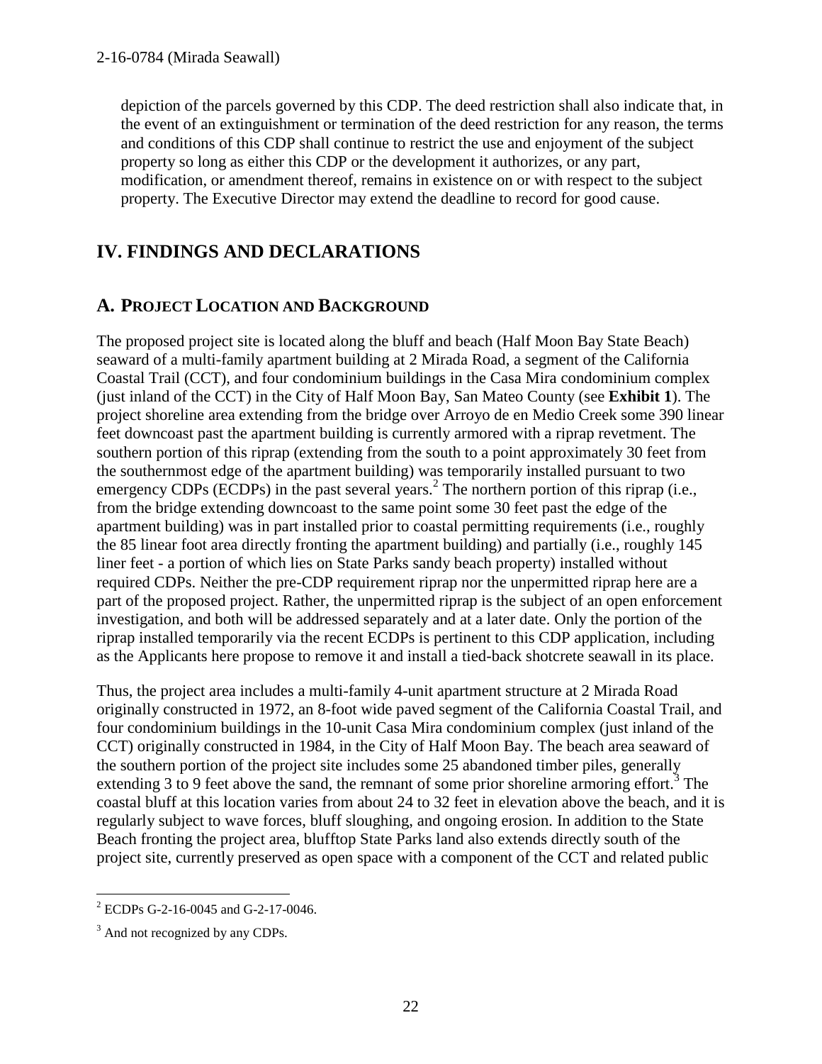depiction of the parcels governed by this CDP. The deed restriction shall also indicate that, in the event of an extinguishment or termination of the deed restriction for any reason, the terms and conditions of this CDP shall continue to restrict the use and enjoyment of the subject property so long as either this CDP or the development it authorizes, or any part, modification, or amendment thereof, remains in existence on or with respect to the subject property. The Executive Director may extend the deadline to record for good cause.

# IV. FINDINGS AND DECLARATIONS

## A. PROJECT LOCATION AND BACKGROUND

The proposed project site is located along the bluff and beach (Half Moon Bay State Beach) seaward of a multi-family apartment building at 2 Mirada Road, a segment of the California Coastal Trail (CCT), and four condominium buildings in the Casa Mira condominium complex (just inland of the CCT) in the City of Half Moon Bay, San Mateo County (see **Exhibit 1**). The project shoreline area extending from the bridge over Arroyo de en Medio Creek some 390 linear feet downcoast past the apartment building is currently armored with a riprap revetment. The southern portion of this riprap (extending from the south to a point approximately 30 feet from the southernmost edge of the apartment building) was temporarily installed pursuant to two emergency CDPs (ECDPs) in the past several years.[2] The northern portion of this riprap (i.e., from the bridge extending downcoast to the same point some 30 feet past the edge of the apartment building) was in part installed prior to coastal permitting requirements (i.e., roughly the 85 linear foot area directly fronting the apartment building) and partially (i.e., roughly 145 liner feet - a portion of which lies on State Parks sandy beach property) installed without required CDPs. Neither the pre-CDP requirement riprap nor the unpermitted riprap here are a part of the proposed project. Rather, the unpermitted riprap is the subject of an open enforcement investigation, and both will be addressed separately and at a later date. Only the portion of the riprap installed temporarily via the recent ECDPs is pertinent to this CDP application, including as the Applicants here propose to remove it and install a tied-back shotcrete seawall in its place.

Thus, the project area includes a multi-family 4-unit apartment structure at 2 Mirada Road originally constructed in 1972, an 8-foot wide paved segment of the California Coastal Trail, and four condominium buildings in the 10-unit Casa Mira condominium complex (just inland of the CCT) originally constructed in 1984, in the City of Half Moon Bay. The beach area seaward of the southern portion of the project site includes some 25 abandoned timber piles, generally extending 3 to 9 feet above the sand, the remnant of some prior shoreline armoring effort.[3] The coastal bluff at this location varies from about 24 to 32 feet in elevation above the beach, and it is regularly subject to wave forces, bluff sloughing, and ongoing erosion. In addition to the State Beach fronting the project area, blufftop State Parks land also extends directly south of the project site, currently preserved as open space with a component of the CCT and related public

[2] ECDPs G-2-16-0045 and G-2-17-0046.

[3] And not recognized by any CDPs.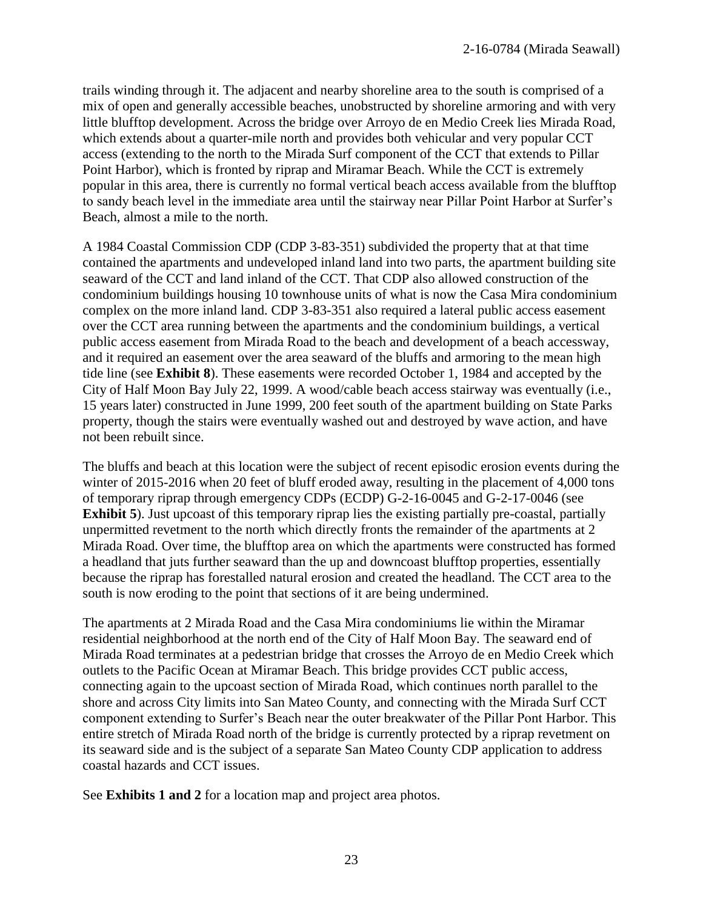trails winding through it. The adjacent and nearby shoreline area to the south is comprised of a mix of open and generally accessible beaches, unobstructed by shoreline armoring and with very little blufftop development. Across the bridge over Arroyo de en Medio Creek lies Mirada Road, which extends about a quarter-mile north and provides both vehicular and very popular CCT access (extending to the north to the Mirada Surf component of the CCT that extends to Pillar Point Harbor), which is fronted by riprap and Miramar Beach. While the CCT is extremely popular in this area, there is currently no formal vertical beach access available from the blufftop to sandy beach level in the immediate area until the stairway near Pillar Point Harbor at Surfer's Beach, almost a mile to the north.

A 1984 Coastal Commission CDP (CDP 3-83-351) subdivided the property that at that time contained the apartments and undeveloped inland land into two parts, the apartment building site seaward of the CCT and land inland of the CCT. That CDP also allowed construction of the condominium buildings housing 10 townhouse units of what is now the Casa Mira condominium complex on the more inland land. CDP 3-83-351 also required a lateral public access easement over the CCT area running between the apartments and the condominium buildings, a vertical public access easement from Mirada Road to the beach and development of a beach accessway, and it required an easement over the area seaward of the bluffs and armoring to the mean high tide line (see **Exhibit 8**). These easements were recorded October 1, 1984 and accepted by the City of Half Moon Bay July 22, 1999. A wood/cable beach access stairway was eventually (i.e., 15 years later) constructed in June 1999, 200 feet south of the apartment building on State Parks property, though the stairs were eventually washed out and destroyed by wave action, and have not been rebuilt since.

The bluffs and beach at this location were the subject of recent episodic erosion events during the winter of 2015-2016 when 20 feet of bluff eroded away, resulting in the placement of 4,000 tons of temporary riprap through emergency CDPs (ECDP) G-2-16-0045 and G-2-17-0046 (see **Exhibit 5**). Just upcoast of this temporary riprap lies the existing partially pre-coastal, partially unpermitted revetment to the north which directly fronts the remainder of the apartments at 2 Mirada Road. Over time, the blufftop area on which the apartments were constructed has formed a headland that juts further seaward than the up and downcoast blufftop properties, essentially because the riprap has forestalled natural erosion and created the headland. The CCT area to the south is now eroding to the point that sections of it are being undermined.

The apartments at 2 Mirada Road and the Casa Mira condominiums lie within the Miramar residential neighborhood at the north end of the City of Half Moon Bay. The seaward end of Mirada Road terminates at a pedestrian bridge that crosses the Arroyo de en Medio Creek which outlets to the Pacific Ocean at Miramar Beach. This bridge provides CCT public access, connecting again to the upcoast section of Mirada Road, which continues north parallel to the shore and across City limits into San Mateo County, and connecting with the Mirada Surf CCT component extending to Surfer's Beach near the outer breakwater of the Pillar Pont Harbor. This entire stretch of Mirada Road north of the bridge is currently protected by a riprap revetment on its seaward side and is the subject of a separate San Mateo County CDP application to address coastal hazards and CCT issues.

See **Exhibits 1 and 2** for a location map and project area photos.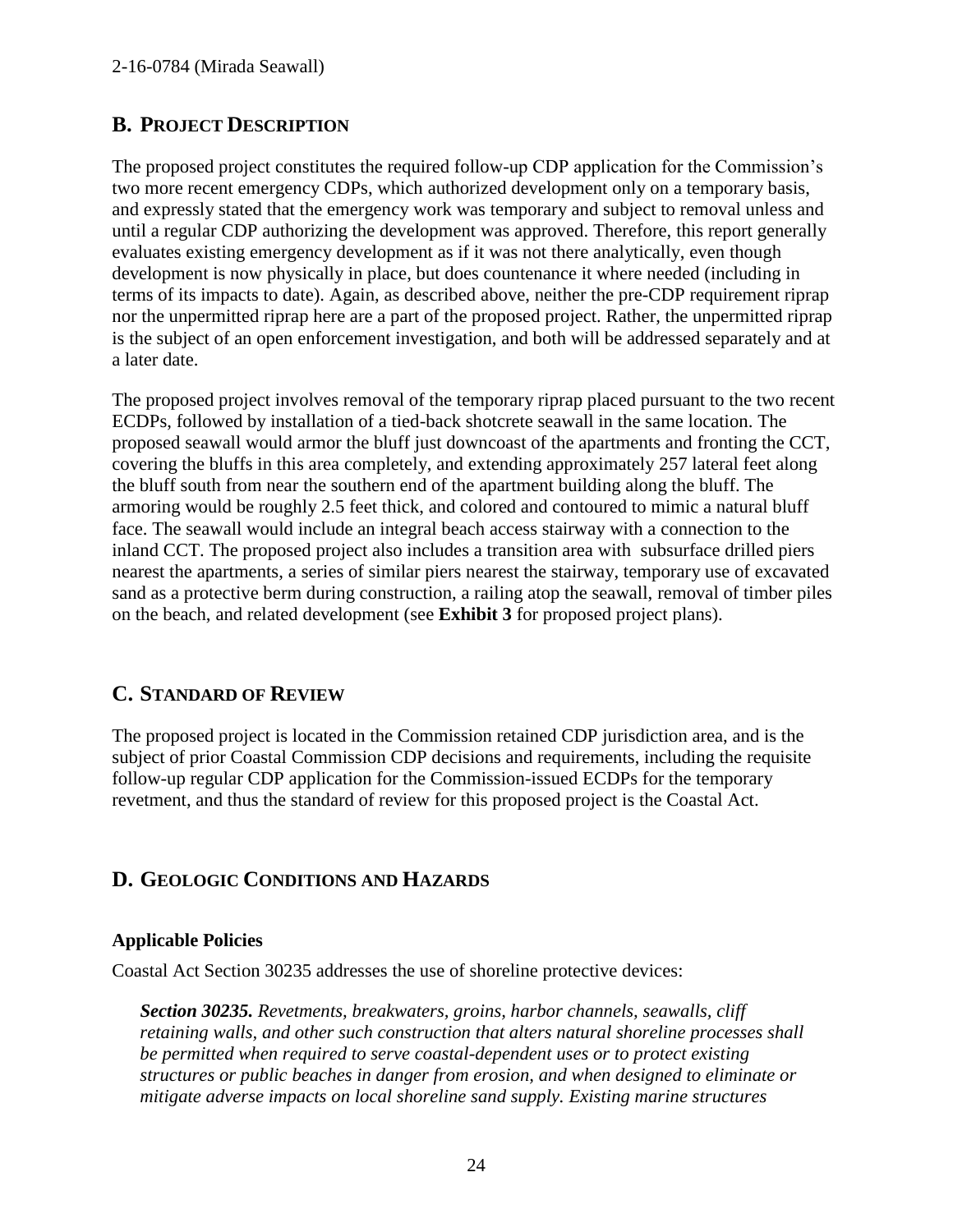## B. PROJECT DESCRIPTION

The proposed project constitutes the required follow-up CDP application for the Commission's two more recent emergency CDPs, which authorized development only on a temporary basis, and expressly stated that the emergency work was temporary and subject to removal unless and until a regular CDP authorizing the development was approved. Therefore, this report generally evaluates existing emergency development as if it was not there analytically, even though development is now physically in place, but does countenance it where needed (including in terms of its impacts to date). Again, as described above, neither the pre-CDP requirement riprap nor the unpermitted riprap here are a part of the proposed project. Rather, the unpermitted riprap is the subject of an open enforcement investigation, and both will be addressed separately and at a later date.

The proposed project involves removal of the temporary riprap placed pursuant to the two recent ECDPs, followed by installation of a tied-back shotcrete seawall in the same location. The proposed seawall would armor the bluff just downcoast of the apartments and fronting the CCT, covering the bluffs in this area completely, and extending approximately 257 lateral feet along the bluff south from near the southern end of the apartment building along the bluff. The armoring would be roughly 2.5 feet thick, and colored and contoured to mimic a natural bluff face. The seawall would include an integral beach access stairway with a connection to the inland CCT. The proposed project also includes a transition area with subsurface drilled piers nearest the apartments, a series of similar piers nearest the stairway, temporary use of excavated sand as a protective berm during construction, a railing atop the seawall, removal of timber piles on the beach, and related development (see **Exhibit 3** for proposed project plans).

## C. STANDARD OF REVIEW

The proposed project is located in the Commission retained CDP jurisdiction area, and is the subject of prior Coastal Commission CDP decisions and requirements, including the requisite follow-up regular CDP application for the Commission-issued ECDPs for the temporary revetment, and thus the standard of review for this proposed project is the Coastal Act.

## D. GEOLOGIC CONDITIONS AND HAZARDS

### Applicable Policies

Coastal Act Section 30235 addresses the use of shoreline protective devices:

> ***Section 30235.*** *Revetments, breakwaters, groins, harbor channels, seawalls, cliff retaining walls, and other such construction that alters natural shoreline processes shall be permitted when required to serve coastal-dependent uses or to protect existing structures or public beaches in danger from erosion, and when designed to eliminate or mitigate adverse impacts on local shoreline sand supply. Existing marine structures*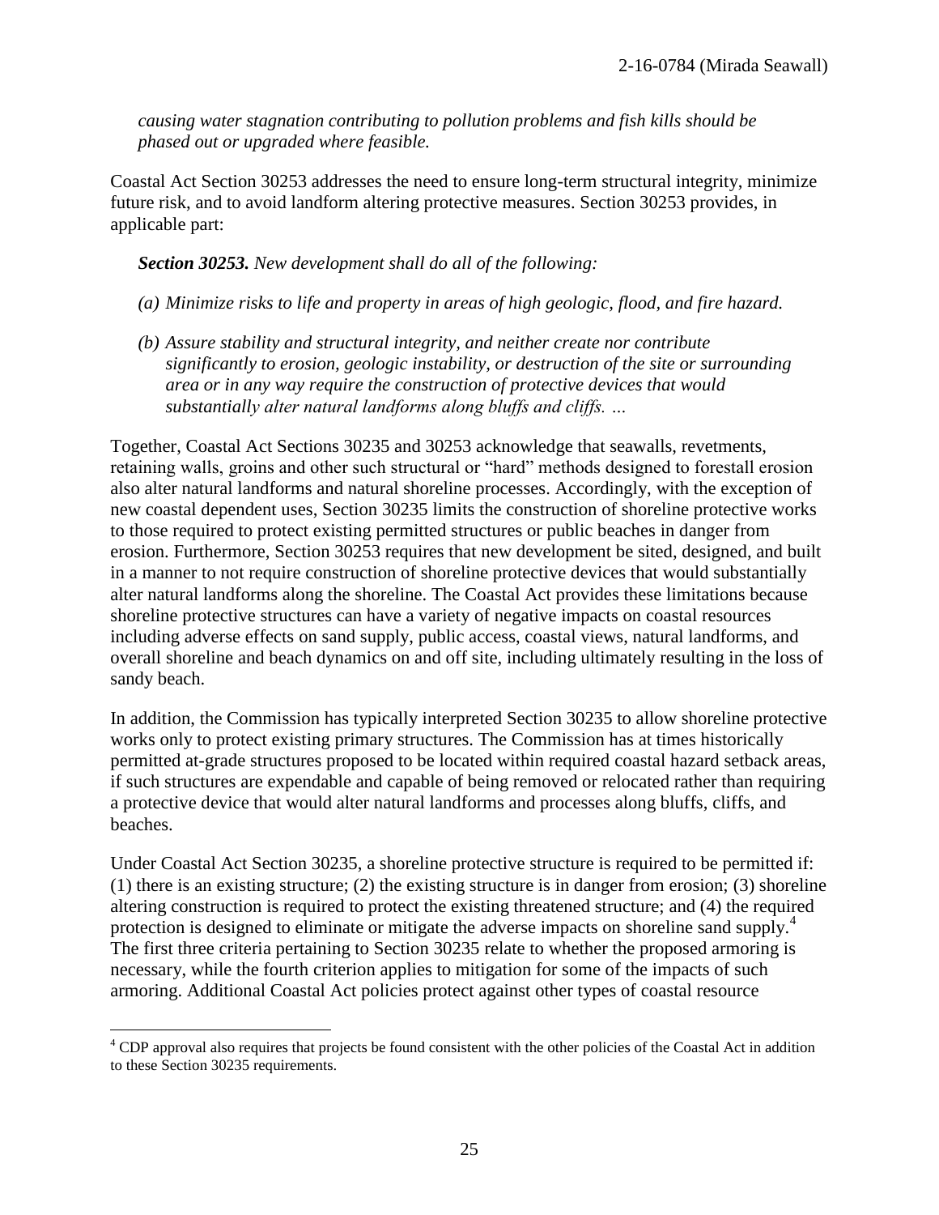*causing water stagnation contributing to pollution problems and fish kills should be phased out or upgraded where feasible.*

Coastal Act Section 30253 addresses the need to ensure long-term structural integrity, minimize future risk, and to avoid landform altering protective measures. Section 30253 provides, in applicable part:

***Section 30253.*** *New development shall do all of the following:*

*(a) Minimize risks to life and property in areas of high geologic, flood, and fire hazard.*

*(b) Assure stability and structural integrity, and neither create nor contribute significantly to erosion, geologic instability, or destruction of the site or surrounding area or in any way require the construction of protective devices that would substantially alter natural landforms along bluffs and cliffs. …*

Together, Coastal Act Sections 30235 and 30253 acknowledge that seawalls, revetments, retaining walls, groins and other such structural or "hard" methods designed to forestall erosion also alter natural landforms and natural shoreline processes. Accordingly, with the exception of new coastal dependent uses, Section 30235 limits the construction of shoreline protective works to those required to protect existing permitted structures or public beaches in danger from erosion. Furthermore, Section 30253 requires that new development be sited, designed, and built in a manner to not require construction of shoreline protective devices that would substantially alter natural landforms along the shoreline. The Coastal Act provides these limitations because shoreline protective structures can have a variety of negative impacts on coastal resources including adverse effects on sand supply, public access, coastal views, natural landforms, and overall shoreline and beach dynamics on and off site, including ultimately resulting in the loss of sandy beach.

In addition, the Commission has typically interpreted Section 30235 to allow shoreline protective works only to protect existing primary structures. The Commission has at times historically permitted at-grade structures proposed to be located within required coastal hazard setback areas, if such structures are expendable and capable of being removed or relocated rather than requiring a protective device that would alter natural landforms and processes along bluffs, cliffs, and beaches.

Under Coastal Act Section 30235, a shoreline protective structure is required to be permitted if: (1) there is an existing structure; (2) the existing structure is in danger from erosion; (3) shoreline altering construction is required to protect the existing threatened structure; and (4) the required protection is designed to eliminate or mitigate the adverse impacts on shoreline sand supply.[4] The first three criteria pertaining to Section 30235 relate to whether the proposed armoring is necessary, while the fourth criterion applies to mitigation for some of the impacts of such armoring. Additional Coastal Act policies protect against other types of coastal resource

[4] CDP approval also requires that projects be found consistent with the other policies of the Coastal Act in addition to these Section 30235 requirements.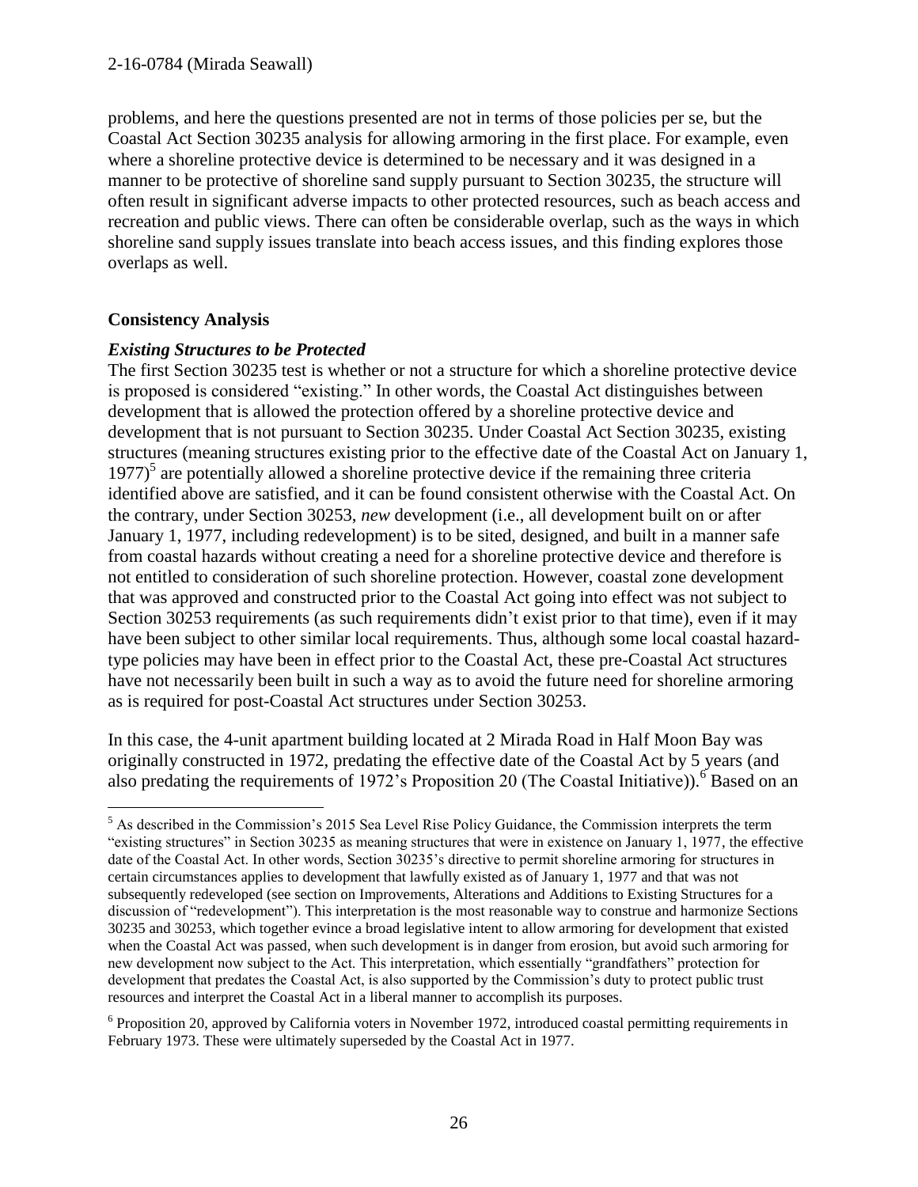problems, and here the questions presented are not in terms of those policies per se, but the Coastal Act Section 30235 analysis for allowing armoring in the first place. For example, even where a shoreline protective device is determined to be necessary and it was designed in a manner to be protective of shoreline sand supply pursuant to Section 30235, the structure will often result in significant adverse impacts to other protected resources, such as beach access and recreation and public views. There can often be considerable overlap, such as the ways in which shoreline sand supply issues translate into beach access issues, and this finding explores those overlaps as well.

**Consistency Analysis**

***Existing Structures to be Protected***

The first Section 30235 test is whether or not a structure for which a shoreline protective device is proposed is considered "existing." In other words, the Coastal Act distinguishes between development that is allowed the protection offered by a shoreline protective device and development that is not pursuant to Section 30235. Under Coastal Act Section 30235, existing structures (meaning structures existing prior to the effective date of the Coastal Act on January 1, 1977)[5] are potentially allowed a shoreline protective device if the remaining three criteria identified above are satisfied, and it can be found consistent otherwise with the Coastal Act. On the contrary, under Section 30253, *new* development (i.e., all development built on or after January 1, 1977, including redevelopment) is to be sited, designed, and built in a manner safe from coastal hazards without creating a need for a shoreline protective device and therefore is not entitled to consideration of such shoreline protection. However, coastal zone development that was approved and constructed prior to the Coastal Act going into effect was not subject to Section 30253 requirements (as such requirements didn't exist prior to that time), even if it may have been subject to other similar local requirements. Thus, although some local coastal hazard-type policies may have been in effect prior to the Coastal Act, these pre-Coastal Act structures have not necessarily been built in such a way as to avoid the future need for shoreline armoring as is required for post-Coastal Act structures under Section 30253.

In this case, the 4-unit apartment building located at 2 Mirada Road in Half Moon Bay was originally constructed in 1972, predating the effective date of the Coastal Act by 5 years (and also predating the requirements of 1972's Proposition 20 (The Coastal Initiative)).[6] Based on an

[5] As described in the Commission's 2015 Sea Level Rise Policy Guidance, the Commission interprets the term "existing structures" in Section 30235 as meaning structures that were in existence on January 1, 1977, the effective date of the Coastal Act. In other words, Section 30235's directive to permit shoreline armoring for structures in certain circumstances applies to development that lawfully existed as of January 1, 1977 and that was not subsequently redeveloped (see section on Improvements, Alterations and Additions to Existing Structures for a discussion of "redevelopment"). This interpretation is the most reasonable way to construe and harmonize Sections 30235 and 30253, which together evince a broad legislative intent to allow armoring for development that existed when the Coastal Act was passed, when such development is in danger from erosion, but avoid such armoring for new development now subject to the Act. This interpretation, which essentially "grandfathers" protection for development that predates the Coastal Act, is also supported by the Commission's duty to protect public trust resources and interpret the Coastal Act in a liberal manner to accomplish its purposes.

[6] Proposition 20, approved by California voters in November 1972, introduced coastal permitting requirements in February 1973. These were ultimately superseded by the Coastal Act in 1977.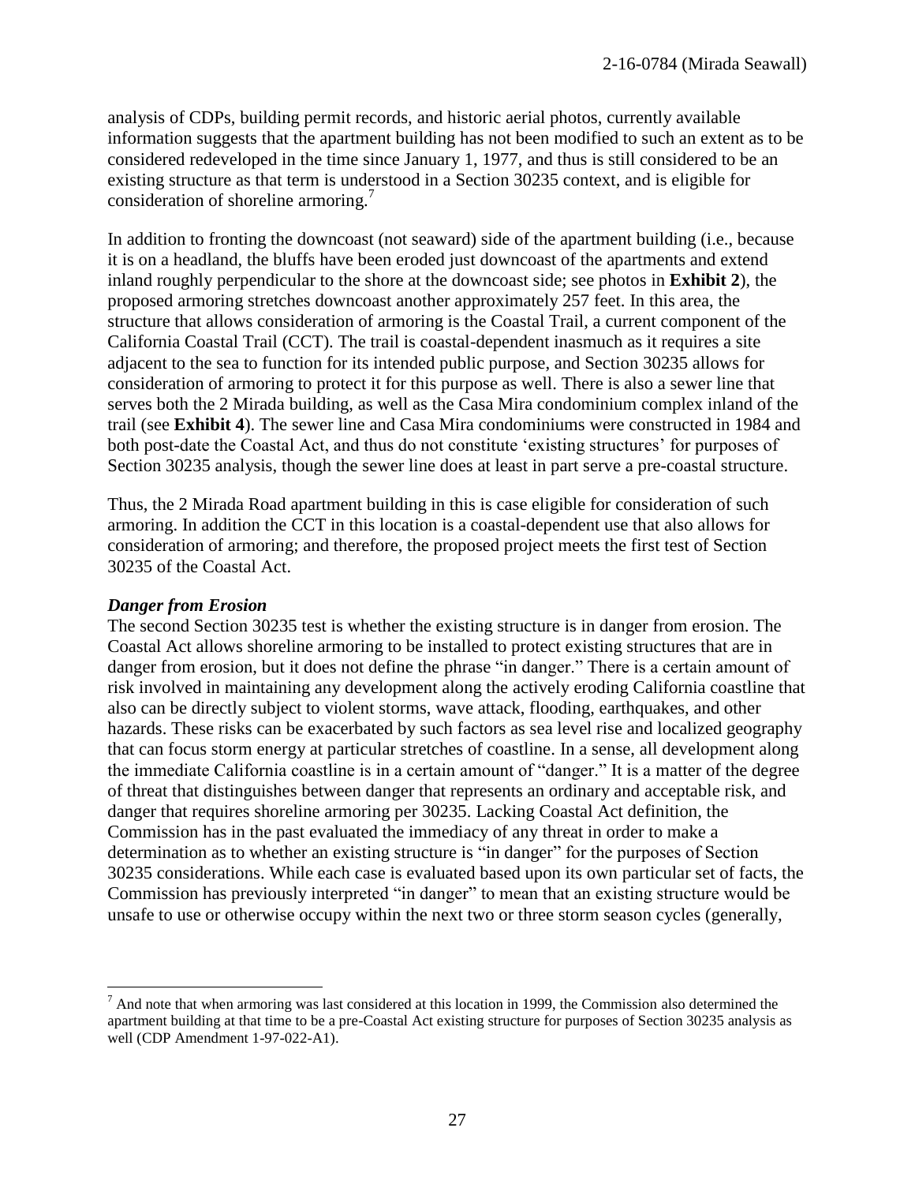analysis of CDPs, building permit records, and historic aerial photos, currently available information suggests that the apartment building has not been modified to such an extent as to be considered redeveloped in the time since January 1, 1977, and thus is still considered to be an existing structure as that term is understood in a Section 30235 context, and is eligible for consideration of shoreline armoring.[7]

In addition to fronting the downcoast (not seaward) side of the apartment building (i.e., because it is on a headland, the bluffs have been eroded just downcoast of the apartments and extend inland roughly perpendicular to the shore at the downcoast side; see photos in **Exhibit 2**), the proposed armoring stretches downcoast another approximately 257 feet. In this area, the structure that allows consideration of armoring is the Coastal Trail, a current component of the California Coastal Trail (CCT). The trail is coastal-dependent inasmuch as it requires a site adjacent to the sea to function for its intended public purpose, and Section 30235 allows for consideration of armoring to protect it for this purpose as well. There is also a sewer line that serves both the 2 Mirada building, as well as the Casa Mira condominium complex inland of the trail (see **Exhibit 4**). The sewer line and Casa Mira condominiums were constructed in 1984 and both post-date the Coastal Act, and thus do not constitute 'existing structures' for purposes of Section 30235 analysis, though the sewer line does at least in part serve a pre-coastal structure.

Thus, the 2 Mirada Road apartment building in this is case eligible for consideration of such armoring. In addition the CCT in this location is a coastal-dependent use that also allows for consideration of armoring; and therefore, the proposed project meets the first test of Section 30235 of the Coastal Act.

***Danger from Erosion***

The second Section 30235 test is whether the existing structure is in danger from erosion. The Coastal Act allows shoreline armoring to be installed to protect existing structures that are in danger from erosion, but it does not define the phrase "in danger." There is a certain amount of risk involved in maintaining any development along the actively eroding California coastline that also can be directly subject to violent storms, wave attack, flooding, earthquakes, and other hazards. These risks can be exacerbated by such factors as sea level rise and localized geography that can focus storm energy at particular stretches of coastline. In a sense, all development along the immediate California coastline is in a certain amount of "danger." It is a matter of the degree of threat that distinguishes between danger that represents an ordinary and acceptable risk, and danger that requires shoreline armoring per 30235. Lacking Coastal Act definition, the Commission has in the past evaluated the immediacy of any threat in order to make a determination as to whether an existing structure is "in danger" for the purposes of Section 30235 considerations. While each case is evaluated based upon its own particular set of facts, the Commission has previously interpreted "in danger" to mean that an existing structure would be unsafe to use or otherwise occupy within the next two or three storm season cycles (generally,

[7] And note that when armoring was last considered at this location in 1999, the Commission also determined the apartment building at that time to be a pre-Coastal Act existing structure for purposes of Section 30235 analysis as well (CDP Amendment 1-97-022-A1).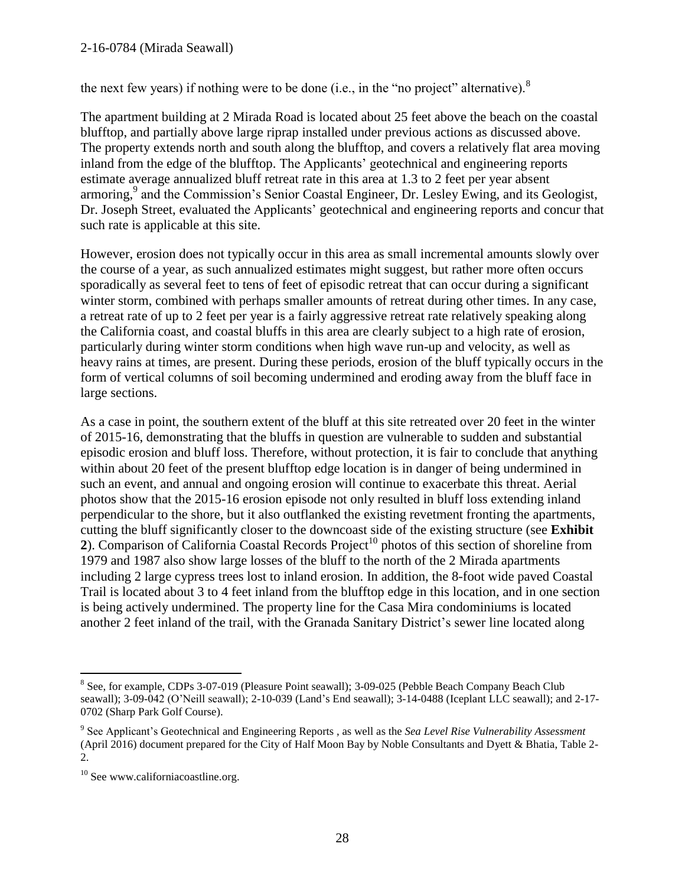the next few years) if nothing were to be done (i.e., in the "no project" alternative).[8]

The apartment building at 2 Mirada Road is located about 25 feet above the beach on the coastal blufftop, and partially above large riprap installed under previous actions as discussed above. The property extends north and south along the blufftop, and covers a relatively flat area moving inland from the edge of the blufftop. The Applicants' geotechnical and engineering reports estimate average annualized bluff retreat rate in this area at 1.3 to 2 feet per year absent armoring,[9] and the Commission's Senior Coastal Engineer, Dr. Lesley Ewing, and its Geologist, Dr. Joseph Street, evaluated the Applicants' geotechnical and engineering reports and concur that such rate is applicable at this site.

However, erosion does not typically occur in this area as small incremental amounts slowly over the course of a year, as such annualized estimates might suggest, but rather more often occurs sporadically as several feet to tens of feet of episodic retreat that can occur during a significant winter storm, combined with perhaps smaller amounts of retreat during other times. In any case, a retreat rate of up to 2 feet per year is a fairly aggressive retreat rate relatively speaking along the California coast, and coastal bluffs in this area are clearly subject to a high rate of erosion, particularly during winter storm conditions when high wave run-up and velocity, as well as heavy rains at times, are present. During these periods, erosion of the bluff typically occurs in the form of vertical columns of soil becoming undermined and eroding away from the bluff face in large sections.

As a case in point, the southern extent of the bluff at this site retreated over 20 feet in the winter of 2015-16, demonstrating that the bluffs in question are vulnerable to sudden and substantial episodic erosion and bluff loss. Therefore, without protection, it is fair to conclude that anything within about 20 feet of the present blufftop edge location is in danger of being undermined in such an event, and annual and ongoing erosion will continue to exacerbate this threat. Aerial photos show that the 2015-16 erosion episode not only resulted in bluff loss extending inland perpendicular to the shore, but it also outflanked the existing revetment fronting the apartments, cutting the bluff significantly closer to the downcoast side of the existing structure (see **Exhibit 2**). Comparison of California Coastal Records Project[10] photos of this section of shoreline from 1979 and 1987 also show large losses of the bluff to the north of the 2 Mirada apartments including 2 large cypress trees lost to inland erosion. In addition, the 8-foot wide paved Coastal Trail is located about 3 to 4 feet inland from the blufftop edge in this location, and in one section is being actively undermined. The property line for the Casa Mira condominiums is located another 2 feet inland of the trail, with the Granada Sanitary District's sewer line located along

---

[8] See, for example, CDPs 3-07-019 (Pleasure Point seawall); 3-09-025 (Pebble Beach Company Beach Club seawall); 3-09-042 (O'Neill seawall); 2-10-039 (Land's End seawall); 3-14-0488 (Iceplant LLC seawall); and 2-17-0702 (Sharp Park Golf Course).

[9] See Applicant's Geotechnical and Engineering Reports , as well as the *Sea Level Rise Vulnerability Assessment* (April 2016) document prepared for the City of Half Moon Bay by Noble Consultants and Dyett & Bhatia, Table 2-2.

[10] See www.californiacoastline.org.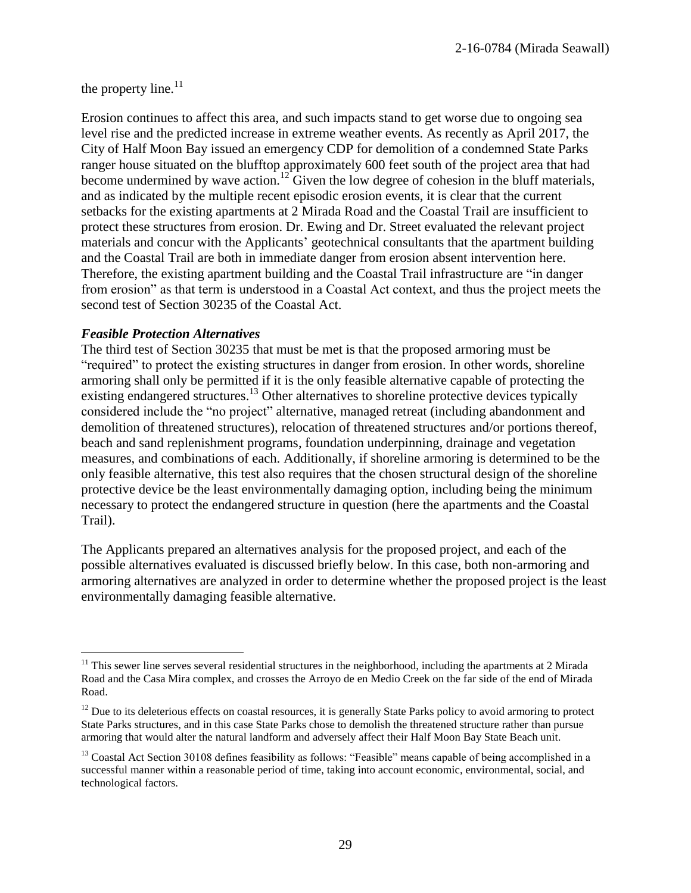the property line.[11]

Erosion continues to affect this area, and such impacts stand to get worse due to ongoing sea level rise and the predicted increase in extreme weather events. As recently as April 2017, the City of Half Moon Bay issued an emergency CDP for demolition of a condemned State Parks ranger house situated on the blufftop approximately 600 feet south of the project area that had become undermined by wave action.[12] Given the low degree of cohesion in the bluff materials, and as indicated by the multiple recent episodic erosion events, it is clear that the current setbacks for the existing apartments at 2 Mirada Road and the Coastal Trail are insufficient to protect these structures from erosion. Dr. Ewing and Dr. Street evaluated the relevant project materials and concur with the Applicants' geotechnical consultants that the apartment building and the Coastal Trail are both in immediate danger from erosion absent intervention here. Therefore, the existing apartment building and the Coastal Trail infrastructure are "in danger from erosion" as that term is understood in a Coastal Act context, and thus the project meets the second test of Section 30235 of the Coastal Act.

***Feasible Protection Alternatives***

The third test of Section 30235 that must be met is that the proposed armoring must be "required" to protect the existing structures in danger from erosion. In other words, shoreline armoring shall only be permitted if it is the only feasible alternative capable of protecting the existing endangered structures.[13] Other alternatives to shoreline protective devices typically considered include the "no project" alternative, managed retreat (including abandonment and demolition of threatened structures), relocation of threatened structures and/or portions thereof, beach and sand replenishment programs, foundation underpinning, drainage and vegetation measures, and combinations of each. Additionally, if shoreline armoring is determined to be the only feasible alternative, this test also requires that the chosen structural design of the shoreline protective device be the least environmentally damaging option, including being the minimum necessary to protect the endangered structure in question (here the apartments and the Coastal Trail).

The Applicants prepared an alternatives analysis for the proposed project, and each of the possible alternatives evaluated is discussed briefly below. In this case, both non-armoring and armoring alternatives are analyzed in order to determine whether the proposed project is the least environmentally damaging feasible alternative.

---

[11] This sewer line serves several residential structures in the neighborhood, including the apartments at 2 Mirada Road and the Casa Mira complex, and crosses the Arroyo de en Medio Creek on the far side of the end of Mirada Road.

[12] Due to its deleterious effects on coastal resources, it is generally State Parks policy to avoid armoring to protect State Parks structures, and in this case State Parks chose to demolish the threatened structure rather than pursue armoring that would alter the natural landform and adversely affect their Half Moon Bay State Beach unit.

[13] Coastal Act Section 30108 defines feasibility as follows: "Feasible" means capable of being accomplished in a successful manner within a reasonable period of time, taking into account economic, environmental, social, and technological factors.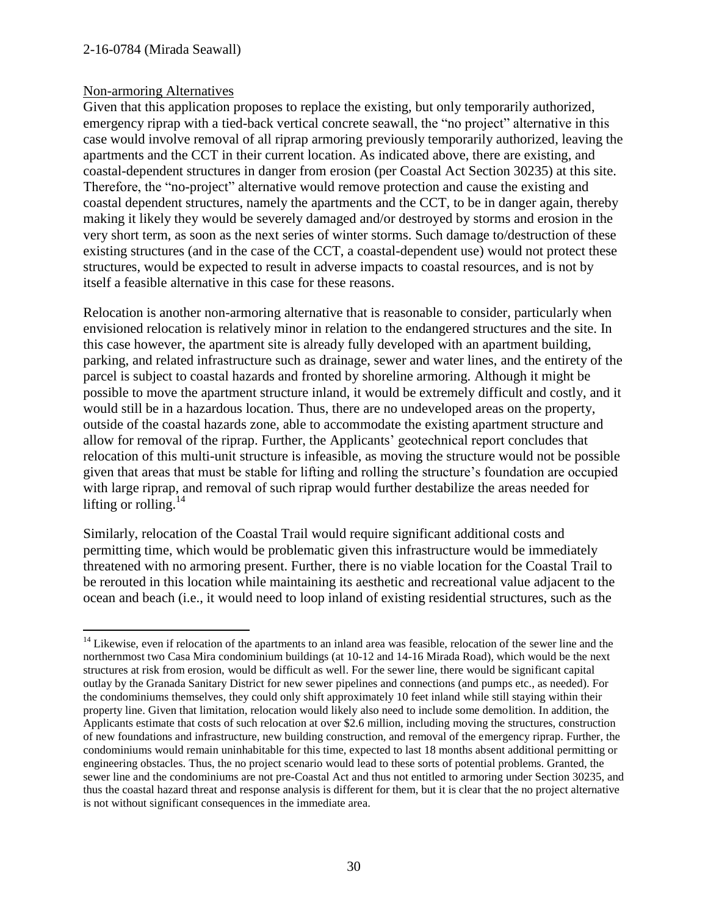Non-armoring Alternatives

Given that this application proposes to replace the existing, but only temporarily authorized, emergency riprap with a tied-back vertical concrete seawall, the "no project" alternative in this case would involve removal of all riprap armoring previously temporarily authorized, leaving the apartments and the CCT in their current location. As indicated above, there are existing, and coastal-dependent structures in danger from erosion (per Coastal Act Section 30235) at this site. Therefore, the "no-project" alternative would remove protection and cause the existing and coastal dependent structures, namely the apartments and the CCT, to be in danger again, thereby making it likely they would be severely damaged and/or destroyed by storms and erosion in the very short term, as soon as the next series of winter storms. Such damage to/destruction of these existing structures (and in the case of the CCT, a coastal-dependent use) would not protect these structures, would be expected to result in adverse impacts to coastal resources, and is not by itself a feasible alternative in this case for these reasons.

Relocation is another non-armoring alternative that is reasonable to consider, particularly when envisioned relocation is relatively minor in relation to the endangered structures and the site. In this case however, the apartment site is already fully developed with an apartment building, parking, and related infrastructure such as drainage, sewer and water lines, and the entirety of the parcel is subject to coastal hazards and fronted by shoreline armoring. Although it might be possible to move the apartment structure inland, it would be extremely difficult and costly, and it would still be in a hazardous location. Thus, there are no undeveloped areas on the property, outside of the coastal hazards zone, able to accommodate the existing apartment structure and allow for removal of the riprap. Further, the Applicants' geotechnical report concludes that relocation of this multi-unit structure is infeasible, as moving the structure would not be possible given that areas that must be stable for lifting and rolling the structure's foundation are occupied with large riprap, and removal of such riprap would further destabilize the areas needed for lifting or rolling.[14]

Similarly, relocation of the Coastal Trail would require significant additional costs and permitting time, which would be problematic given this infrastructure would be immediately threatened with no armoring present. Further, there is no viable location for the Coastal Trail to be rerouted in this location while maintaining its aesthetic and recreational value adjacent to the ocean and beach (i.e., it would need to loop inland of existing residential structures, such as the

[14] Likewise, even if relocation of the apartments to an inland area was feasible, relocation of the sewer line and the northernmost two Casa Mira condominium buildings (at 10-12 and 14-16 Mirada Road), which would be the next structures at risk from erosion, would be difficult as well. For the sewer line, there would be significant capital outlay by the Granada Sanitary District for new sewer pipelines and connections (and pumps etc., as needed). For the condominiums themselves, they could only shift approximately 10 feet inland while still staying within their property line. Given that limitation, relocation would likely also need to include some demolition. In addition, the Applicants estimate that costs of such relocation at over \$2.6 million, including moving the structures, construction of new foundations and infrastructure, new building construction, and removal of the emergency riprap. Further, the condominiums would remain uninhabitable for this time, expected to last 18 months absent additional permitting or engineering obstacles. Thus, the no project scenario would lead to these sorts of potential problems. Granted, the sewer line and the condominiums are not pre-Coastal Act and thus not entitled to armoring under Section 30235, and thus the coastal hazard threat and response analysis is different for them, but it is clear that the no project alternative is not without significant consequences in the immediate area.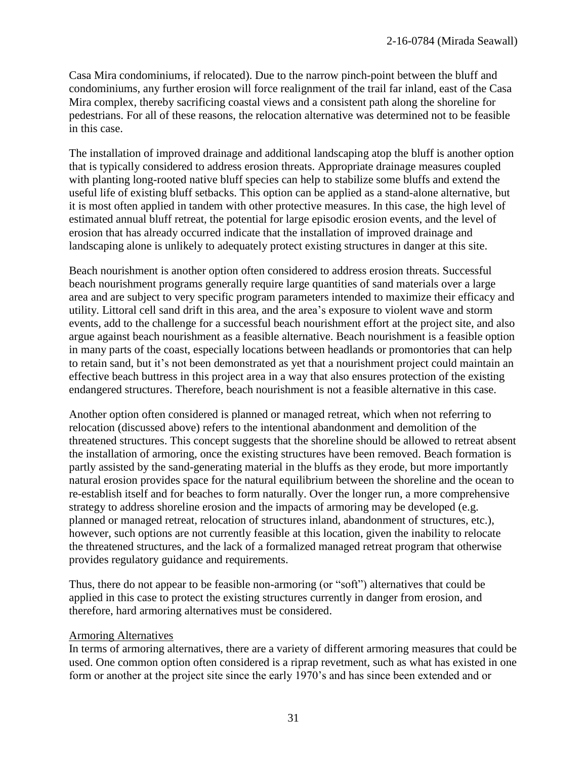Casa Mira condominiums, if relocated). Due to the narrow pinch-point between the bluff and condominiums, any further erosion will force realignment of the trail far inland, east of the Casa Mira complex, thereby sacrificing coastal views and a consistent path along the shoreline for pedestrians. For all of these reasons, the relocation alternative was determined not to be feasible in this case.

The installation of improved drainage and additional landscaping atop the bluff is another option that is typically considered to address erosion threats. Appropriate drainage measures coupled with planting long-rooted native bluff species can help to stabilize some bluffs and extend the useful life of existing bluff setbacks. This option can be applied as a stand-alone alternative, but it is most often applied in tandem with other protective measures. In this case, the high level of estimated annual bluff retreat, the potential for large episodic erosion events, and the level of erosion that has already occurred indicate that the installation of improved drainage and landscaping alone is unlikely to adequately protect existing structures in danger at this site.

Beach nourishment is another option often considered to address erosion threats. Successful beach nourishment programs generally require large quantities of sand materials over a large area and are subject to very specific program parameters intended to maximize their efficacy and utility. Littoral cell sand drift in this area, and the area's exposure to violent wave and storm events, add to the challenge for a successful beach nourishment effort at the project site, and also argue against beach nourishment as a feasible alternative. Beach nourishment is a feasible option in many parts of the coast, especially locations between headlands or promontories that can help to retain sand, but it's not been demonstrated as yet that a nourishment project could maintain an effective beach buttress in this project area in a way that also ensures protection of the existing endangered structures. Therefore, beach nourishment is not a feasible alternative in this case.

Another option often considered is planned or managed retreat, which when not referring to relocation (discussed above) refers to the intentional abandonment and demolition of the threatened structures. This concept suggests that the shoreline should be allowed to retreat absent the installation of armoring, once the existing structures have been removed. Beach formation is partly assisted by the sand-generating material in the bluffs as they erode, but more importantly natural erosion provides space for the natural equilibrium between the shoreline and the ocean to re-establish itself and for beaches to form naturally. Over the longer run, a more comprehensive strategy to address shoreline erosion and the impacts of armoring may be developed (e.g. planned or managed retreat, relocation of structures inland, abandonment of structures, etc.), however, such options are not currently feasible at this location, given the inability to relocate the threatened structures, and the lack of a formalized managed retreat program that otherwise provides regulatory guidance and requirements.

Thus, there do not appear to be feasible non-armoring (or "soft") alternatives that could be applied in this case to protect the existing structures currently in danger from erosion, and therefore, hard armoring alternatives must be considered.

Armoring Alternatives

In terms of armoring alternatives, there are a variety of different armoring measures that could be used. One common option often considered is a riprap revetment, such as what has existed in one form or another at the project site since the early 1970's and has since been extended and or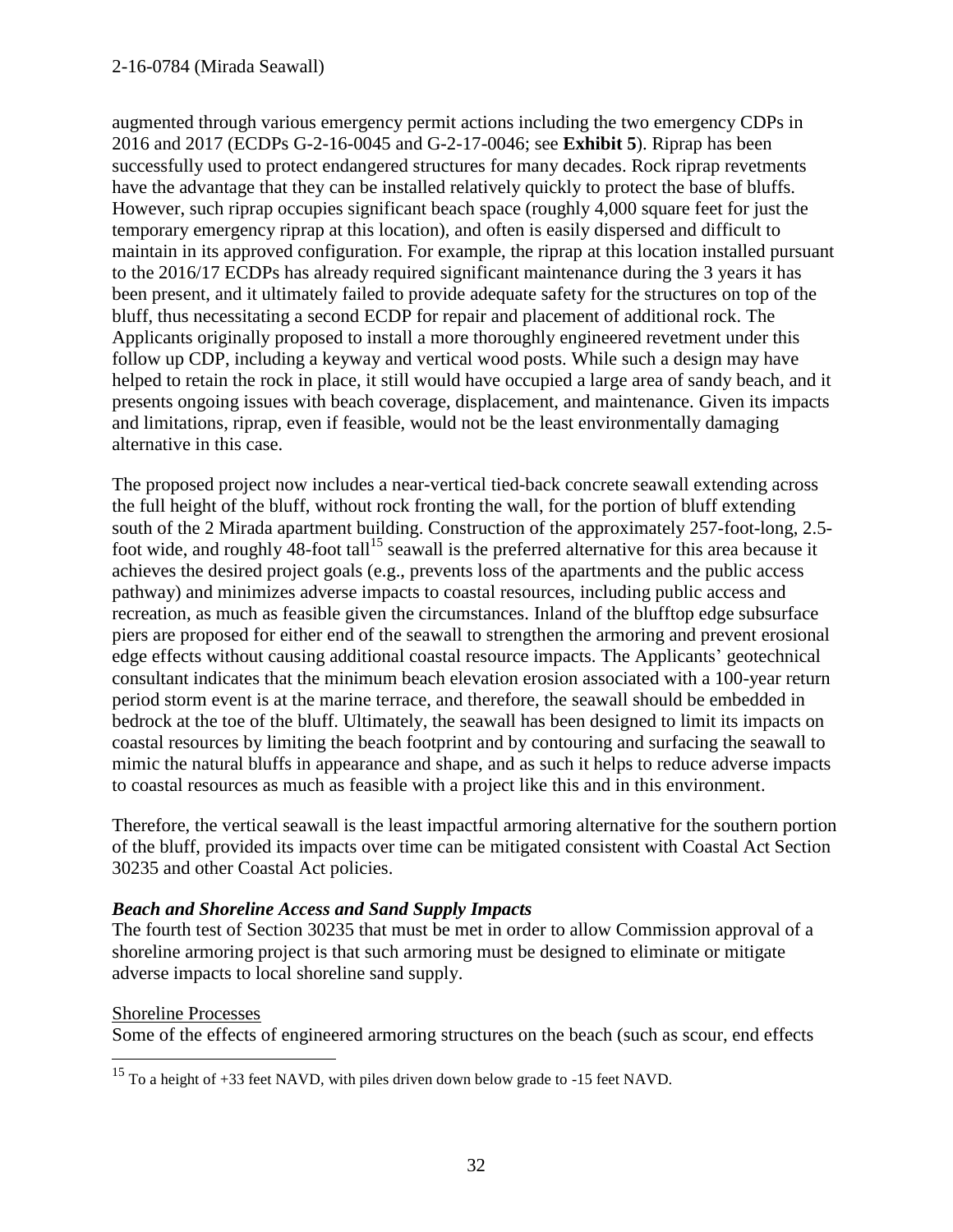augmented through various emergency permit actions including the two emergency CDPs in 2016 and 2017 (ECDPs G-2-16-0045 and G-2-17-0046; see **Exhibit 5**). Riprap has been successfully used to protect endangered structures for many decades. Rock riprap revetments have the advantage that they can be installed relatively quickly to protect the base of bluffs. However, such riprap occupies significant beach space (roughly 4,000 square feet for just the temporary emergency riprap at this location), and often is easily dispersed and difficult to maintain in its approved configuration. For example, the riprap at this location installed pursuant to the 2016/17 ECDPs has already required significant maintenance during the 3 years it has been present, and it ultimately failed to provide adequate safety for the structures on top of the bluff, thus necessitating a second ECDP for repair and placement of additional rock. The Applicants originally proposed to install a more thoroughly engineered revetment under this follow up CDP, including a keyway and vertical wood posts. While such a design may have helped to retain the rock in place, it still would have occupied a large area of sandy beach, and it presents ongoing issues with beach coverage, displacement, and maintenance. Given its impacts and limitations, riprap, even if feasible, would not be the least environmentally damaging alternative in this case.

The proposed project now includes a near-vertical tied-back concrete seawall extending across the full height of the bluff, without rock fronting the wall, for the portion of bluff extending south of the 2 Mirada apartment building. Construction of the approximately 257-foot-long, 2.5-foot wide, and roughly 48-foot tall[15] seawall is the preferred alternative for this area because it achieves the desired project goals (e.g., prevents loss of the apartments and the public access pathway) and minimizes adverse impacts to coastal resources, including public access and recreation, as much as feasible given the circumstances. Inland of the blufftop edge subsurface piers are proposed for either end of the seawall to strengthen the armoring and prevent erosional edge effects without causing additional coastal resource impacts. The Applicants' geotechnical consultant indicates that the minimum beach elevation erosion associated with a 100-year return period storm event is at the marine terrace, and therefore, the seawall should be embedded in bedrock at the toe of the bluff. Ultimately, the seawall has been designed to limit its impacts on coastal resources by limiting the beach footprint and by contouring and surfacing the seawall to mimic the natural bluffs in appearance and shape, and as such it helps to reduce adverse impacts to coastal resources as much as feasible with a project like this and in this environment.

Therefore, the vertical seawall is the least impactful armoring alternative for the southern portion of the bluff, provided its impacts over time can be mitigated consistent with Coastal Act Section 30235 and other Coastal Act policies.

### *Beach and Shoreline Access and Sand Supply Impacts*

The fourth test of Section 30235 that must be met in order to allow Commission approval of a shoreline armoring project is that such armoring must be designed to eliminate or mitigate adverse impacts to local shoreline sand supply.

Shoreline Processes

Some of the effects of engineered armoring structures on the beach (such as scour, end effects

---

[15] To a height of +33 feet NAVD, with piles driven down below grade to -15 feet NAVD.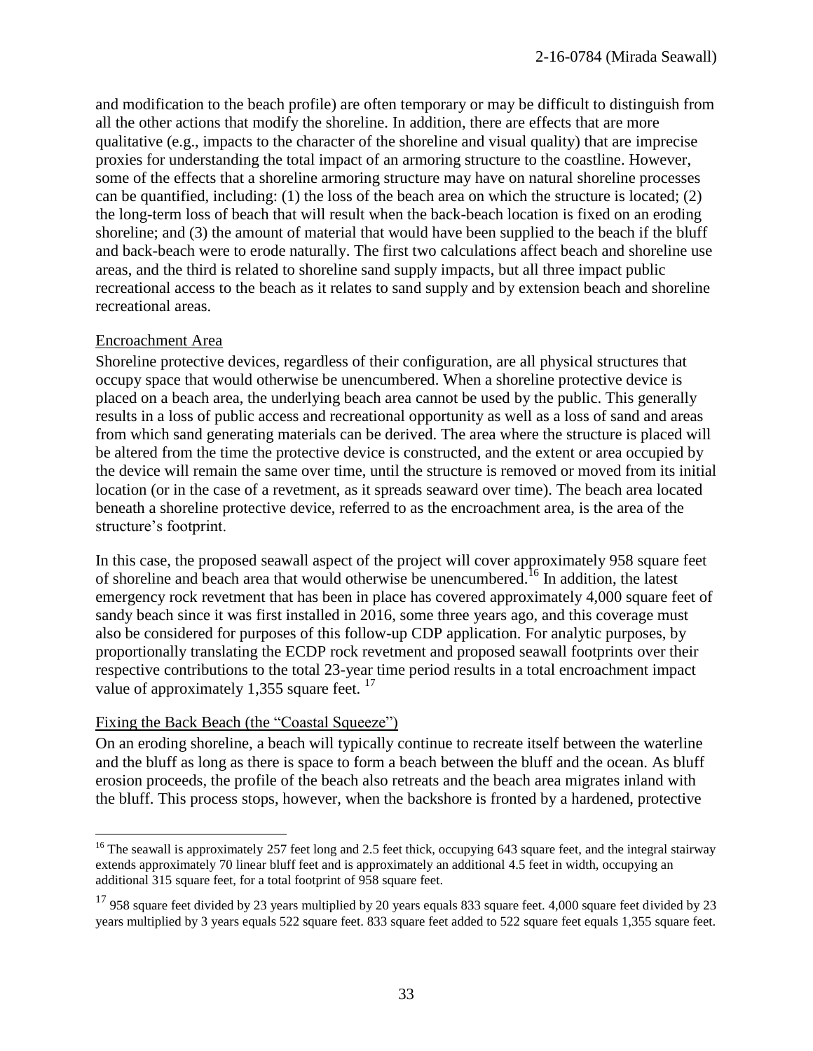and modification to the beach profile) are often temporary or may be difficult to distinguish from all the other actions that modify the shoreline. In addition, there are effects that are more qualitative (e.g., impacts to the character of the shoreline and visual quality) that are imprecise proxies for understanding the total impact of an armoring structure to the coastline. However, some of the effects that a shoreline armoring structure may have on natural shoreline processes can be quantified, including: (1) the loss of the beach area on which the structure is located; (2) the long-term loss of beach that will result when the back-beach location is fixed on an eroding shoreline; and (3) the amount of material that would have been supplied to the beach if the bluff and back-beach were to erode naturally. The first two calculations affect beach and shoreline use areas, and the third is related to shoreline sand supply impacts, but all three impact public recreational access to the beach as it relates to sand supply and by extension beach and shoreline recreational areas.

### Encroachment Area

Shoreline protective devices, regardless of their configuration, are all physical structures that occupy space that would otherwise be unencumbered. When a shoreline protective device is placed on a beach area, the underlying beach area cannot be used by the public. This generally results in a loss of public access and recreational opportunity as well as a loss of sand and areas from which sand generating materials can be derived. The area where the structure is placed will be altered from the time the protective device is constructed, and the extent or area occupied by the device will remain the same over time, until the structure is removed or moved from its initial location (or in the case of a revetment, as it spreads seaward over time). The beach area located beneath a shoreline protective device, referred to as the encroachment area, is the area of the structure's footprint.

In this case, the proposed seawall aspect of the project will cover approximately 958 square feet of shoreline and beach area that would otherwise be unencumbered.[16] In addition, the latest emergency rock revetment that has been in place has covered approximately 4,000 square feet of sandy beach since it was first installed in 2016, some three years ago, and this coverage must also be considered for purposes of this follow-up CDP application. For analytic purposes, by proportionally translating the ECDP rock revetment and proposed seawall footprints over their respective contributions to the total 23-year time period results in a total encroachment impact value of approximately 1,355 square feet.[17]

### Fixing the Back Beach (the "Coastal Squeeze")

On an eroding shoreline, a beach will typically continue to recreate itself between the waterline and the bluff as long as there is space to form a beach between the bluff and the ocean. As bluff erosion proceeds, the profile of the beach also retreats and the beach area migrates inland with the bluff. This process stops, however, when the backshore is fronted by a hardened, protective

---

[16] The seawall is approximately 257 feet long and 2.5 feet thick, occupying 643 square feet, and the integral stairway extends approximately 70 linear bluff feet and is approximately an additional 4.5 feet in width, occupying an additional 315 square feet, for a total footprint of 958 square feet.

[17] 958 square feet divided by 23 years multiplied by 20 years equals 833 square feet. 4,000 square feet divided by 23 years multiplied by 3 years equals 522 square feet. 833 square feet added to 522 square feet equals 1,355 square feet.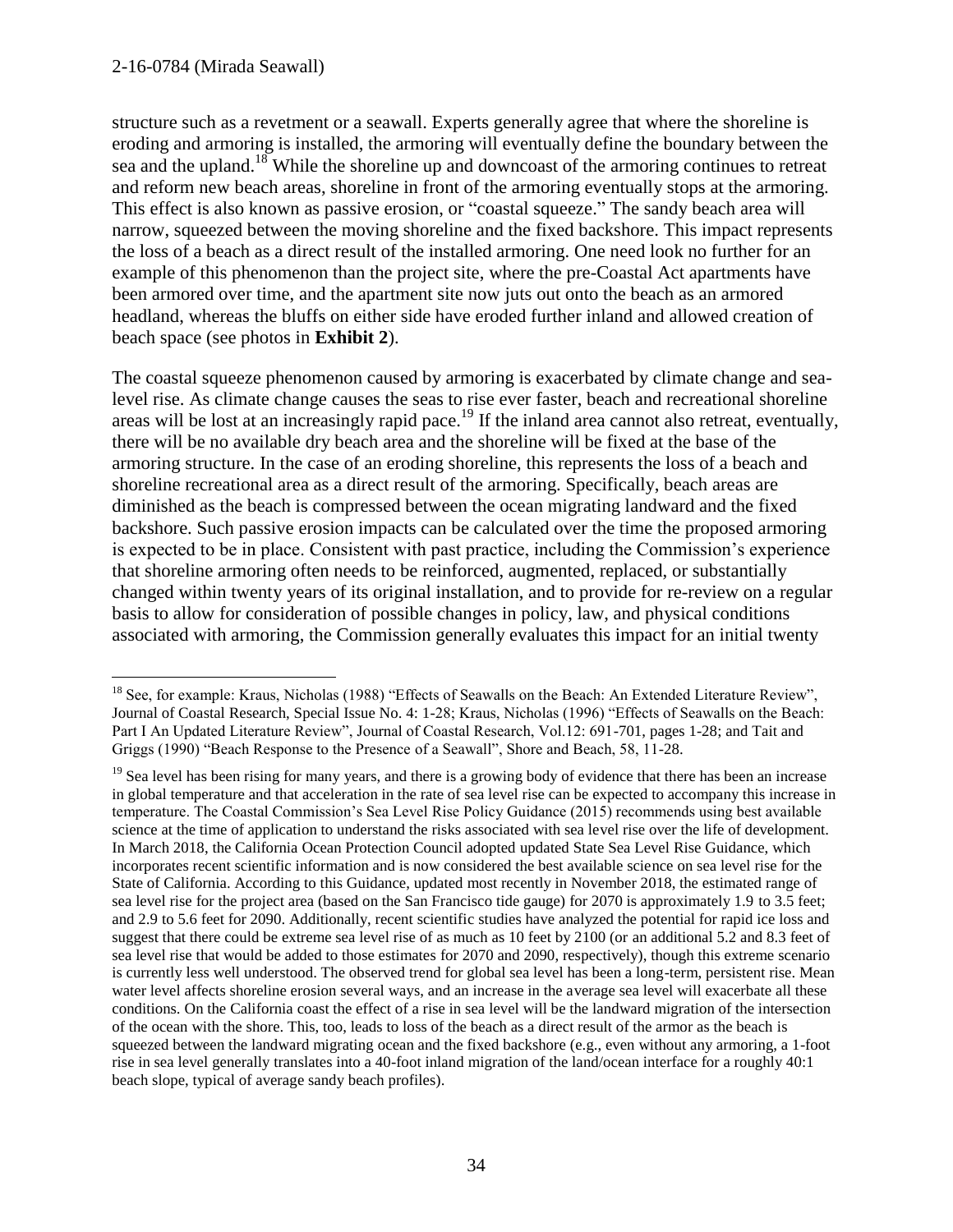structure such as a revetment or a seawall. Experts generally agree that where the shoreline is eroding and armoring is installed, the armoring will eventually define the boundary between the sea and the upland.[18] While the shoreline up and downcoast of the armoring continues to retreat and reform new beach areas, shoreline in front of the armoring eventually stops at the armoring. This effect is also known as passive erosion, or "coastal squeeze." The sandy beach area will narrow, squeezed between the moving shoreline and the fixed backshore. This impact represents the loss of a beach as a direct result of the installed armoring. One need look no further for an example of this phenomenon than the project site, where the pre-Coastal Act apartments have been armored over time, and the apartment site now juts out onto the beach as an armored headland, whereas the bluffs on either side have eroded further inland and allowed creation of beach space (see photos in **Exhibit 2**).

The coastal squeeze phenomenon caused by armoring is exacerbated by climate change and sea-level rise. As climate change causes the seas to rise ever faster, beach and recreational shoreline areas will be lost at an increasingly rapid pace.[19] If the inland area cannot also retreat, eventually, there will be no available dry beach area and the shoreline will be fixed at the base of the armoring structure. In the case of an eroding shoreline, this represents the loss of a beach and shoreline recreational area as a direct result of the armoring. Specifically, beach areas are diminished as the beach is compressed between the ocean migrating landward and the fixed backshore. Such passive erosion impacts can be calculated over the time the proposed armoring is expected to be in place. Consistent with past practice, including the Commission's experience that shoreline armoring often needs to be reinforced, augmented, replaced, or substantially changed within twenty years of its original installation, and to provide for re-review on a regular basis to allow for consideration of possible changes in policy, law, and physical conditions associated with armoring, the Commission generally evaluates this impact for an initial twenty

---

[18] See, for example: Kraus, Nicholas (1988) "Effects of Seawalls on the Beach: An Extended Literature Review", Journal of Coastal Research, Special Issue No. 4: 1-28; Kraus, Nicholas (1996) "Effects of Seawalls on the Beach: Part I An Updated Literature Review", Journal of Coastal Research, Vol.12: 691-701, pages 1-28; and Tait and Griggs (1990) "Beach Response to the Presence of a Seawall", Shore and Beach, 58, 11-28.

[19] Sea level has been rising for many years, and there is a growing body of evidence that there has been an increase in global temperature and that acceleration in the rate of sea level rise can be expected to accompany this increase in temperature. The Coastal Commission's Sea Level Rise Policy Guidance (2015) recommends using best available science at the time of application to understand the risks associated with sea level rise over the life of development. In March 2018, the California Ocean Protection Council adopted updated State Sea Level Rise Guidance, which incorporates recent scientific information and is now considered the best available science on sea level rise for the State of California. According to this Guidance, updated most recently in November 2018, the estimated range of sea level rise for the project area (based on the San Francisco tide gauge) for 2070 is approximately 1.9 to 3.5 feet; and 2.9 to 5.6 feet for 2090. Additionally, recent scientific studies have analyzed the potential for rapid ice loss and suggest that there could be extreme sea level rise of as much as 10 feet by 2100 (or an additional 5.2 and 8.3 feet of sea level rise that would be added to those estimates for 2070 and 2090, respectively), though this extreme scenario is currently less well understood. The observed trend for global sea level has been a long-term, persistent rise. Mean water level affects shoreline erosion several ways, and an increase in the average sea level will exacerbate all these conditions. On the California coast the effect of a rise in sea level will be the landward migration of the intersection of the ocean with the shore. This, too, leads to loss of the beach as a direct result of the armor as the beach is squeezed between the landward migrating ocean and the fixed backshore (e.g., even without any armoring, a 1-foot rise in sea level generally translates into a 40-foot inland migration of the land/ocean interface for a roughly 40:1 beach slope, typical of average sandy beach profiles).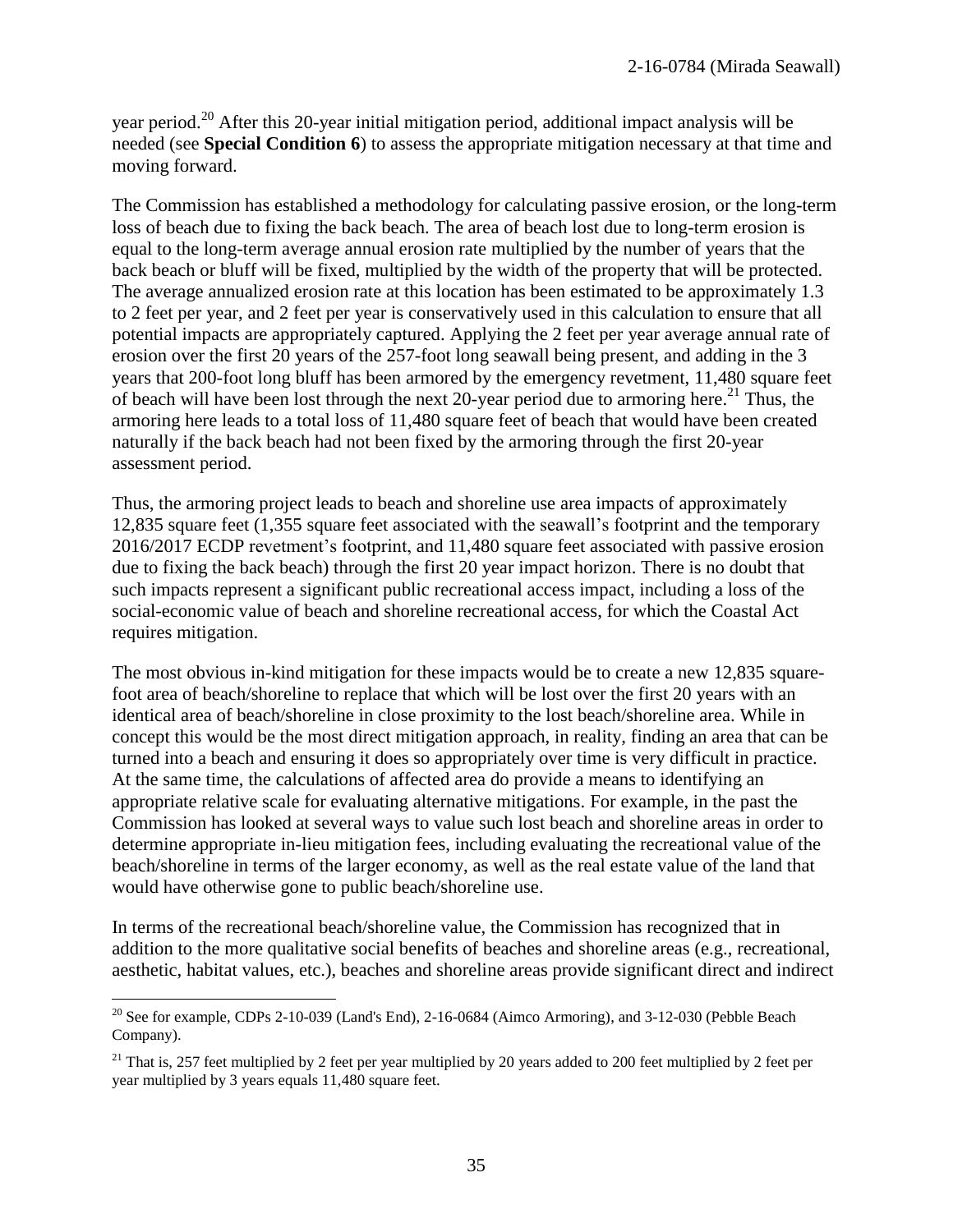year period.[20] After this 20-year initial mitigation period, additional impact analysis will be needed (see **Special Condition 6**) to assess the appropriate mitigation necessary at that time and moving forward.

The Commission has established a methodology for calculating passive erosion, or the long-term loss of beach due to fixing the back beach. The area of beach lost due to long-term erosion is equal to the long-term average annual erosion rate multiplied by the number of years that the back beach or bluff will be fixed, multiplied by the width of the property that will be protected. The average annualized erosion rate at this location has been estimated to be approximately 1.3 to 2 feet per year, and 2 feet per year is conservatively used in this calculation to ensure that all potential impacts are appropriately captured. Applying the 2 feet per year average annual rate of erosion over the first 20 years of the 257-foot long seawall being present, and adding in the 3 years that 200-foot long bluff has been armored by the emergency revetment, 11,480 square feet of beach will have been lost through the next 20-year period due to armoring here.[21] Thus, the armoring here leads to a total loss of 11,480 square feet of beach that would have been created naturally if the back beach had not been fixed by the armoring through the first 20-year assessment period.

Thus, the armoring project leads to beach and shoreline use area impacts of approximately 12,835 square feet (1,355 square feet associated with the seawall's footprint and the temporary 2016/2017 ECDP revetment's footprint, and 11,480 square feet associated with passive erosion due to fixing the back beach) through the first 20 year impact horizon. There is no doubt that such impacts represent a significant public recreational access impact, including a loss of the social-economic value of beach and shoreline recreational access, for which the Coastal Act requires mitigation.

The most obvious in-kind mitigation for these impacts would be to create a new 12,835 square-foot area of beach/shoreline to replace that which will be lost over the first 20 years with an identical area of beach/shoreline in close proximity to the lost beach/shoreline area. While in concept this would be the most direct mitigation approach, in reality, finding an area that can be turned into a beach and ensuring it does so appropriately over time is very difficult in practice. At the same time, the calculations of affected area do provide a means to identifying an appropriate relative scale for evaluating alternative mitigations. For example, in the past the Commission has looked at several ways to value such lost beach and shoreline areas in order to determine appropriate in-lieu mitigation fees, including evaluating the recreational value of the beach/shoreline in terms of the larger economy, as well as the real estate value of the land that would have otherwise gone to public beach/shoreline use.

In terms of the recreational beach/shoreline value, the Commission has recognized that in addition to the more qualitative social benefits of beaches and shoreline areas (e.g., recreational, aesthetic, habitat values, etc.), beaches and shoreline areas provide significant direct and indirect

[20] See for example, CDPs 2-10-039 (Land's End), 2-16-0684 (Aimco Armoring), and 3-12-030 (Pebble Beach Company).

[21] That is, 257 feet multiplied by 2 feet per year multiplied by 20 years added to 200 feet multiplied by 2 feet per year multiplied by 3 years equals 11,480 square feet.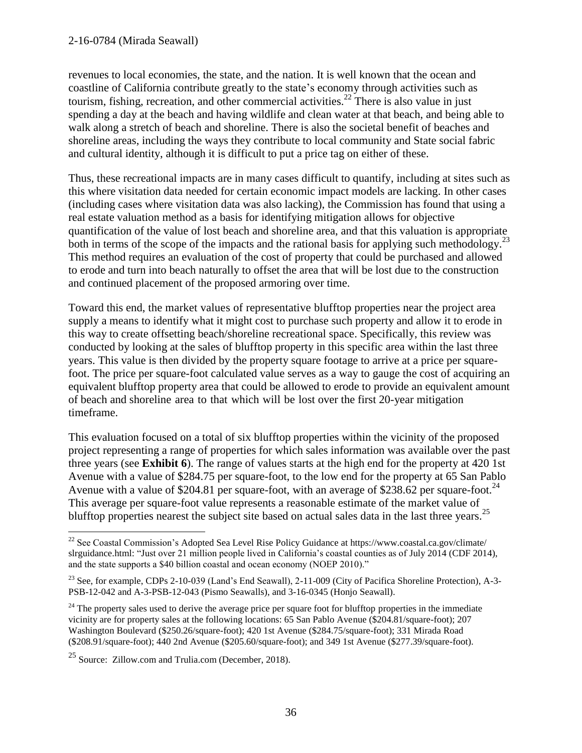revenues to local economies, the state, and the nation. It is well known that the ocean and coastline of California contribute greatly to the state's economy through activities such as tourism, fishing, recreation, and other commercial activities.[22] There is also value in just spending a day at the beach and having wildlife and clean water at that beach, and being able to walk along a stretch of beach and shoreline. There is also the societal benefit of beaches and shoreline areas, including the ways they contribute to local community and State social fabric and cultural identity, although it is difficult to put a price tag on either of these.

Thus, these recreational impacts are in many cases difficult to quantify, including at sites such as this where visitation data needed for certain economic impact models are lacking. In other cases (including cases where visitation data was also lacking), the Commission has found that using a real estate valuation method as a basis for identifying mitigation allows for objective quantification of the value of lost beach and shoreline area, and that this valuation is appropriate both in terms of the scope of the impacts and the rational basis for applying such methodology.[23] This method requires an evaluation of the cost of property that could be purchased and allowed to erode and turn into beach naturally to offset the area that will be lost due to the construction and continued placement of the proposed armoring over time.

Toward this end, the market values of representative blufftop properties near the project area supply a means to identify what it might cost to purchase such property and allow it to erode in this way to create offsetting beach/shoreline recreational space. Specifically, this review was conducted by looking at the sales of blufftop property in this specific area within the last three years. This value is then divided by the property square footage to arrive at a price per square-foot. The price per square-foot calculated value serves as a way to gauge the cost of acquiring an equivalent blufftop property area that could be allowed to erode to provide an equivalent amount of beach and shoreline area to that which will be lost over the first 20-year mitigation timeframe.

This evaluation focused on a total of six blufftop properties within the vicinity of the proposed project representing a range of properties for which sales information was available over the past three years (see **Exhibit 6**). The range of values starts at the high end for the property at 420 1st Avenue with a value of $284.75 per square-foot, to the low end for the property at 65 San Pablo Avenue with a value of $204.81 per square-foot, with an average of $238.62 per square-foot.[24] This average per square-foot value represents a reasonable estimate of the market value of blufftop properties nearest the subject site based on actual sales data in the last three years.[25]

---

[22] See Coastal Commission's Adopted Sea Level Rise Policy Guidance at https://www.coastal.ca.gov/climate/slrguidance.html: "Just over 21 million people lived in California's coastal counties as of July 2014 (CDF 2014), and the state supports a $40 billion coastal and ocean economy (NOEP 2010)."

[23] See, for example, CDPs 2-10-039 (Land's End Seawall), 2-11-009 (City of Pacifica Shoreline Protection), A-3-PSB-12-042 and A-3-PSB-12-043 (Pismo Seawalls), and 3-16-0345 (Honjo Seawall).

[24] The property sales used to derive the average price per square foot for blufftop properties in the immediate vicinity are for property sales at the following locations: 65 San Pablo Avenue ($204.81/square-foot); 207 Washington Boulevard ($250.26/square-foot); 420 1st Avenue ($284.75/square-foot); 331 Mirada Road ($208.91/square-foot); 440 2nd Avenue ($205.60/square-foot); and 349 1st Avenue ($277.39/square-foot).

[25] Source: Zillow.com and Trulia.com (December, 2018).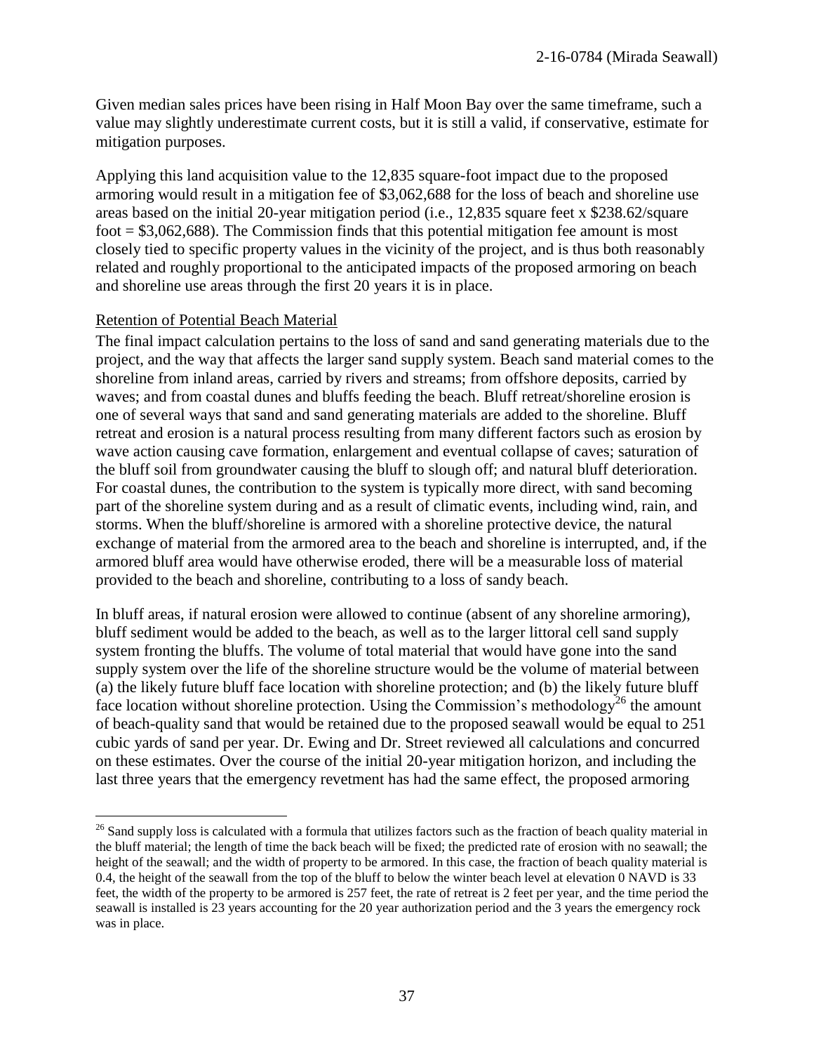Given median sales prices have been rising in Half Moon Bay over the same timeframe, such a value may slightly underestimate current costs, but it is still a valid, if conservative, estimate for mitigation purposes.

Applying this land acquisition value to the 12,835 square-foot impact due to the proposed armoring would result in a mitigation fee of $3,062,688 for the loss of beach and shoreline use areas based on the initial 20-year mitigation period (i.e., 12,835 square feet x $238.62/square foot = $3,062,688). The Commission finds that this potential mitigation fee amount is most closely tied to specific property values in the vicinity of the project, and is thus both reasonably related and roughly proportional to the anticipated impacts of the proposed armoring on beach and shoreline use areas through the first 20 years it is in place.

Retention of Potential Beach Material

The final impact calculation pertains to the loss of sand and sand generating materials due to the project, and the way that affects the larger sand supply system. Beach sand material comes to the shoreline from inland areas, carried by rivers and streams; from offshore deposits, carried by waves; and from coastal dunes and bluffs feeding the beach. Bluff retreat/shoreline erosion is one of several ways that sand and sand generating materials are added to the shoreline. Bluff retreat and erosion is a natural process resulting from many different factors such as erosion by wave action causing cave formation, enlargement and eventual collapse of caves; saturation of the bluff soil from groundwater causing the bluff to slough off; and natural bluff deterioration. For coastal dunes, the contribution to the system is typically more direct, with sand becoming part of the shoreline system during and as a result of climatic events, including wind, rain, and storms. When the bluff/shoreline is armored with a shoreline protective device, the natural exchange of material from the armored area to the beach and shoreline is interrupted, and, if the armored bluff area would have otherwise eroded, there will be a measurable loss of material provided to the beach and shoreline, contributing to a loss of sandy beach.

In bluff areas, if natural erosion were allowed to continue (absent of any shoreline armoring), bluff sediment would be added to the beach, as well as to the larger littoral cell sand supply system fronting the bluffs. The volume of total material that would have gone into the sand supply system over the life of the shoreline structure would be the volume of material between (a) the likely future bluff face location with shoreline protection; and (b) the likely future bluff face location without shoreline protection. Using the Commission's methodology[26] the amount of beach-quality sand that would be retained due to the proposed seawall would be equal to 251 cubic yards of sand per year. Dr. Ewing and Dr. Street reviewed all calculations and concurred on these estimates. Over the course of the initial 20-year mitigation horizon, and including the last three years that the emergency revetment has had the same effect, the proposed armoring

[26] Sand supply loss is calculated with a formula that utilizes factors such as the fraction of beach quality material in the bluff material; the length of time the back beach will be fixed; the predicted rate of erosion with no seawall; the height of the seawall; and the width of property to be armored. In this case, the fraction of beach quality material is 0.4, the height of the seawall from the top of the bluff to below the winter beach level at elevation 0 NAVD is 33 feet, the width of the property to be armored is 257 feet, the rate of retreat is 2 feet per year, and the time period the seawall is installed is 23 years accounting for the 20 year authorization period and the 3 years the emergency rock was in place.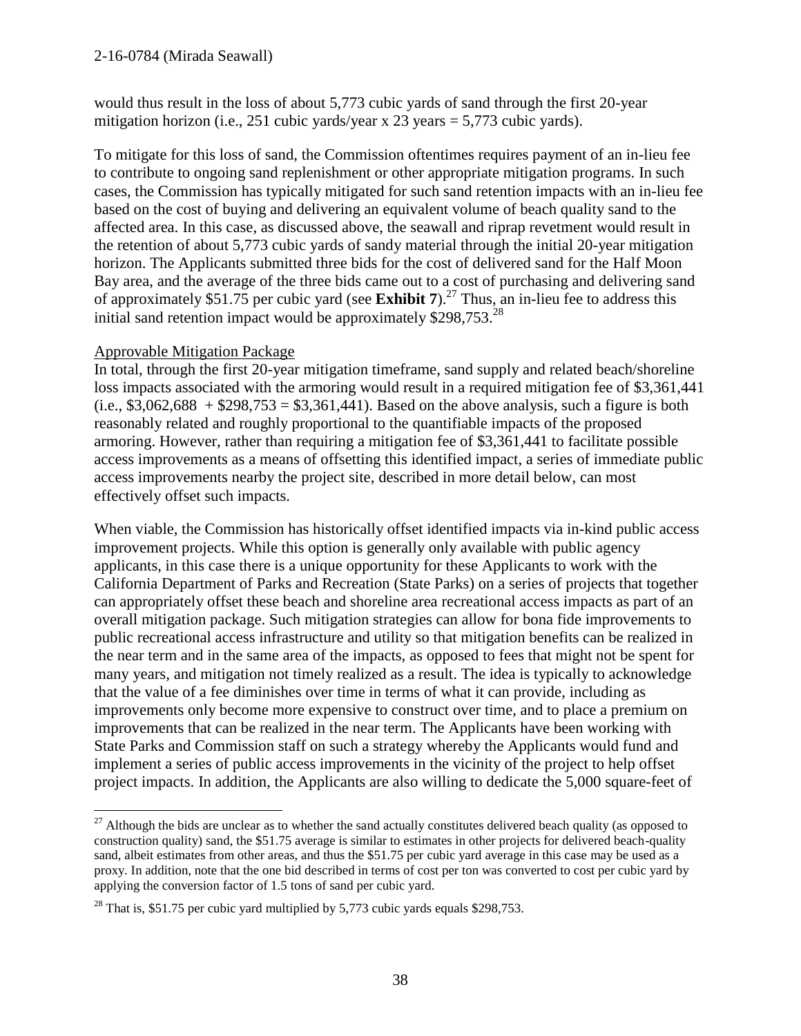would thus result in the loss of about 5,773 cubic yards of sand through the first 20-year mitigation horizon (i.e., 251 cubic yards/year x 23 years = 5,773 cubic yards).

To mitigate for this loss of sand, the Commission oftentimes requires payment of an in-lieu fee to contribute to ongoing sand replenishment or other appropriate mitigation programs. In such cases, the Commission has typically mitigated for such sand retention impacts with an in-lieu fee based on the cost of buying and delivering an equivalent volume of beach quality sand to the affected area. In this case, as discussed above, the seawall and riprap revetment would result in the retention of about 5,773 cubic yards of sandy material through the initial 20-year mitigation horizon. The Applicants submitted three bids for the cost of delivered sand for the Half Moon Bay area, and the average of the three bids came out to a cost of purchasing and delivering sand of approximately $51.75 per cubic yard (see **Exhibit 7**).[27] Thus, an in-lieu fee to address this initial sand retention impact would be approximately $298,753.[28]

Approvable Mitigation Package

In total, through the first 20-year mitigation timeframe, sand supply and related beach/shoreline loss impacts associated with the armoring would result in a required mitigation fee of $3,361,441 (i.e., $3,062,688 + $298,753 = $3,361,441). Based on the above analysis, such a figure is both reasonably related and roughly proportional to the quantifiable impacts of the proposed armoring. However, rather than requiring a mitigation fee of $3,361,441 to facilitate possible access improvements as a means of offsetting this identified impact, a series of immediate public access improvements nearby the project site, described in more detail below, can most effectively offset such impacts.

When viable, the Commission has historically offset identified impacts via in-kind public access improvement projects. While this option is generally only available with public agency applicants, in this case there is a unique opportunity for these Applicants to work with the California Department of Parks and Recreation (State Parks) on a series of projects that together can appropriately offset these beach and shoreline area recreational access impacts as part of an overall mitigation package. Such mitigation strategies can allow for bona fide improvements to public recreational access infrastructure and utility so that mitigation benefits can be realized in the near term and in the same area of the impacts, as opposed to fees that might not be spent for many years, and mitigation not timely realized as a result. The idea is typically to acknowledge that the value of a fee diminishes over time in terms of what it can provide, including as improvements only become more expensive to construct over time, and to place a premium on improvements that can be realized in the near term. The Applicants have been working with State Parks and Commission staff on such a strategy whereby the Applicants would fund and implement a series of public access improvements in the vicinity of the project to help offset project impacts. In addition, the Applicants are also willing to dedicate the 5,000 square-feet of

---

[27] Although the bids are unclear as to whether the sand actually constitutes delivered beach quality (as opposed to construction quality) sand, the $51.75 average is similar to estimates in other projects for delivered beach-quality sand, albeit estimates from other areas, and thus the $51.75 per cubic yard average in this case may be used as a proxy. In addition, note that the one bid described in terms of cost per ton was converted to cost per cubic yard by applying the conversion factor of 1.5 tons of sand per cubic yard.

[28] That is, $51.75 per cubic yard multiplied by 5,773 cubic yards equals $298,753.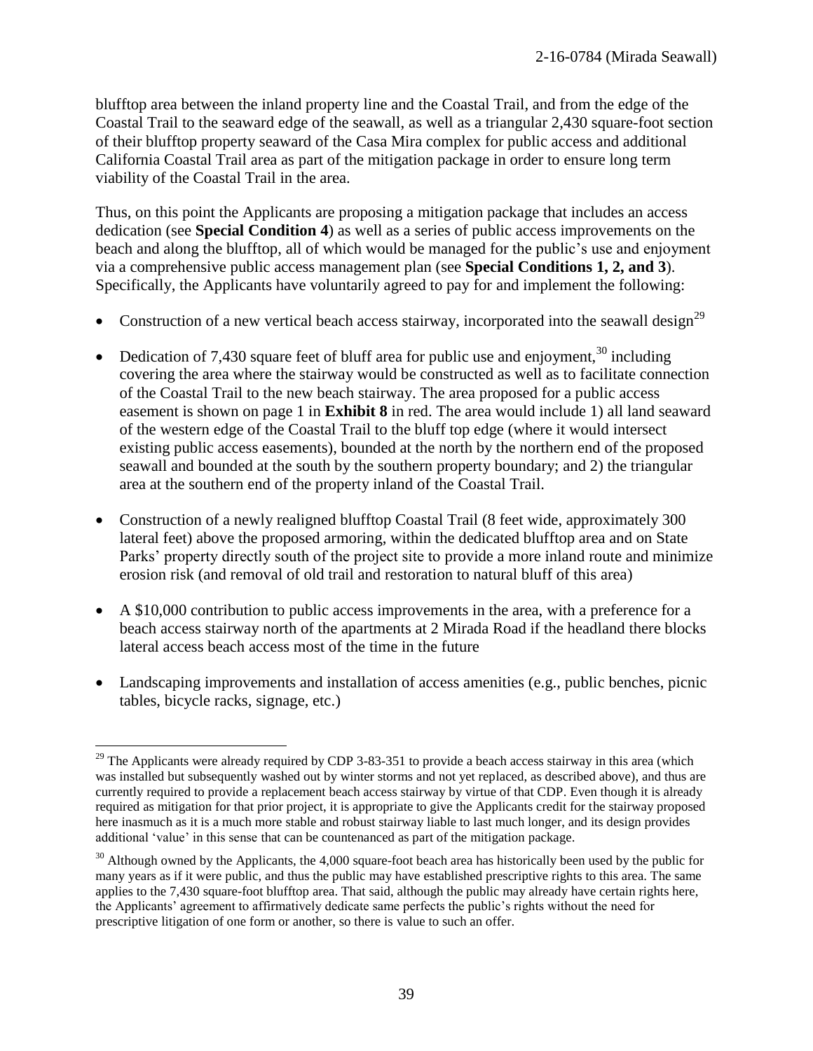blufftop area between the inland property line and the Coastal Trail, and from the edge of the Coastal Trail to the seaward edge of the seawall, as well as a triangular 2,430 square-foot section of their blufftop property seaward of the Casa Mira complex for public access and additional California Coastal Trail area as part of the mitigation package in order to ensure long term viability of the Coastal Trail in the area.

Thus, on this point the Applicants are proposing a mitigation package that includes an access dedication (see **Special Condition 4**) as well as a series of public access improvements on the beach and along the blufftop, all of which would be managed for the public's use and enjoyment via a comprehensive public access management plan (see **Special Conditions 1, 2, and 3**). Specifically, the Applicants have voluntarily agreed to pay for and implement the following:

- Construction of a new vertical beach access stairway, incorporated into the seawall design[29]
- Dedication of 7,430 square feet of bluff area for public use and enjoyment,[30] including covering the area where the stairway would be constructed as well as to facilitate connection of the Coastal Trail to the new beach stairway. The area proposed for a public access easement is shown on page 1 in **Exhibit 8** in red. The area would include 1) all land seaward of the western edge of the Coastal Trail to the bluff top edge (where it would intersect existing public access easements), bounded at the north by the northern end of the proposed seawall and bounded at the south by the southern property boundary; and 2) the triangular area at the southern end of the property inland of the Coastal Trail.
- Construction of a newly realigned blufftop Coastal Trail (8 feet wide, approximately 300 lateral feet) above the proposed armoring, within the dedicated blufftop area and on State Parks' property directly south of the project site to provide a more inland route and minimize erosion risk (and removal of old trail and restoration to natural bluff of this area)
- A $10,000 contribution to public access improvements in the area, with a preference for a beach access stairway north of the apartments at 2 Mirada Road if the headland there blocks lateral access beach access most of the time in the future
- Landscaping improvements and installation of access amenities (e.g., public benches, picnic tables, bicycle racks, signage, etc.)

---

[29] The Applicants were already required by CDP 3-83-351 to provide a beach access stairway in this area (which was installed but subsequently washed out by winter storms and not yet replaced, as described above), and thus are currently required to provide a replacement beach access stairway by virtue of that CDP. Even though it is already required as mitigation for that prior project, it is appropriate to give the Applicants credit for the stairway proposed here inasmuch as it is a much more stable and robust stairway liable to last much longer, and its design provides additional 'value' in this sense that can be countenanced as part of the mitigation package.

[30] Although owned by the Applicants, the 4,000 square-foot beach area has historically been used by the public for many years as if it were public, and thus the public may have established prescriptive rights to this area. The same applies to the 7,430 square-foot blufftop area. That said, although the public may already have certain rights here, the Applicants' agreement to affirmatively dedicate same perfects the public's rights without the need for prescriptive litigation of one form or another, so there is value to such an offer.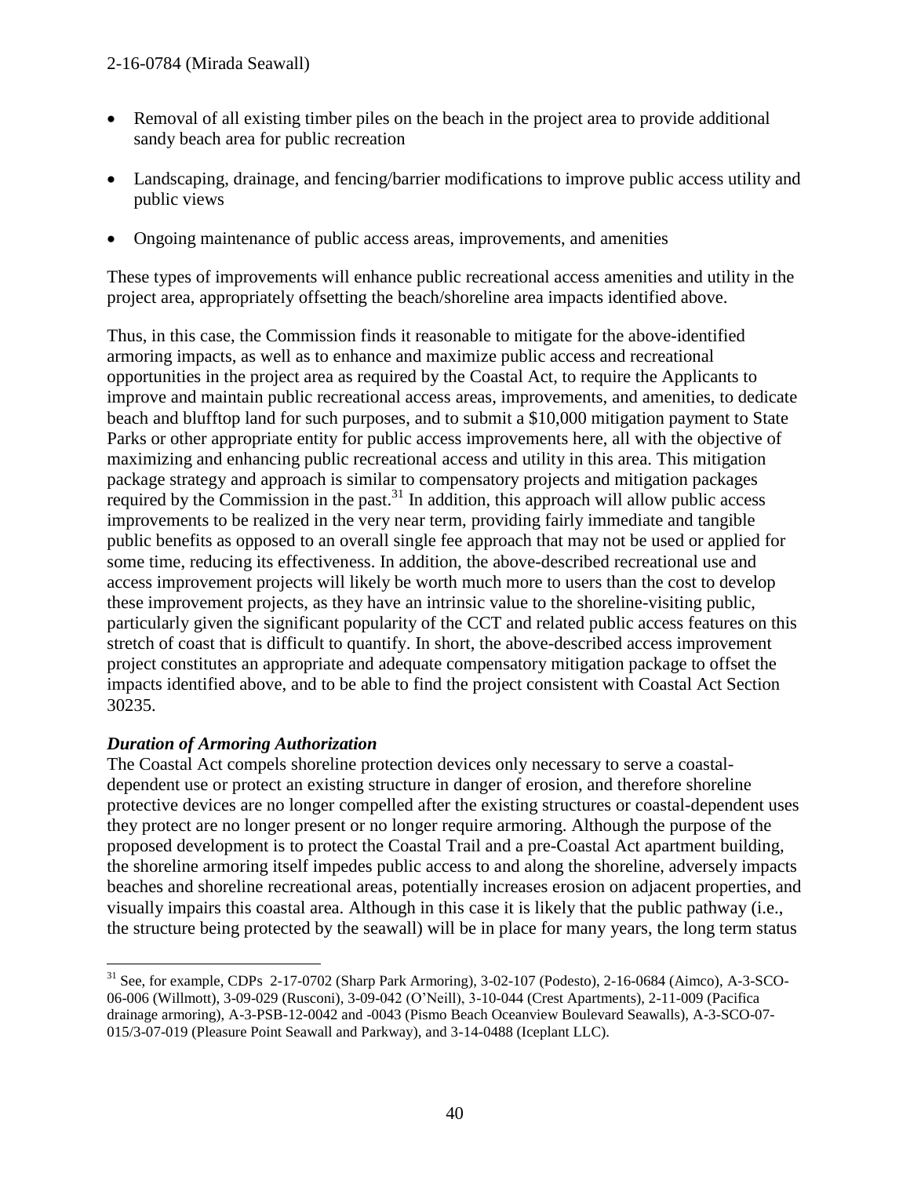- Removal of all existing timber piles on the beach in the project area to provide additional sandy beach area for public recreation
- Landscaping, drainage, and fencing/barrier modifications to improve public access utility and public views
- Ongoing maintenance of public access areas, improvements, and amenities

These types of improvements will enhance public recreational access amenities and utility in the project area, appropriately offsetting the beach/shoreline area impacts identified above.

Thus, in this case, the Commission finds it reasonable to mitigate for the above-identified armoring impacts, as well as to enhance and maximize public access and recreational opportunities in the project area as required by the Coastal Act, to require the Applicants to improve and maintain public recreational access areas, improvements, and amenities, to dedicate beach and blufftop land for such purposes, and to submit a $10,000 mitigation payment to State Parks or other appropriate entity for public access improvements here, all with the objective of maximizing and enhancing public recreational access and utility in this area. This mitigation package strategy and approach is similar to compensatory projects and mitigation packages required by the Commission in the past.[31] In addition, this approach will allow public access improvements to be realized in the very near term, providing fairly immediate and tangible public benefits as opposed to an overall single fee approach that may not be used or applied for some time, reducing its effectiveness. In addition, the above-described recreational use and access improvement projects will likely be worth much more to users than the cost to develop these improvement projects, as they have an intrinsic value to the shoreline-visiting public, particularly given the significant popularity of the CCT and related public access features on this stretch of coast that is difficult to quantify. In short, the above-described access improvement project constitutes an appropriate and adequate compensatory mitigation package to offset the impacts identified above, and to be able to find the project consistent with Coastal Act Section 30235.

***Duration of Armoring Authorization***

The Coastal Act compels shoreline protection devices only necessary to serve a coastal-dependent use or protect an existing structure in danger of erosion, and therefore shoreline protective devices are no longer compelled after the existing structures or coastal-dependent uses they protect are no longer present or no longer require armoring. Although the purpose of the proposed development is to protect the Coastal Trail and a pre-Coastal Act apartment building, the shoreline armoring itself impedes public access to and along the shoreline, adversely impacts beaches and shoreline recreational areas, potentially increases erosion on adjacent properties, and visually impairs this coastal area. Although in this case it is likely that the public pathway (i.e., the structure being protected by the seawall) will be in place for many years, the long term status

[31] See, for example, CDPs 2-17-0702 (Sharp Park Armoring), 3-02-107 (Podesto), 2-16-0684 (Aimco), A-3-SCO-06-006 (Willmott), 3-09-029 (Rusconi), 3-09-042 (O'Neill), 3-10-044 (Crest Apartments), 2-11-009 (Pacifica drainage armoring), A-3-PSB-12-0042 and -0043 (Pismo Beach Oceanview Boulevard Seawalls), A-3-SCO-07-015/3-07-019 (Pleasure Point Seawall and Parkway), and 3-14-0488 (Iceplant LLC).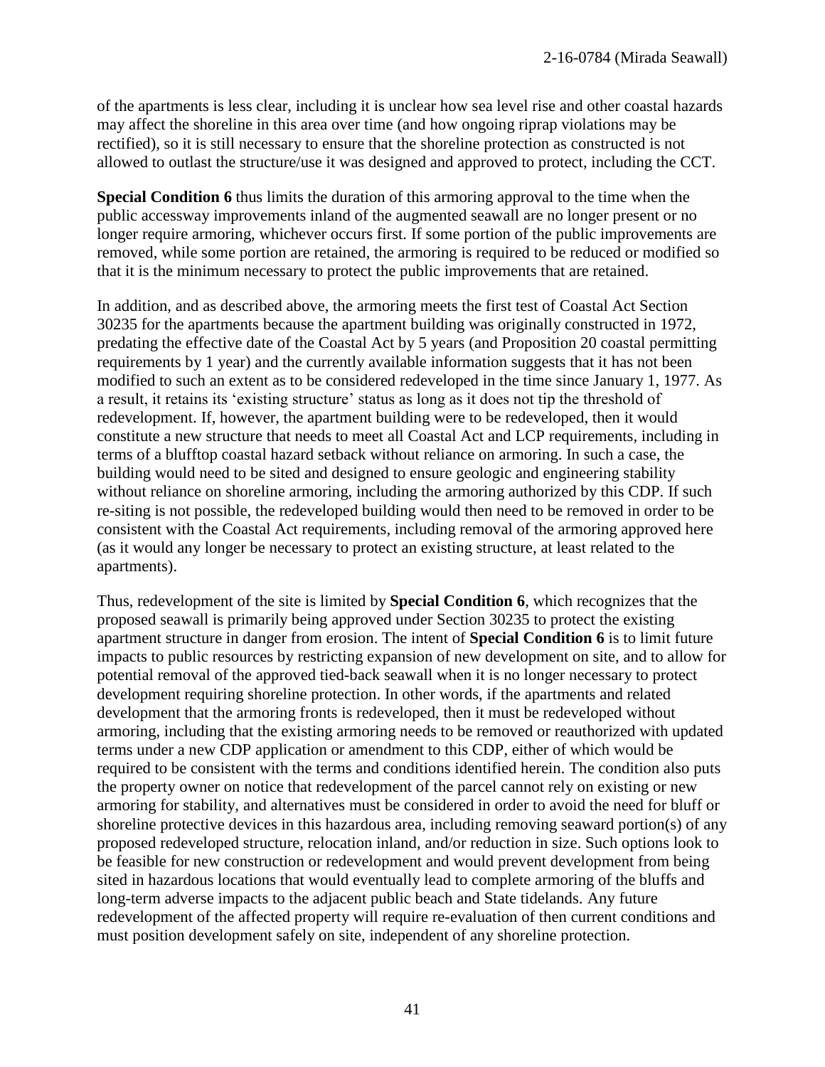of the apartments is less clear, including it is unclear how sea level rise and other coastal hazards may affect the shoreline in this area over time (and how ongoing riprap violations may be rectified), so it is still necessary to ensure that the shoreline protection as constructed is not allowed to outlast the structure/use it was designed and approved to protect, including the CCT.

**Special Condition 6** thus limits the duration of this armoring approval to the time when the public accessway improvements inland of the augmented seawall are no longer present or no longer require armoring, whichever occurs first. If some portion of the public improvements are removed, while some portion are retained, the armoring is required to be reduced or modified so that it is the minimum necessary to protect the public improvements that are retained.

In addition, and as described above, the armoring meets the first test of Coastal Act Section 30235 for the apartments because the apartment building was originally constructed in 1972, predating the effective date of the Coastal Act by 5 years (and Proposition 20 coastal permitting requirements by 1 year) and the currently available information suggests that it has not been modified to such an extent as to be considered redeveloped in the time since January 1, 1977. As a result, it retains its 'existing structure' status as long as it does not tip the threshold of redevelopment. If, however, the apartment building were to be redeveloped, then it would constitute a new structure that needs to meet all Coastal Act and LCP requirements, including in terms of a blufftop coastal hazard setback without reliance on armoring. In such a case, the building would need to be sited and designed to ensure geologic and engineering stability without reliance on shoreline armoring, including the armoring authorized by this CDP. If such re-siting is not possible, the redeveloped building would then need to be removed in order to be consistent with the Coastal Act requirements, including removal of the armoring approved here (as it would any longer be necessary to protect an existing structure, at least related to the apartments).

Thus, redevelopment of the site is limited by **Special Condition 6**, which recognizes that the proposed seawall is primarily being approved under Section 30235 to protect the existing apartment structure in danger from erosion. The intent of **Special Condition 6** is to limit future impacts to public resources by restricting expansion of new development on site, and to allow for potential removal of the approved tied-back seawall when it is no longer necessary to protect development requiring shoreline protection. In other words, if the apartments and related development that the armoring fronts is redeveloped, then it must be redeveloped without armoring, including that the existing armoring needs to be removed or reauthorized with updated terms under a new CDP application or amendment to this CDP, either of which would be required to be consistent with the terms and conditions identified herein. The condition also puts the property owner on notice that redevelopment of the parcel cannot rely on existing or new armoring for stability, and alternatives must be considered in order to avoid the need for bluff or shoreline protective devices in this hazardous area, including removing seaward portion(s) of any proposed redeveloped structure, relocation inland, and/or reduction in size. Such options look to be feasible for new construction or redevelopment and would prevent development from being sited in hazardous locations that would eventually lead to complete armoring of the bluffs and long-term adverse impacts to the adjacent public beach and State tidelands. Any future redevelopment of the affected property will require re-evaluation of then current conditions and must position development safely on site, independent of any shoreline protection.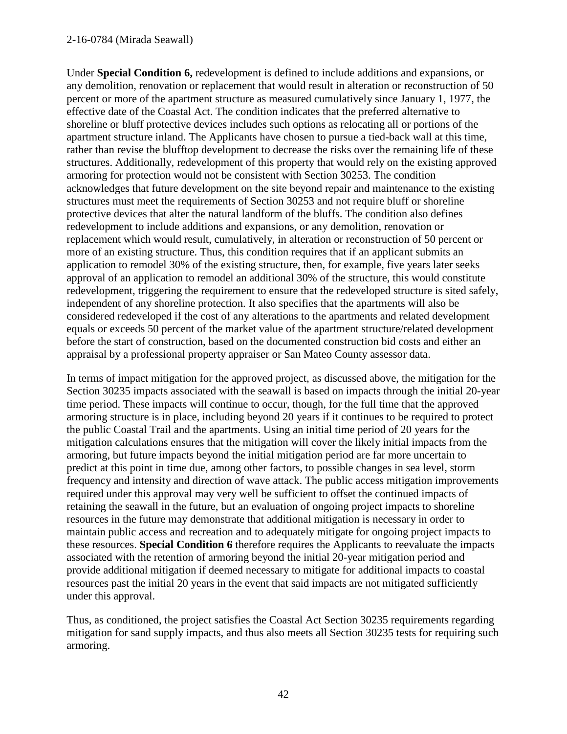Under **Special Condition 6,** redevelopment is defined to include additions and expansions, or any demolition, renovation or replacement that would result in alteration or reconstruction of 50 percent or more of the apartment structure as measured cumulatively since January 1, 1977, the effective date of the Coastal Act. The condition indicates that the preferred alternative to shoreline or bluff protective devices includes such options as relocating all or portions of the apartment structure inland. The Applicants have chosen to pursue a tied-back wall at this time, rather than revise the blufftop development to decrease the risks over the remaining life of these structures. Additionally, redevelopment of this property that would rely on the existing approved armoring for protection would not be consistent with Section 30253. The condition acknowledges that future development on the site beyond repair and maintenance to the existing structures must meet the requirements of Section 30253 and not require bluff or shoreline protective devices that alter the natural landform of the bluffs. The condition also defines redevelopment to include additions and expansions, or any demolition, renovation or replacement which would result, cumulatively, in alteration or reconstruction of 50 percent or more of an existing structure. Thus, this condition requires that if an applicant submits an application to remodel 30% of the existing structure, then, for example, five years later seeks approval of an application to remodel an additional 30% of the structure, this would constitute redevelopment, triggering the requirement to ensure that the redeveloped structure is sited safely, independent of any shoreline protection. It also specifies that the apartments will also be considered redeveloped if the cost of any alterations to the apartments and related development equals or exceeds 50 percent of the market value of the apartment structure/related development before the start of construction, based on the documented construction bid costs and either an appraisal by a professional property appraiser or San Mateo County assessor data.

In terms of impact mitigation for the approved project, as discussed above, the mitigation for the Section 30235 impacts associated with the seawall is based on impacts through the initial 20-year time period. These impacts will continue to occur, though, for the full time that the approved armoring structure is in place, including beyond 20 years if it continues to be required to protect the public Coastal Trail and the apartments. Using an initial time period of 20 years for the mitigation calculations ensures that the mitigation will cover the likely initial impacts from the armoring, but future impacts beyond the initial mitigation period are far more uncertain to predict at this point in time due, among other factors, to possible changes in sea level, storm frequency and intensity and direction of wave attack. The public access mitigation improvements required under this approval may very well be sufficient to offset the continued impacts of retaining the seawall in the future, but an evaluation of ongoing project impacts to shoreline resources in the future may demonstrate that additional mitigation is necessary in order to maintain public access and recreation and to adequately mitigate for ongoing project impacts to these resources. **Special Condition 6** therefore requires the Applicants to reevaluate the impacts associated with the retention of armoring beyond the initial 20-year mitigation period and provide additional mitigation if deemed necessary to mitigate for additional impacts to coastal resources past the initial 20 years in the event that said impacts are not mitigated sufficiently under this approval.

Thus, as conditioned, the project satisfies the Coastal Act Section 30235 requirements regarding mitigation for sand supply impacts, and thus also meets all Section 30235 tests for requiring such armoring.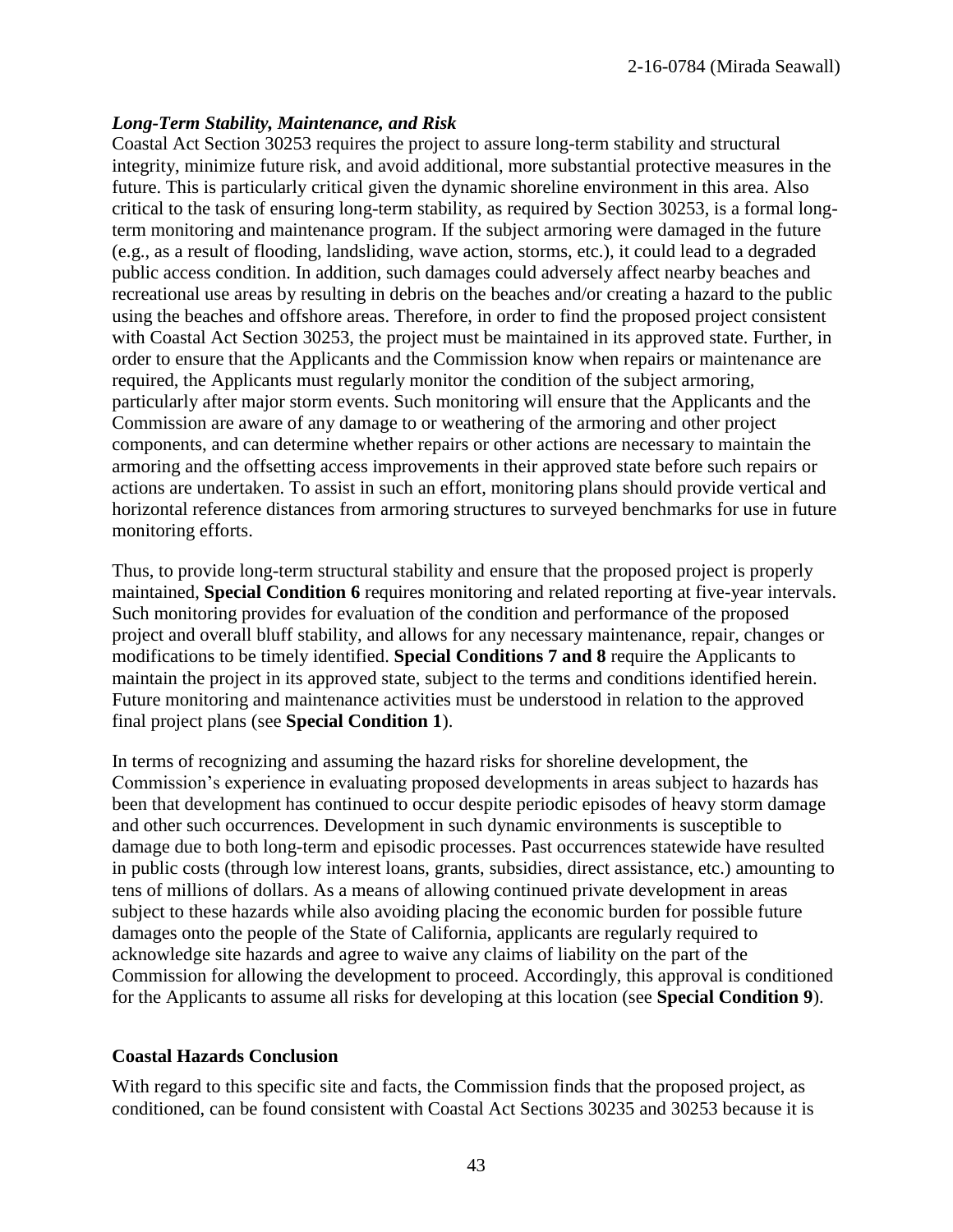***Long-Term Stability, Maintenance, and Risk***

Coastal Act Section 30253 requires the project to assure long-term stability and structural integrity, minimize future risk, and avoid additional, more substantial protective measures in the future. This is particularly critical given the dynamic shoreline environment in this area. Also critical to the task of ensuring long-term stability, as required by Section 30253, is a formal long-term monitoring and maintenance program. If the subject armoring were damaged in the future (e.g., as a result of flooding, landsliding, wave action, storms, etc.), it could lead to a degraded public access condition. In addition, such damages could adversely affect nearby beaches and recreational use areas by resulting in debris on the beaches and/or creating a hazard to the public using the beaches and offshore areas. Therefore, in order to find the proposed project consistent with Coastal Act Section 30253, the project must be maintained in its approved state. Further, in order to ensure that the Applicants and the Commission know when repairs or maintenance are required, the Applicants must regularly monitor the condition of the subject armoring, particularly after major storm events. Such monitoring will ensure that the Applicants and the Commission are aware of any damage to or weathering of the armoring and other project components, and can determine whether repairs or other actions are necessary to maintain the armoring and the offsetting access improvements in their approved state before such repairs or actions are undertaken. To assist in such an effort, monitoring plans should provide vertical and horizontal reference distances from armoring structures to surveyed benchmarks for use in future monitoring efforts.

Thus, to provide long-term structural stability and ensure that the proposed project is properly maintained, **Special Condition 6** requires monitoring and related reporting at five-year intervals. Such monitoring provides for evaluation of the condition and performance of the proposed project and overall bluff stability, and allows for any necessary maintenance, repair, changes or modifications to be timely identified. **Special Conditions 7 and 8** require the Applicants to maintain the project in its approved state, subject to the terms and conditions identified herein. Future monitoring and maintenance activities must be understood in relation to the approved final project plans (see **Special Condition 1**).

In terms of recognizing and assuming the hazard risks for shoreline development, the Commission's experience in evaluating proposed developments in areas subject to hazards has been that development has continued to occur despite periodic episodes of heavy storm damage and other such occurrences. Development in such dynamic environments is susceptible to damage due to both long-term and episodic processes. Past occurrences statewide have resulted in public costs (through low interest loans, grants, subsidies, direct assistance, etc.) amounting to tens of millions of dollars. As a means of allowing continued private development in areas subject to these hazards while also avoiding placing the economic burden for possible future damages onto the people of the State of California, applicants are regularly required to acknowledge site hazards and agree to waive any claims of liability on the part of the Commission for allowing the development to proceed. Accordingly, this approval is conditioned for the Applicants to assume all risks for developing at this location (see **Special Condition 9**).

**Coastal Hazards Conclusion**

With regard to this specific site and facts, the Commission finds that the proposed project, as conditioned, can be found consistent with Coastal Act Sections 30235 and 30253 because it is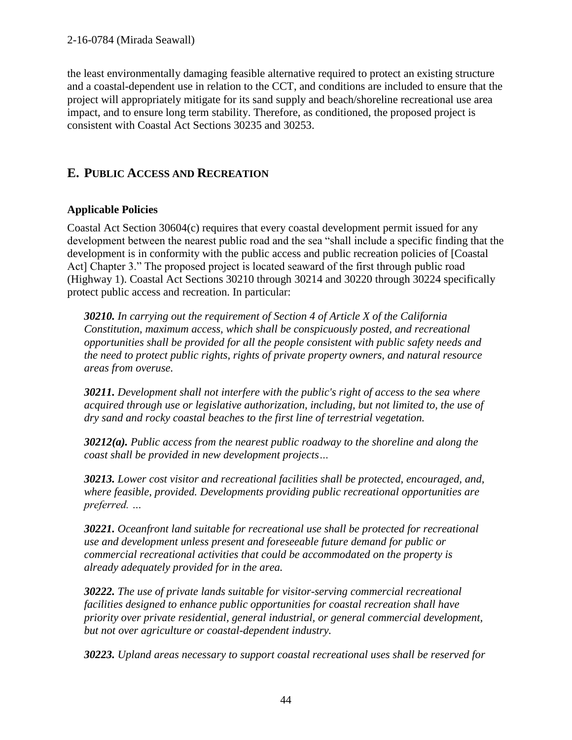the least environmentally damaging feasible alternative required to protect an existing structure and a coastal-dependent use in relation to the CCT, and conditions are included to ensure that the project will appropriately mitigate for its sand supply and beach/shoreline recreational use area impact, and to ensure long term stability. Therefore, as conditioned, the proposed project is consistent with Coastal Act Sections 30235 and 30253.

## E. PUBLIC ACCESS AND RECREATION

### Applicable Policies

Coastal Act Section 30604(c) requires that every coastal development permit issued for any development between the nearest public road and the sea "shall include a specific finding that the development is in conformity with the public access and public recreation policies of [Coastal Act] Chapter 3." The proposed project is located seaward of the first through public road (Highway 1). Coastal Act Sections 30210 through 30214 and 30220 through 30224 specifically protect public access and recreation. In particular:

> ***30210.*** *In carrying out the requirement of Section 4 of Article X of the California Constitution, maximum access, which shall be conspicuously posted, and recreational opportunities shall be provided for all the people consistent with public safety needs and the need to protect public rights, rights of private property owners, and natural resource areas from overuse.*
>
> ***30211.*** *Development shall not interfere with the public's right of access to the sea where acquired through use or legislative authorization, including, but not limited to, the use of dry sand and rocky coastal beaches to the first line of terrestrial vegetation.*
>
> ***30212(a).*** *Public access from the nearest public roadway to the shoreline and along the coast shall be provided in new development projects…*
>
> ***30213.*** *Lower cost visitor and recreational facilities shall be protected, encouraged, and, where feasible, provided. Developments providing public recreational opportunities are preferred. …*
>
> ***30221.*** *Oceanfront land suitable for recreational use shall be protected for recreational use and development unless present and foreseeable future demand for public or commercial recreational activities that could be accommodated on the property is already adequately provided for in the area.*
>
> ***30222.*** *The use of private lands suitable for visitor-serving commercial recreational facilities designed to enhance public opportunities for coastal recreation shall have priority over private residential, general industrial, or general commercial development, but not over agriculture or coastal-dependent industry.*
>
> ***30223.*** *Upland areas necessary to support coastal recreational uses shall be reserved for*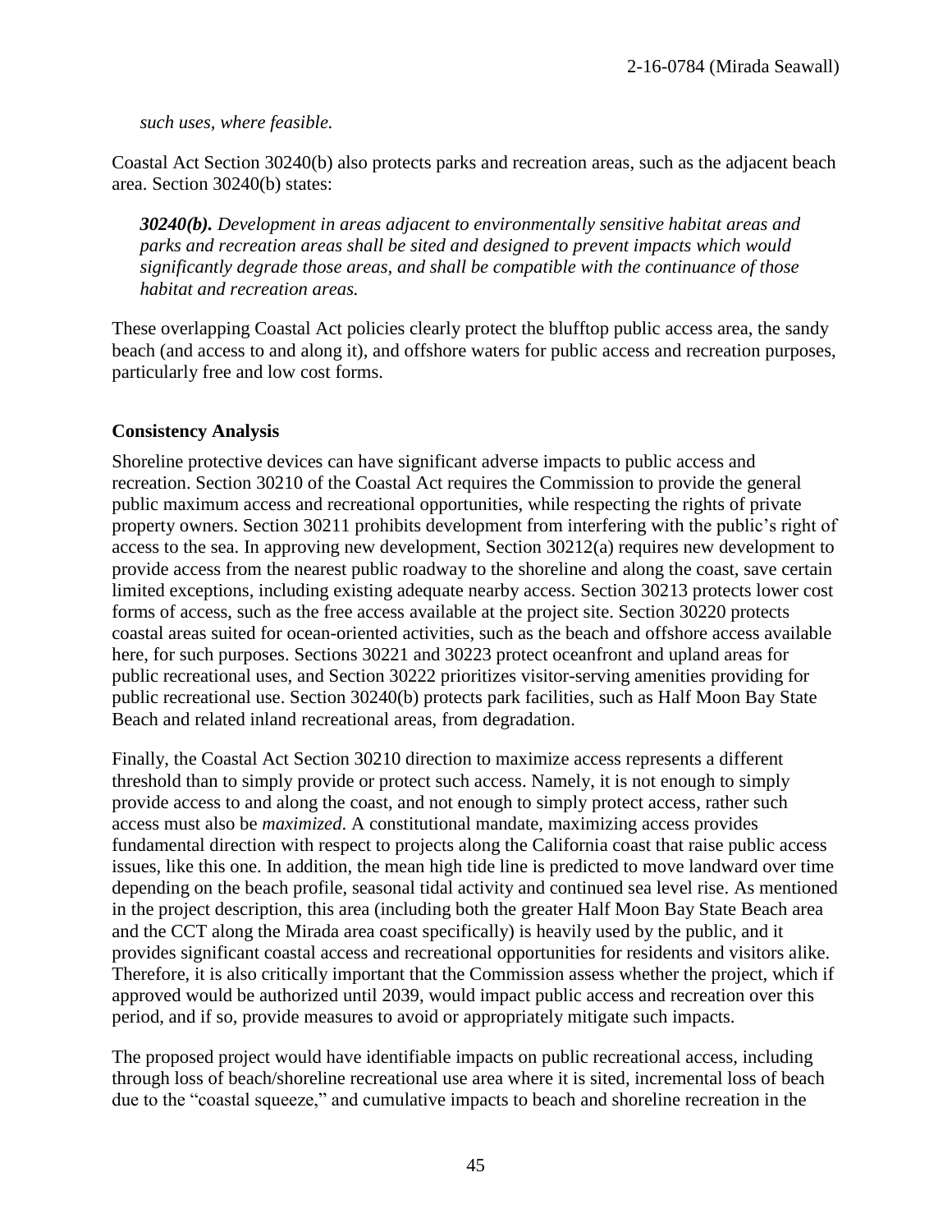*such uses, where feasible.*

Coastal Act Section 30240(b) also protects parks and recreation areas, such as the adjacent beach area. Section 30240(b) states:

> ***30240(b).*** *Development in areas adjacent to environmentally sensitive habitat areas and parks and recreation areas shall be sited and designed to prevent impacts which would significantly degrade those areas, and shall be compatible with the continuance of those habitat and recreation areas.*

These overlapping Coastal Act policies clearly protect the blufftop public access area, the sandy beach (and access to and along it), and offshore waters for public access and recreation purposes, particularly free and low cost forms.

**Consistency Analysis**

Shoreline protective devices can have significant adverse impacts to public access and recreation. Section 30210 of the Coastal Act requires the Commission to provide the general public maximum access and recreational opportunities, while respecting the rights of private property owners. Section 30211 prohibits development from interfering with the public's right of access to the sea. In approving new development, Section 30212(a) requires new development to provide access from the nearest public roadway to the shoreline and along the coast, save certain limited exceptions, including existing adequate nearby access. Section 30213 protects lower cost forms of access, such as the free access available at the project site. Section 30220 protects coastal areas suited for ocean-oriented activities, such as the beach and offshore access available here, for such purposes. Sections 30221 and 30223 protect oceanfront and upland areas for public recreational uses, and Section 30222 prioritizes visitor-serving amenities providing for public recreational use. Section 30240(b) protects park facilities, such as Half Moon Bay State Beach and related inland recreational areas, from degradation.

Finally, the Coastal Act Section 30210 direction to maximize access represents a different threshold than to simply provide or protect such access. Namely, it is not enough to simply provide access to and along the coast, and not enough to simply protect access, rather such access must also be *maximized*. A constitutional mandate, maximizing access provides fundamental direction with respect to projects along the California coast that raise public access issues, like this one. In addition, the mean high tide line is predicted to move landward over time depending on the beach profile, seasonal tidal activity and continued sea level rise. As mentioned in the project description, this area (including both the greater Half Moon Bay State Beach area and the CCT along the Mirada area coast specifically) is heavily used by the public, and it provides significant coastal access and recreational opportunities for residents and visitors alike. Therefore, it is also critically important that the Commission assess whether the project, which if approved would be authorized until 2039, would impact public access and recreation over this period, and if so, provide measures to avoid or appropriately mitigate such impacts.

The proposed project would have identifiable impacts on public recreational access, including through loss of beach/shoreline recreational use area where it is sited, incremental loss of beach due to the "coastal squeeze," and cumulative impacts to beach and shoreline recreation in the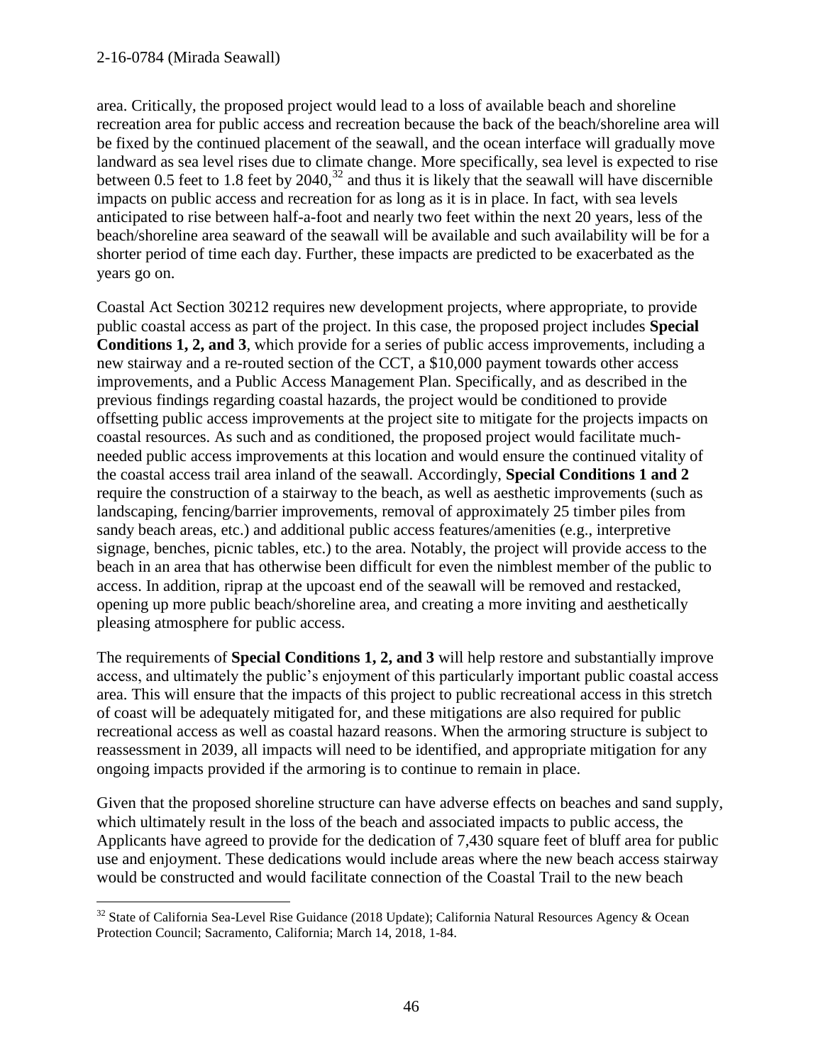area. Critically, the proposed project would lead to a loss of available beach and shoreline recreation area for public access and recreation because the back of the beach/shoreline area will be fixed by the continued placement of the seawall, and the ocean interface will gradually move landward as sea level rises due to climate change. More specifically, sea level is expected to rise between 0.5 feet to 1.8 feet by 2040,[32] and thus it is likely that the seawall will have discernible impacts on public access and recreation for as long as it is in place. In fact, with sea levels anticipated to rise between half-a-foot and nearly two feet within the next 20 years, less of the beach/shoreline area seaward of the seawall will be available and such availability will be for a shorter period of time each day. Further, these impacts are predicted to be exacerbated as the years go on.

Coastal Act Section 30212 requires new development projects, where appropriate, to provide public coastal access as part of the project. In this case, the proposed project includes **Special Conditions 1, 2, and 3**, which provide for a series of public access improvements, including a new stairway and a re-routed section of the CCT, a $10,000 payment towards other access improvements, and a Public Access Management Plan. Specifically, and as described in the previous findings regarding coastal hazards, the project would be conditioned to provide offsetting public access improvements at the project site to mitigate for the projects impacts on coastal resources. As such and as conditioned, the proposed project would facilitate much-needed public access improvements at this location and would ensure the continued vitality of the coastal access trail area inland of the seawall. Accordingly, **Special Conditions 1 and 2** require the construction of a stairway to the beach, as well as aesthetic improvements (such as landscaping, fencing/barrier improvements, removal of approximately 25 timber piles from sandy beach areas, etc.) and additional public access features/amenities (e.g., interpretive signage, benches, picnic tables, etc.) to the area. Notably, the project will provide access to the beach in an area that has otherwise been difficult for even the nimblest member of the public to access. In addition, riprap at the upcoast end of the seawall will be removed and restacked, opening up more public beach/shoreline area, and creating a more inviting and aesthetically pleasing atmosphere for public access.

The requirements of **Special Conditions 1, 2, and 3** will help restore and substantially improve access, and ultimately the public's enjoyment of this particularly important public coastal access area. This will ensure that the impacts of this project to public recreational access in this stretch of coast will be adequately mitigated for, and these mitigations are also required for public recreational access as well as coastal hazard reasons. When the armoring structure is subject to reassessment in 2039, all impacts will need to be identified, and appropriate mitigation for any ongoing impacts provided if the armoring is to continue to remain in place.

Given that the proposed shoreline structure can have adverse effects on beaches and sand supply, which ultimately result in the loss of the beach and associated impacts to public access, the Applicants have agreed to provide for the dedication of 7,430 square feet of bluff area for public use and enjoyment. These dedications would include areas where the new beach access stairway would be constructed and would facilitate connection of the Coastal Trail to the new beach

[32] State of California Sea-Level Rise Guidance (2018 Update); California Natural Resources Agency & Ocean Protection Council; Sacramento, California; March 14, 2018, 1-84.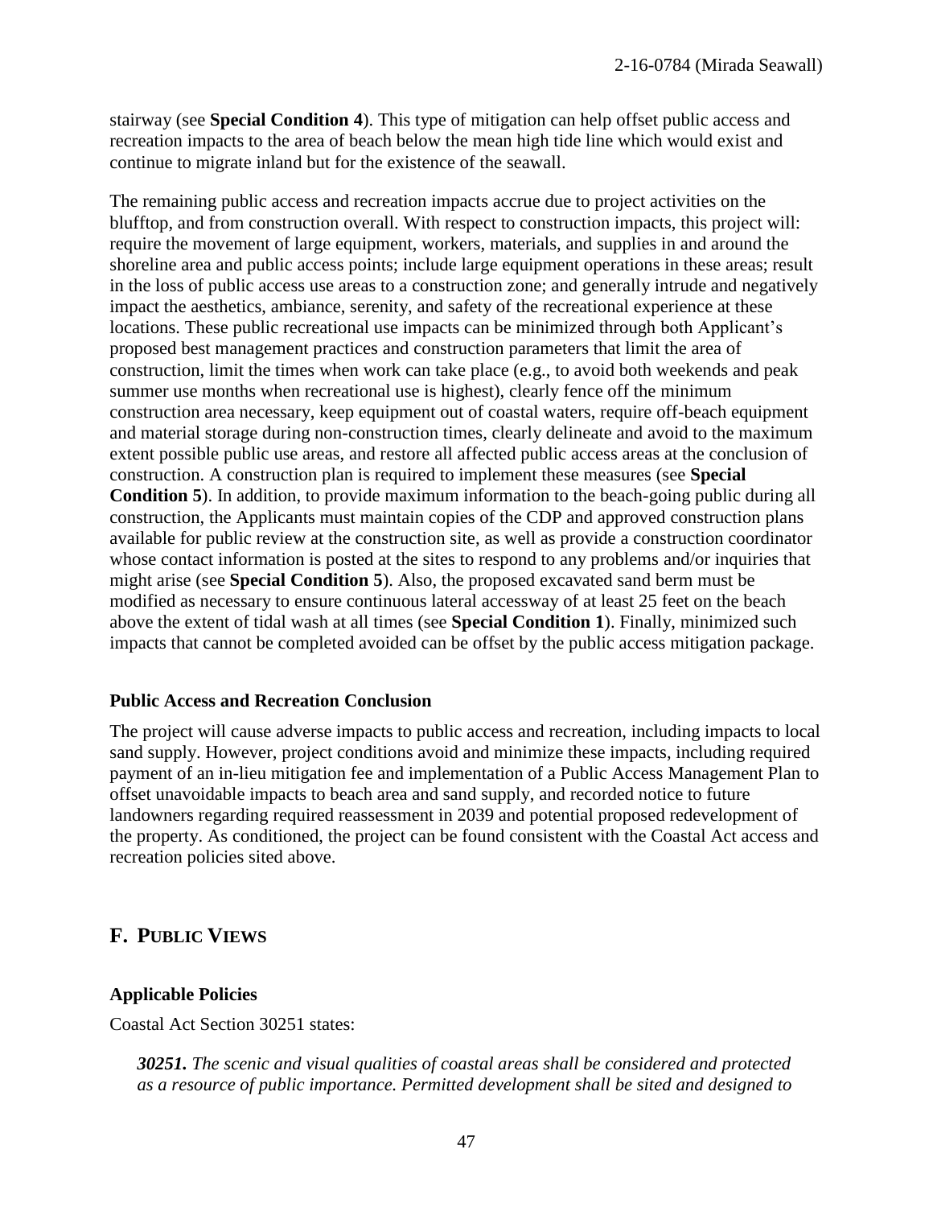stairway (see **Special Condition 4**). This type of mitigation can help offset public access and recreation impacts to the area of beach below the mean high tide line which would exist and continue to migrate inland but for the existence of the seawall.

The remaining public access and recreation impacts accrue due to project activities on the blufftop, and from construction overall. With respect to construction impacts, this project will: require the movement of large equipment, workers, materials, and supplies in and around the shoreline area and public access points; include large equipment operations in these areas; result in the loss of public access use areas to a construction zone; and generally intrude and negatively impact the aesthetics, ambiance, serenity, and safety of the recreational experience at these locations. These public recreational use impacts can be minimized through both Applicant's proposed best management practices and construction parameters that limit the area of construction, limit the times when work can take place (e.g., to avoid both weekends and peak summer use months when recreational use is highest), clearly fence off the minimum construction area necessary, keep equipment out of coastal waters, require off-beach equipment and material storage during non-construction times, clearly delineate and avoid to the maximum extent possible public use areas, and restore all affected public access areas at the conclusion of construction. A construction plan is required to implement these measures (see **Special Condition 5**). In addition, to provide maximum information to the beach-going public during all construction, the Applicants must maintain copies of the CDP and approved construction plans available for public review at the construction site, as well as provide a construction coordinator whose contact information is posted at the sites to respond to any problems and/or inquiries that might arise (see **Special Condition 5**). Also, the proposed excavated sand berm must be modified as necessary to ensure continuous lateral accessway of at least 25 feet on the beach above the extent of tidal wash at all times (see **Special Condition 1**). Finally, minimized such impacts that cannot be completed avoided can be offset by the public access mitigation package.

### Public Access and Recreation Conclusion

The project will cause adverse impacts to public access and recreation, including impacts to local sand supply. However, project conditions avoid and minimize these impacts, including required payment of an in-lieu mitigation fee and implementation of a Public Access Management Plan to offset unavoidable impacts to beach area and sand supply, and recorded notice to future landowners regarding required reassessment in 2039 and potential proposed redevelopment of the property. As conditioned, the project can be found consistent with the Coastal Act access and recreation policies sited above.

## F. PUBLIC VIEWS

### Applicable Policies

Coastal Act Section 30251 states:

> ***30251.*** *The scenic and visual qualities of coastal areas shall be considered and protected as a resource of public importance. Permitted development shall be sited and designed to*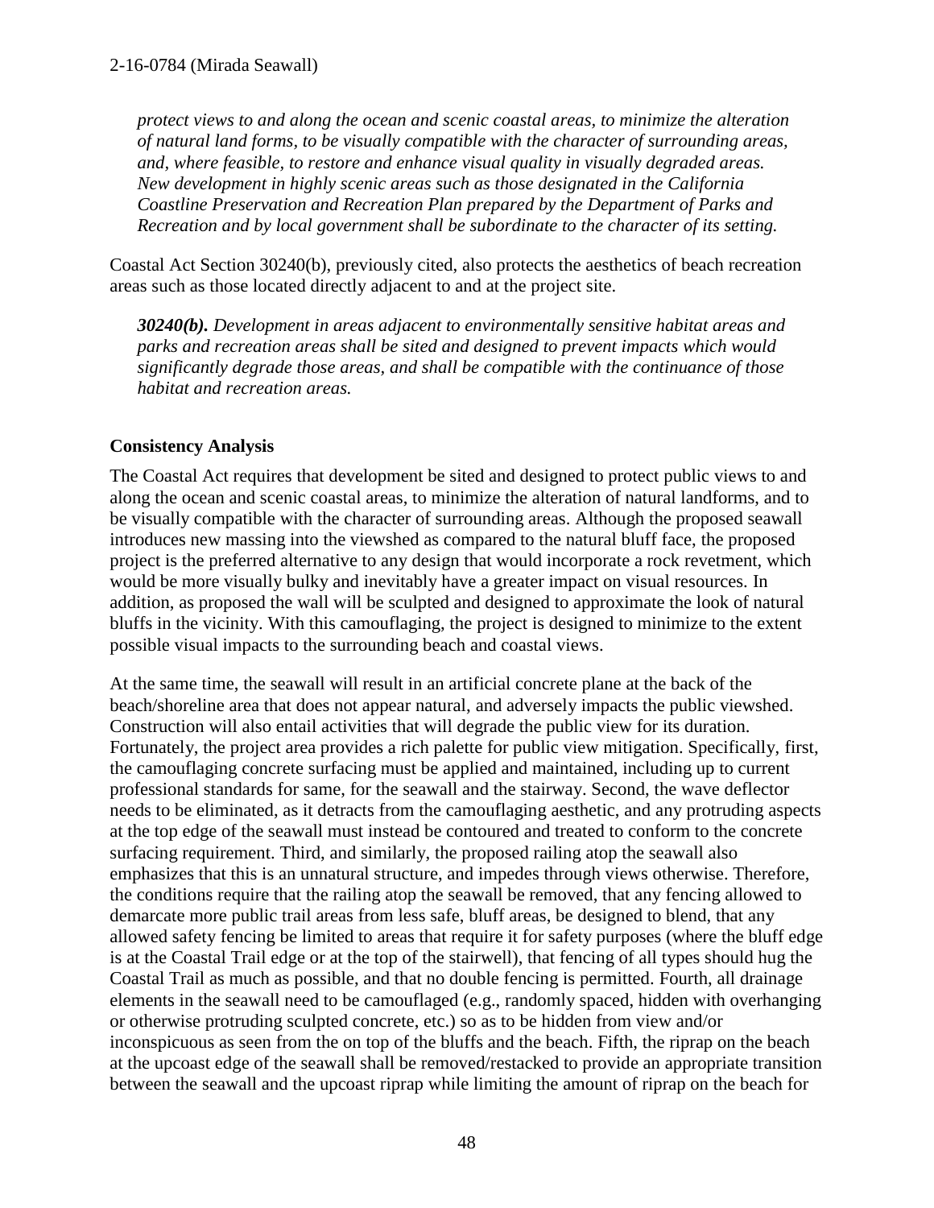*protect views to and along the ocean and scenic coastal areas, to minimize the alteration of natural land forms, to be visually compatible with the character of surrounding areas, and, where feasible, to restore and enhance visual quality in visually degraded areas. New development in highly scenic areas such as those designated in the California Coastline Preservation and Recreation Plan prepared by the Department of Parks and Recreation and by local government shall be subordinate to the character of its setting.*

Coastal Act Section 30240(b), previously cited, also protects the aesthetics of beach recreation areas such as those located directly adjacent to and at the project site.

> ***30240(b).*** *Development in areas adjacent to environmentally sensitive habitat areas and parks and recreation areas shall be sited and designed to prevent impacts which would significantly degrade those areas, and shall be compatible with the continuance of those habitat and recreation areas.*

**Consistency Analysis**

The Coastal Act requires that development be sited and designed to protect public views to and along the ocean and scenic coastal areas, to minimize the alteration of natural landforms, and to be visually compatible with the character of surrounding areas. Although the proposed seawall introduces new massing into the viewshed as compared to the natural bluff face, the proposed project is the preferred alternative to any design that would incorporate a rock revetment, which would be more visually bulky and inevitably have a greater impact on visual resources. In addition, as proposed the wall will be sculpted and designed to approximate the look of natural bluffs in the vicinity. With this camouflaging, the project is designed to minimize to the extent possible visual impacts to the surrounding beach and coastal views.

At the same time, the seawall will result in an artificial concrete plane at the back of the beach/shoreline area that does not appear natural, and adversely impacts the public viewshed. Construction will also entail activities that will degrade the public view for its duration. Fortunately, the project area provides a rich palette for public view mitigation. Specifically, first, the camouflaging concrete surfacing must be applied and maintained, including up to current professional standards for same, for the seawall and the stairway. Second, the wave deflector needs to be eliminated, as it detracts from the camouflaging aesthetic, and any protruding aspects at the top edge of the seawall must instead be contoured and treated to conform to the concrete surfacing requirement. Third, and similarly, the proposed railing atop the seawall also emphasizes that this is an unnatural structure, and impedes through views otherwise. Therefore, the conditions require that the railing atop the seawall be removed, that any fencing allowed to demarcate more public trail areas from less safe, bluff areas, be designed to blend, that any allowed safety fencing be limited to areas that require it for safety purposes (where the bluff edge is at the Coastal Trail edge or at the top of the stairwell), that fencing of all types should hug the Coastal Trail as much as possible, and that no double fencing is permitted. Fourth, all drainage elements in the seawall need to be camouflaged (e.g., randomly spaced, hidden with overhanging or otherwise protruding sculpted concrete, etc.) so as to be hidden from view and/or inconspicuous as seen from the on top of the bluffs and the beach. Fifth, the riprap on the beach at the upcoast edge of the seawall shall be removed/restacked to provide an appropriate transition between the seawall and the upcoast riprap while limiting the amount of riprap on the beach for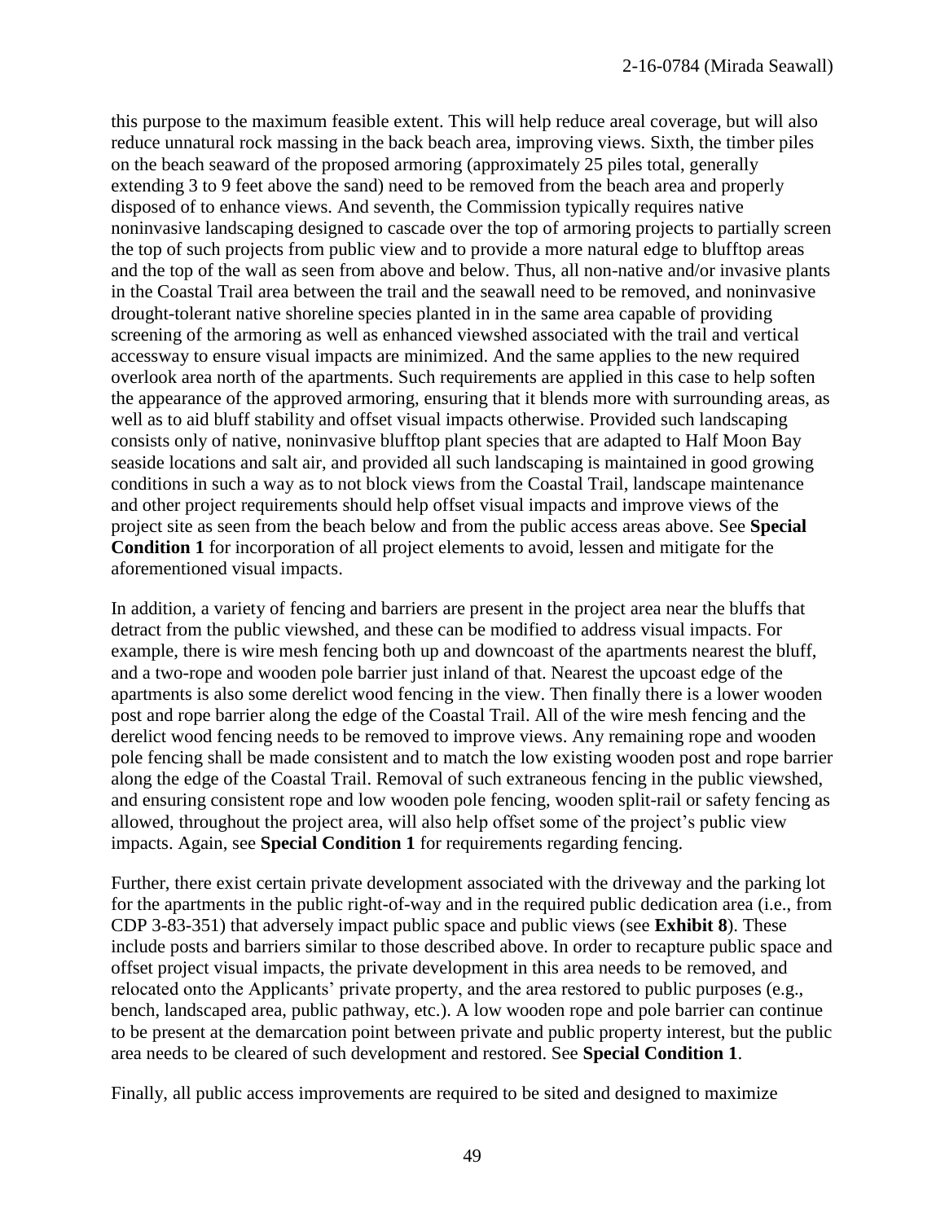this purpose to the maximum feasible extent. This will help reduce areal coverage, but will also reduce unnatural rock massing in the back beach area, improving views. Sixth, the timber piles on the beach seaward of the proposed armoring (approximately 25 piles total, generally extending 3 to 9 feet above the sand) need to be removed from the beach area and properly disposed of to enhance views. And seventh, the Commission typically requires native noninvasive landscaping designed to cascade over the top of armoring projects to partially screen the top of such projects from public view and to provide a more natural edge to blufftop areas and the top of the wall as seen from above and below. Thus, all non-native and/or invasive plants in the Coastal Trail area between the trail and the seawall need to be removed, and noninvasive drought-tolerant native shoreline species planted in in the same area capable of providing screening of the armoring as well as enhanced viewshed associated with the trail and vertical accessway to ensure visual impacts are minimized. And the same applies to the new required overlook area north of the apartments. Such requirements are applied in this case to help soften the appearance of the approved armoring, ensuring that it blends more with surrounding areas, as well as to aid bluff stability and offset visual impacts otherwise. Provided such landscaping consists only of native, noninvasive blufftop plant species that are adapted to Half Moon Bay seaside locations and salt air, and provided all such landscaping is maintained in good growing conditions in such a way as to not block views from the Coastal Trail, landscape maintenance and other project requirements should help offset visual impacts and improve views of the project site as seen from the beach below and from the public access areas above. See **Special Condition 1** for incorporation of all project elements to avoid, lessen and mitigate for the aforementioned visual impacts.

In addition, a variety of fencing and barriers are present in the project area near the bluffs that detract from the public viewshed, and these can be modified to address visual impacts. For example, there is wire mesh fencing both up and downcoast of the apartments nearest the bluff, and a two-rope and wooden pole barrier just inland of that. Nearest the upcoast edge of the apartments is also some derelict wood fencing in the view. Then finally there is a lower wooden post and rope barrier along the edge of the Coastal Trail. All of the wire mesh fencing and the derelict wood fencing needs to be removed to improve views. Any remaining rope and wooden pole fencing shall be made consistent and to match the low existing wooden post and rope barrier along the edge of the Coastal Trail. Removal of such extraneous fencing in the public viewshed, and ensuring consistent rope and low wooden pole fencing, wooden split-rail or safety fencing as allowed, throughout the project area, will also help offset some of the project's public view impacts. Again, see **Special Condition 1** for requirements regarding fencing.

Further, there exist certain private development associated with the driveway and the parking lot for the apartments in the public right-of-way and in the required public dedication area (i.e., from CDP 3-83-351) that adversely impact public space and public views (see **Exhibit 8**). These include posts and barriers similar to those described above. In order to recapture public space and offset project visual impacts, the private development in this area needs to be removed, and relocated onto the Applicants' private property, and the area restored to public purposes (e.g., bench, landscaped area, public pathway, etc.). A low wooden rope and pole barrier can continue to be present at the demarcation point between private and public property interest, but the public area needs to be cleared of such development and restored. See **Special Condition 1**.

Finally, all public access improvements are required to be sited and designed to maximize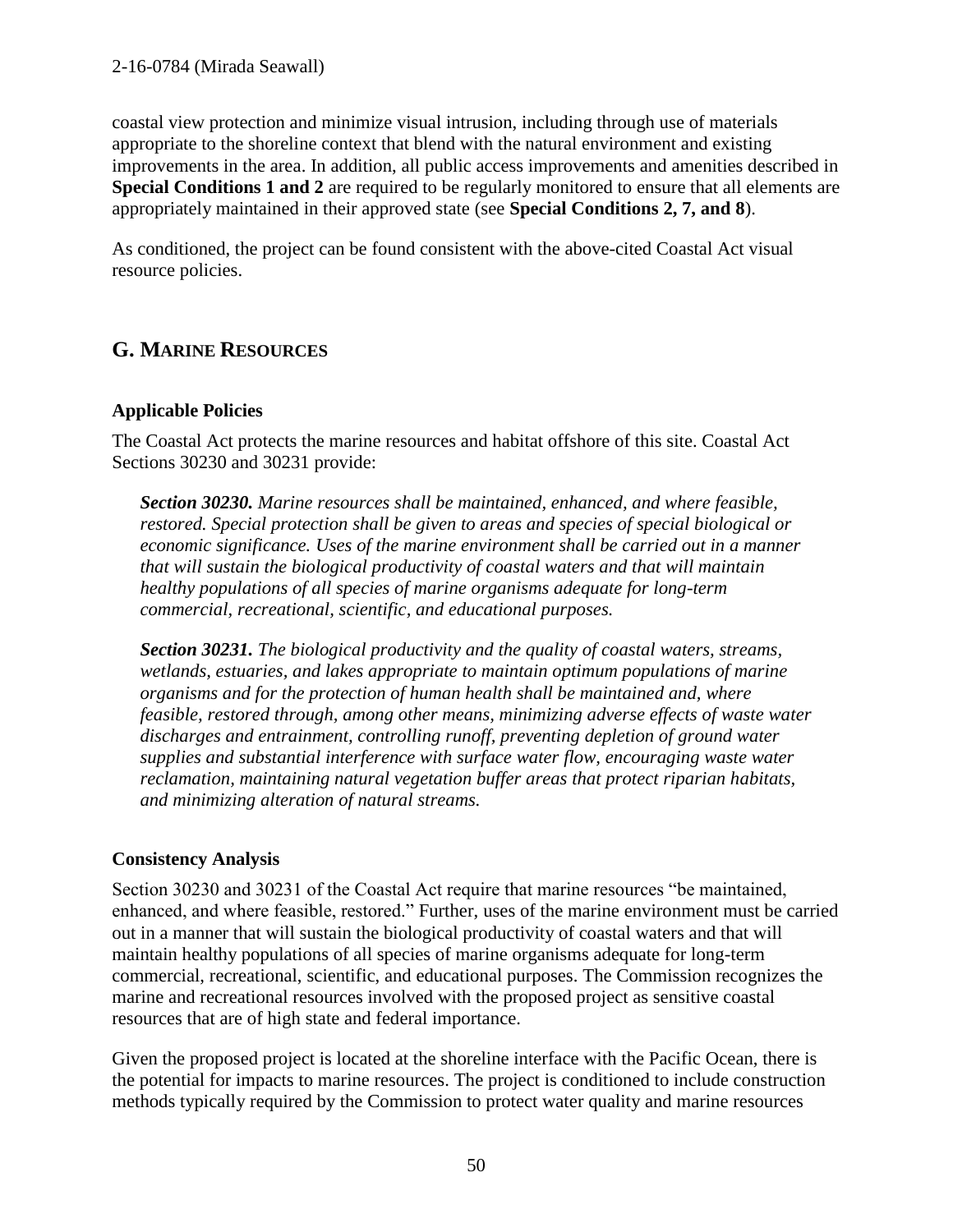coastal view protection and minimize visual intrusion, including through use of materials appropriate to the shoreline context that blend with the natural environment and existing improvements in the area. In addition, all public access improvements and amenities described in **Special Conditions 1 and 2** are required to be regularly monitored to ensure that all elements are appropriately maintained in their approved state (see **Special Conditions 2, 7, and 8**).

As conditioned, the project can be found consistent with the above-cited Coastal Act visual resource policies.

## G. MARINE RESOURCES

### Applicable Policies

The Coastal Act protects the marine resources and habitat offshore of this site. Coastal Act Sections 30230 and 30231 provide:

> ***Section 30230.*** *Marine resources shall be maintained, enhanced, and where feasible, restored. Special protection shall be given to areas and species of special biological or economic significance. Uses of the marine environment shall be carried out in a manner that will sustain the biological productivity of coastal waters and that will maintain healthy populations of all species of marine organisms adequate for long-term commercial, recreational, scientific, and educational purposes.*
>
> ***Section 30231.*** *The biological productivity and the quality of coastal waters, streams, wetlands, estuaries, and lakes appropriate to maintain optimum populations of marine organisms and for the protection of human health shall be maintained and, where feasible, restored through, among other means, minimizing adverse effects of waste water discharges and entrainment, controlling runoff, preventing depletion of ground water supplies and substantial interference with surface water flow, encouraging waste water reclamation, maintaining natural vegetation buffer areas that protect riparian habitats, and minimizing alteration of natural streams.*

### Consistency Analysis

Section 30230 and 30231 of the Coastal Act require that marine resources "be maintained, enhanced, and where feasible, restored." Further, uses of the marine environment must be carried out in a manner that will sustain the biological productivity of coastal waters and that will maintain healthy populations of all species of marine organisms adequate for long-term commercial, recreational, scientific, and educational purposes. The Commission recognizes the marine and recreational resources involved with the proposed project as sensitive coastal resources that are of high state and federal importance.

Given the proposed project is located at the shoreline interface with the Pacific Ocean, there is the potential for impacts to marine resources. The project is conditioned to include construction methods typically required by the Commission to protect water quality and marine resources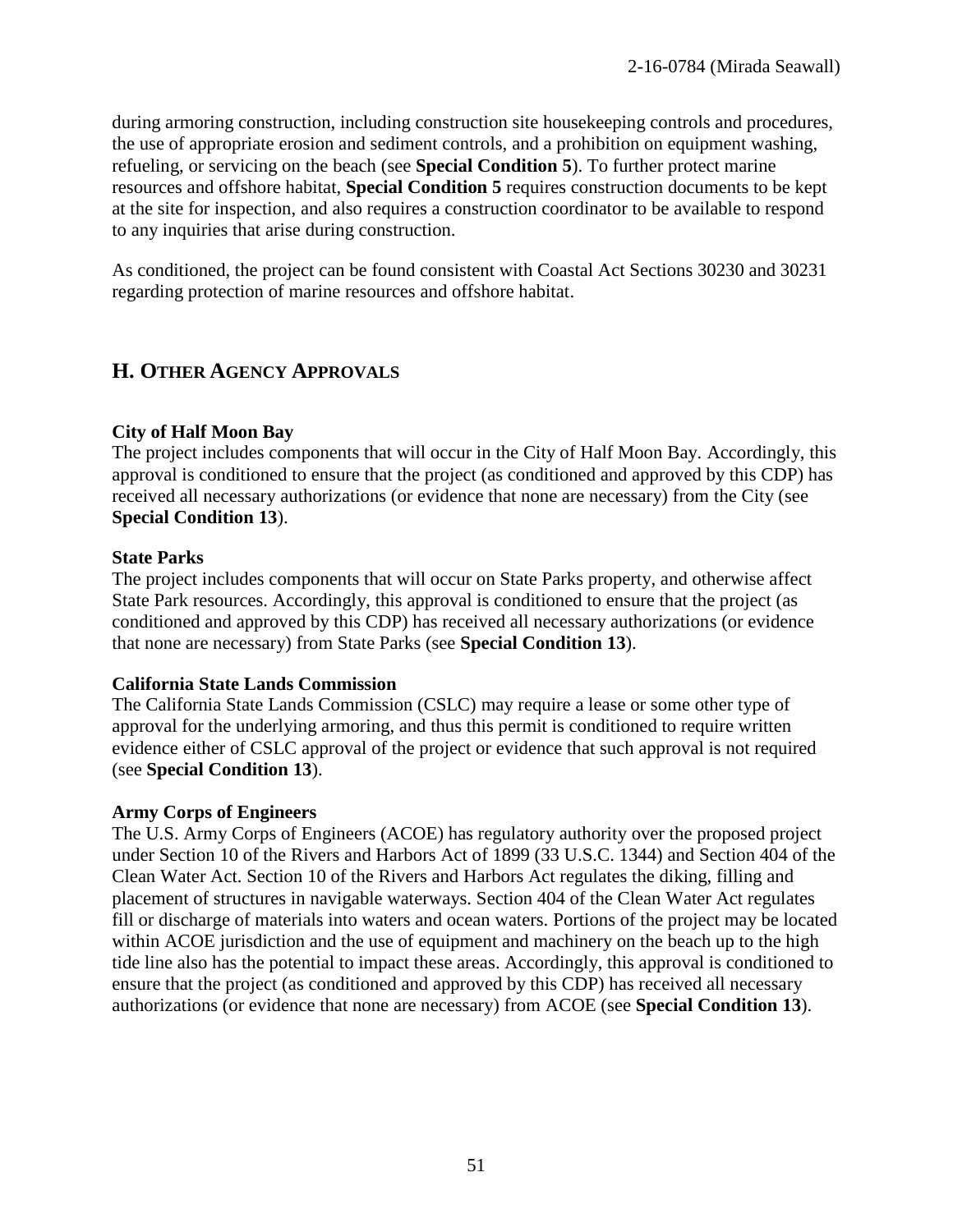during armoring construction, including construction site housekeeping controls and procedures, the use of appropriate erosion and sediment controls, and a prohibition on equipment washing, refueling, or servicing on the beach (see **Special Condition 5**). To further protect marine resources and offshore habitat, **Special Condition 5** requires construction documents to be kept at the site for inspection, and also requires a construction coordinator to be available to respond to any inquiries that arise during construction.

As conditioned, the project can be found consistent with Coastal Act Sections 30230 and 30231 regarding protection of marine resources and offshore habitat.

## H. OTHER AGENCY APPROVALS

**City of Half Moon Bay**
The project includes components that will occur in the City of Half Moon Bay. Accordingly, this approval is conditioned to ensure that the project (as conditioned and approved by this CDP) has received all necessary authorizations (or evidence that none are necessary) from the City (see **Special Condition 13**).

**State Parks**
The project includes components that will occur on State Parks property, and otherwise affect State Park resources. Accordingly, this approval is conditioned to ensure that the project (as conditioned and approved by this CDP) has received all necessary authorizations (or evidence that none are necessary) from State Parks (see **Special Condition 13**).

**California State Lands Commission**
The California State Lands Commission (CSLC) may require a lease or some other type of approval for the underlying armoring, and thus this permit is conditioned to require written evidence either of CSLC approval of the project or evidence that such approval is not required (see **Special Condition 13**).

**Army Corps of Engineers**
The U.S. Army Corps of Engineers (ACOE) has regulatory authority over the proposed project under Section 10 of the Rivers and Harbors Act of 1899 (33 U.S.C. 1344) and Section 404 of the Clean Water Act. Section 10 of the Rivers and Harbors Act regulates the diking, filling and placement of structures in navigable waterways. Section 404 of the Clean Water Act regulates fill or discharge of materials into waters and ocean waters. Portions of the project may be located within ACOE jurisdiction and the use of equipment and machinery on the beach up to the high tide line also has the potential to impact these areas. Accordingly, this approval is conditioned to ensure that the project (as conditioned and approved by this CDP) has received all necessary authorizations (or evidence that none are necessary) from ACOE (see **Special Condition 13**).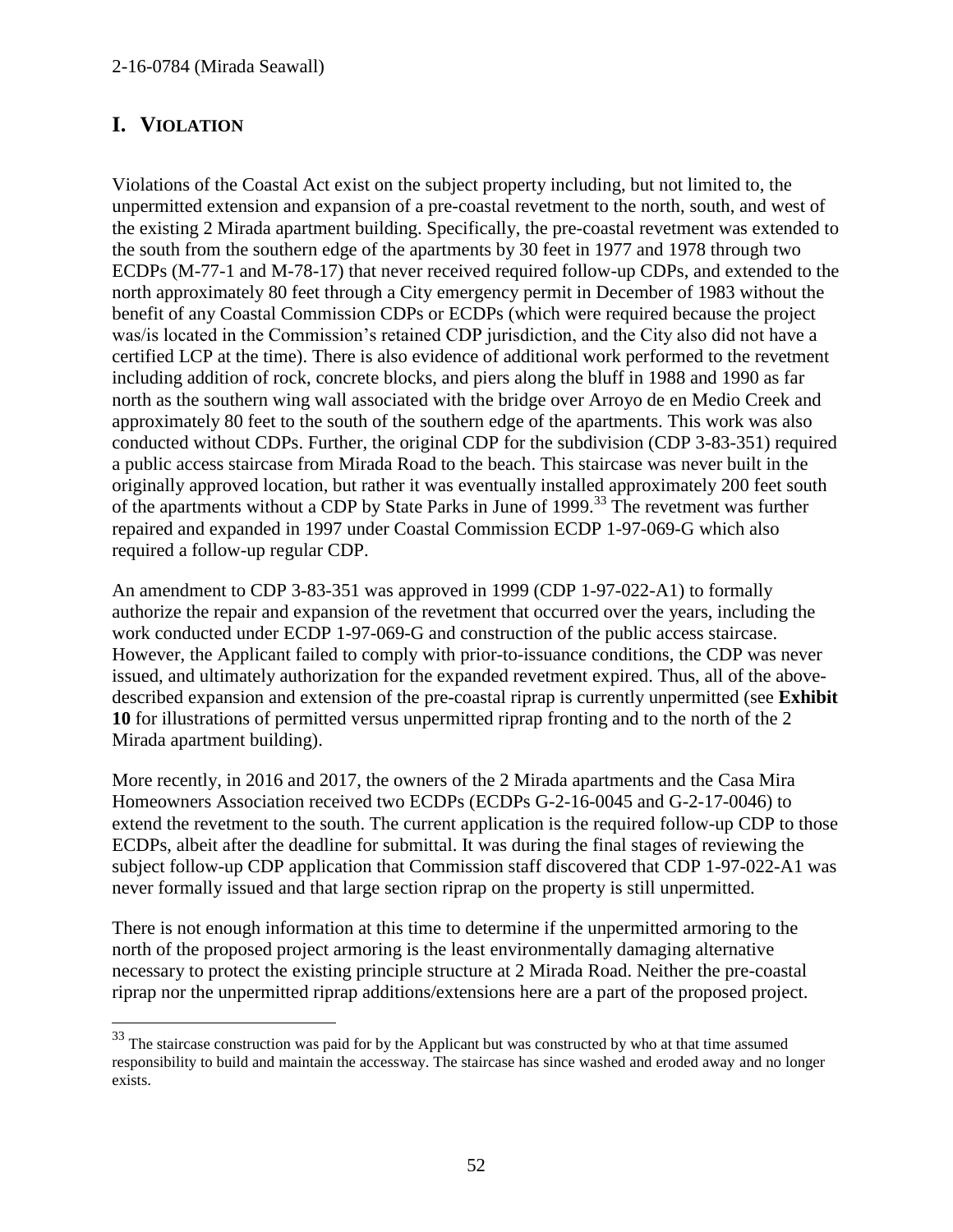## I. VIOLATION

Violations of the Coastal Act exist on the subject property including, but not limited to, the unpermitted extension and expansion of a pre-coastal revetment to the north, south, and west of the existing 2 Mirada apartment building. Specifically, the pre-coastal revetment was extended to the south from the southern edge of the apartments by 30 feet in 1977 and 1978 through two ECDPs (M-77-1 and M-78-17) that never received required follow-up CDPs, and extended to the north approximately 80 feet through a City emergency permit in December of 1983 without the benefit of any Coastal Commission CDPs or ECDPs (which were required because the project was/is located in the Commission's retained CDP jurisdiction, and the City also did not have a certified LCP at the time). There is also evidence of additional work performed to the revetment including addition of rock, concrete blocks, and piers along the bluff in 1988 and 1990 as far north as the southern wing wall associated with the bridge over Arroyo de en Medio Creek and approximately 80 feet to the south of the southern edge of the apartments. This work was also conducted without CDPs. Further, the original CDP for the subdivision (CDP 3-83-351) required a public access staircase from Mirada Road to the beach. This staircase was never built in the originally approved location, but rather it was eventually installed approximately 200 feet south of the apartments without a CDP by State Parks in June of 1999.[33] The revetment was further repaired and expanded in 1997 under Coastal Commission ECDP 1-97-069-G which also required a follow-up regular CDP.

An amendment to CDP 3-83-351 was approved in 1999 (CDP 1-97-022-A1) to formally authorize the repair and expansion of the revetment that occurred over the years, including the work conducted under ECDP 1-97-069-G and construction of the public access staircase. However, the Applicant failed to comply with prior-to-issuance conditions, the CDP was never issued, and ultimately authorization for the expanded revetment expired. Thus, all of the above-described expansion and extension of the pre-coastal riprap is currently unpermitted (see **Exhibit 10** for illustrations of permitted versus unpermitted riprap fronting and to the north of the 2 Mirada apartment building).

More recently, in 2016 and 2017, the owners of the 2 Mirada apartments and the Casa Mira Homeowners Association received two ECDPs (ECDPs G-2-16-0045 and G-2-17-0046) to extend the revetment to the south. The current application is the required follow-up CDP to those ECDPs, albeit after the deadline for submittal. It was during the final stages of reviewing the subject follow-up CDP application that Commission staff discovered that CDP 1-97-022-A1 was never formally issued and that large section riprap on the property is still unpermitted.

There is not enough information at this time to determine if the unpermitted armoring to the north of the proposed project armoring is the least environmentally damaging alternative necessary to protect the existing principle structure at 2 Mirada Road. Neither the pre-coastal riprap nor the unpermitted riprap additions/extensions here are a part of the proposed project.

[33] The staircase construction was paid for by the Applicant but was constructed by who at that time assumed responsibility to build and maintain the accessway. The staircase has since washed and eroded away and no longer exists.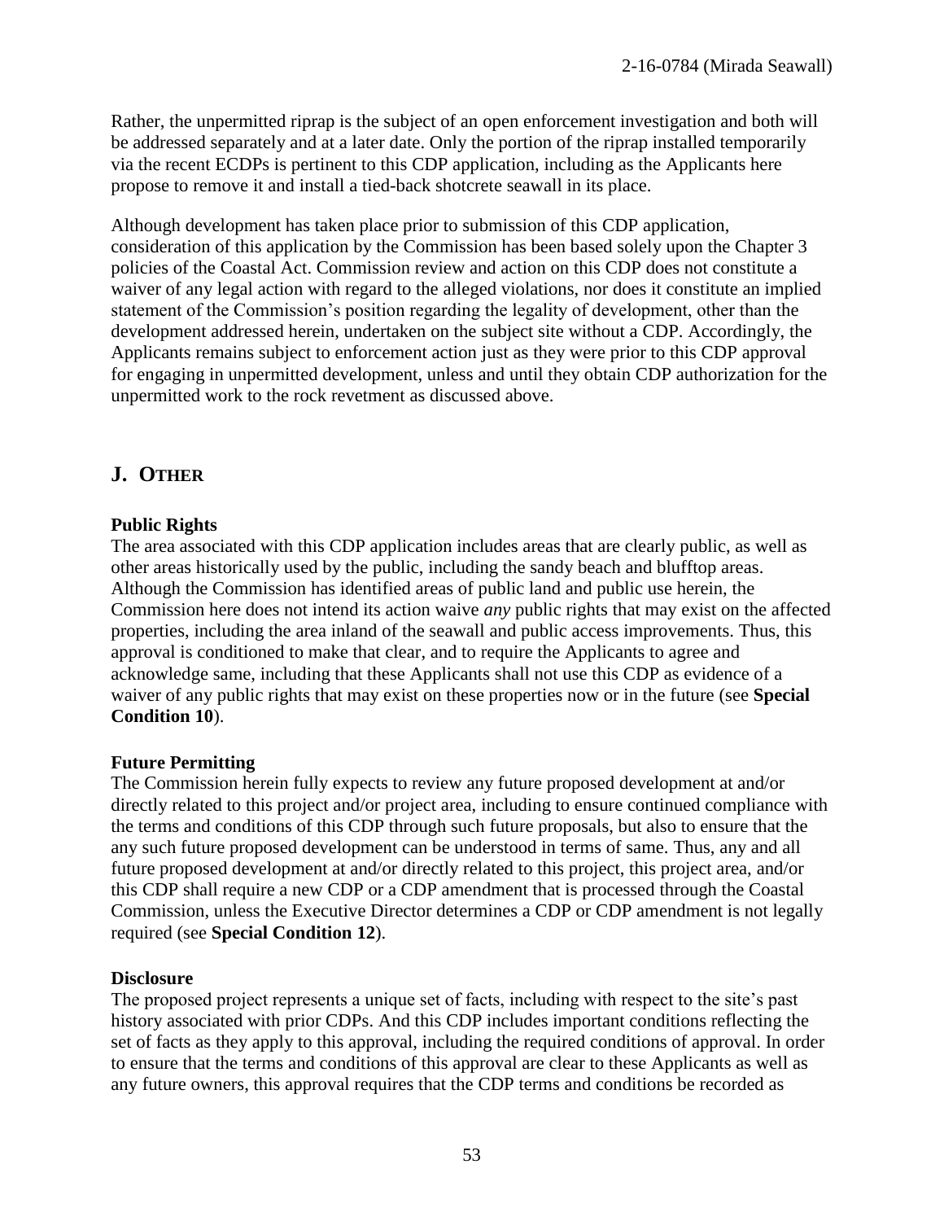Rather, the unpermitted riprap is the subject of an open enforcement investigation and both will be addressed separately and at a later date. Only the portion of the riprap installed temporarily via the recent ECDPs is pertinent to this CDP application, including as the Applicants here propose to remove it and install a tied-back shotcrete seawall in its place.

Although development has taken place prior to submission of this CDP application, consideration of this application by the Commission has been based solely upon the Chapter 3 policies of the Coastal Act. Commission review and action on this CDP does not constitute a waiver of any legal action with regard to the alleged violations, nor does it constitute an implied statement of the Commission's position regarding the legality of development, other than the development addressed herein, undertaken on the subject site without a CDP. Accordingly, the Applicants remains subject to enforcement action just as they were prior to this CDP approval for engaging in unpermitted development, unless and until they obtain CDP authorization for the unpermitted work to the rock revetment as discussed above.

## J. OTHER

**Public Rights**

The area associated with this CDP application includes areas that are clearly public, as well as other areas historically used by the public, including the sandy beach and blufftop areas. Although the Commission has identified areas of public land and public use herein, the Commission here does not intend its action waive *any* public rights that may exist on the affected properties, including the area inland of the seawall and public access improvements. Thus, this approval is conditioned to make that clear, and to require the Applicants to agree and acknowledge same, including that these Applicants shall not use this CDP as evidence of a waiver of any public rights that may exist on these properties now or in the future (see **Special Condition 10**).

**Future Permitting**

The Commission herein fully expects to review any future proposed development at and/or directly related to this project and/or project area, including to ensure continued compliance with the terms and conditions of this CDP through such future proposals, but also to ensure that the any such future proposed development can be understood in terms of same. Thus, any and all future proposed development at and/or directly related to this project, this project area, and/or this CDP shall require a new CDP or a CDP amendment that is processed through the Coastal Commission, unless the Executive Director determines a CDP or CDP amendment is not legally required (see **Special Condition 12**).

**Disclosure**

The proposed project represents a unique set of facts, including with respect to the site's past history associated with prior CDPs. And this CDP includes important conditions reflecting the set of facts as they apply to this approval, including the required conditions of approval. In order to ensure that the terms and conditions of this approval are clear to these Applicants as well as any future owners, this approval requires that the CDP terms and conditions be recorded as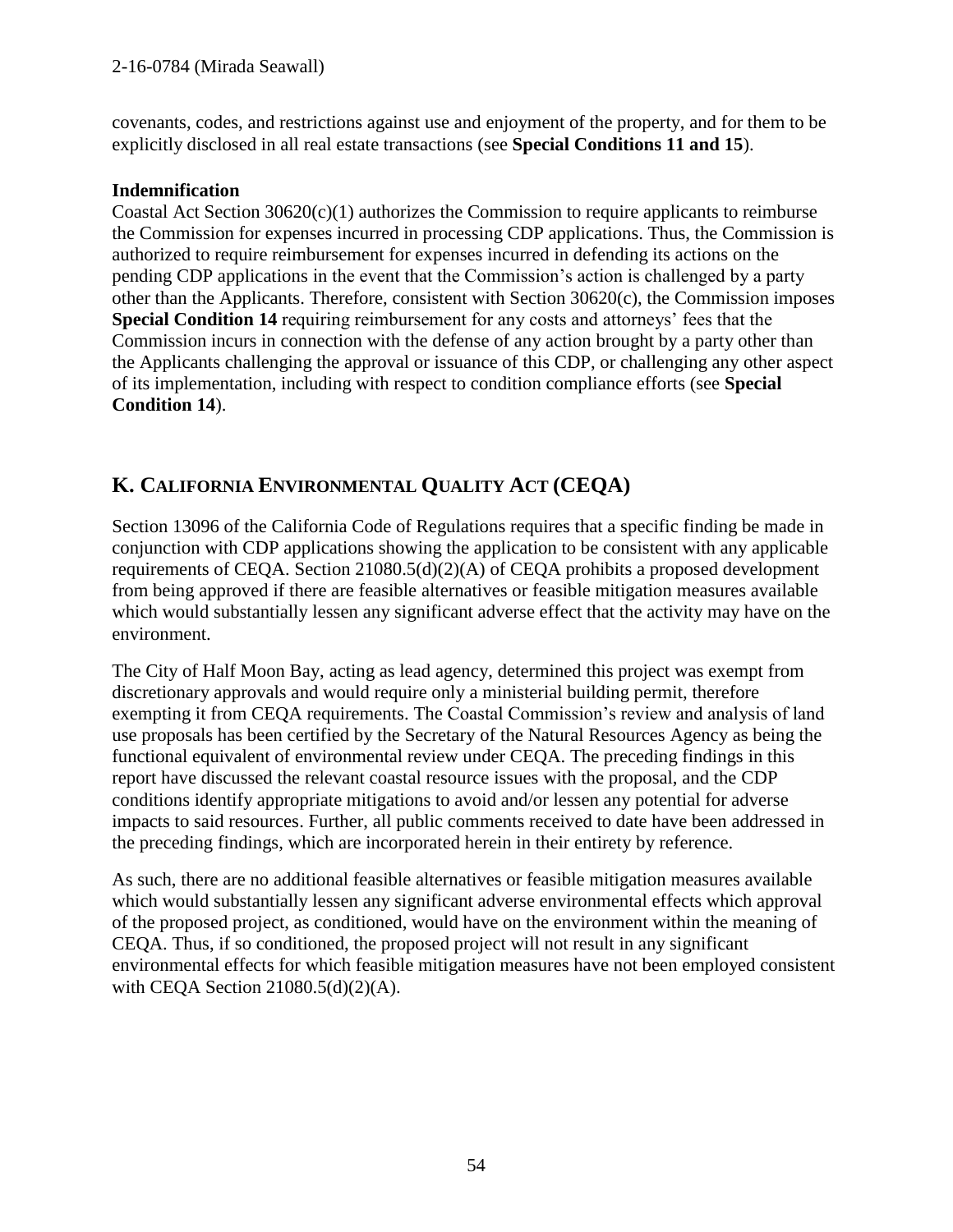covenants, codes, and restrictions against use and enjoyment of the property, and for them to be explicitly disclosed in all real estate transactions (see **Special Conditions 11 and 15**).

**Indemnification**

Coastal Act Section 30620(c)(1) authorizes the Commission to require applicants to reimburse the Commission for expenses incurred in processing CDP applications. Thus, the Commission is authorized to require reimbursement for expenses incurred in defending its actions on the pending CDP applications in the event that the Commission's action is challenged by a party other than the Applicants. Therefore, consistent with Section 30620(c), the Commission imposes **Special Condition 14** requiring reimbursement for any costs and attorneys' fees that the Commission incurs in connection with the defense of any action brought by a party other than the Applicants challenging the approval or issuance of this CDP, or challenging any other aspect of its implementation, including with respect to condition compliance efforts (see **Special Condition 14**).

## K. CALIFORNIA ENVIRONMENTAL QUALITY ACT (CEQA)

Section 13096 of the California Code of Regulations requires that a specific finding be made in conjunction with CDP applications showing the application to be consistent with any applicable requirements of CEQA. Section 21080.5(d)(2)(A) of CEQA prohibits a proposed development from being approved if there are feasible alternatives or feasible mitigation measures available which would substantially lessen any significant adverse effect that the activity may have on the environment.

The City of Half Moon Bay, acting as lead agency, determined this project was exempt from discretionary approvals and would require only a ministerial building permit, therefore exempting it from CEQA requirements. The Coastal Commission's review and analysis of land use proposals has been certified by the Secretary of the Natural Resources Agency as being the functional equivalent of environmental review under CEQA. The preceding findings in this report have discussed the relevant coastal resource issues with the proposal, and the CDP conditions identify appropriate mitigations to avoid and/or lessen any potential for adverse impacts to said resources. Further, all public comments received to date have been addressed in the preceding findings, which are incorporated herein in their entirety by reference.

As such, there are no additional feasible alternatives or feasible mitigation measures available which would substantially lessen any significant adverse environmental effects which approval of the proposed project, as conditioned, would have on the environment within the meaning of CEQA. Thus, if so conditioned, the proposed project will not result in any significant environmental effects for which feasible mitigation measures have not been employed consistent with CEQA Section 21080.5(d)(2)(A).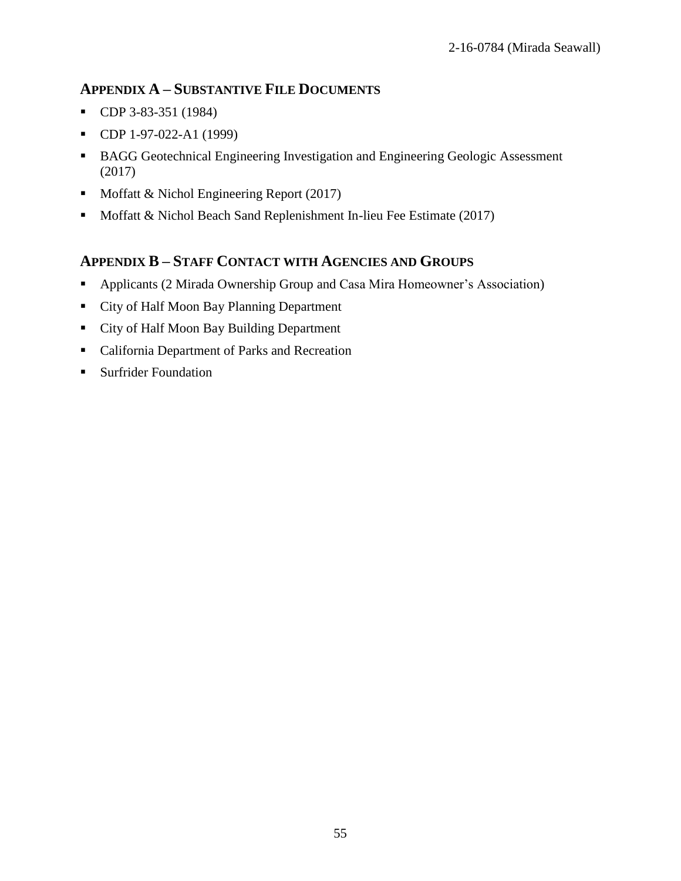## APPENDIX A – SUBSTANTIVE FILE DOCUMENTS

- CDP 3-83-351 (1984)
- CDP 1-97-022-A1 (1999)
- BAGG Geotechnical Engineering Investigation and Engineering Geologic Assessment (2017)
- Moffatt & Nichol Engineering Report (2017)
- Moffatt & Nichol Beach Sand Replenishment In-lieu Fee Estimate (2017)

## APPENDIX B – STAFF CONTACT WITH AGENCIES AND GROUPS

- Applicants (2 Mirada Ownership Group and Casa Mira Homeowner's Association)
- City of Half Moon Bay Planning Department
- City of Half Moon Bay Building Department
- California Department of Parks and Recreation
- Surfrider Foundation